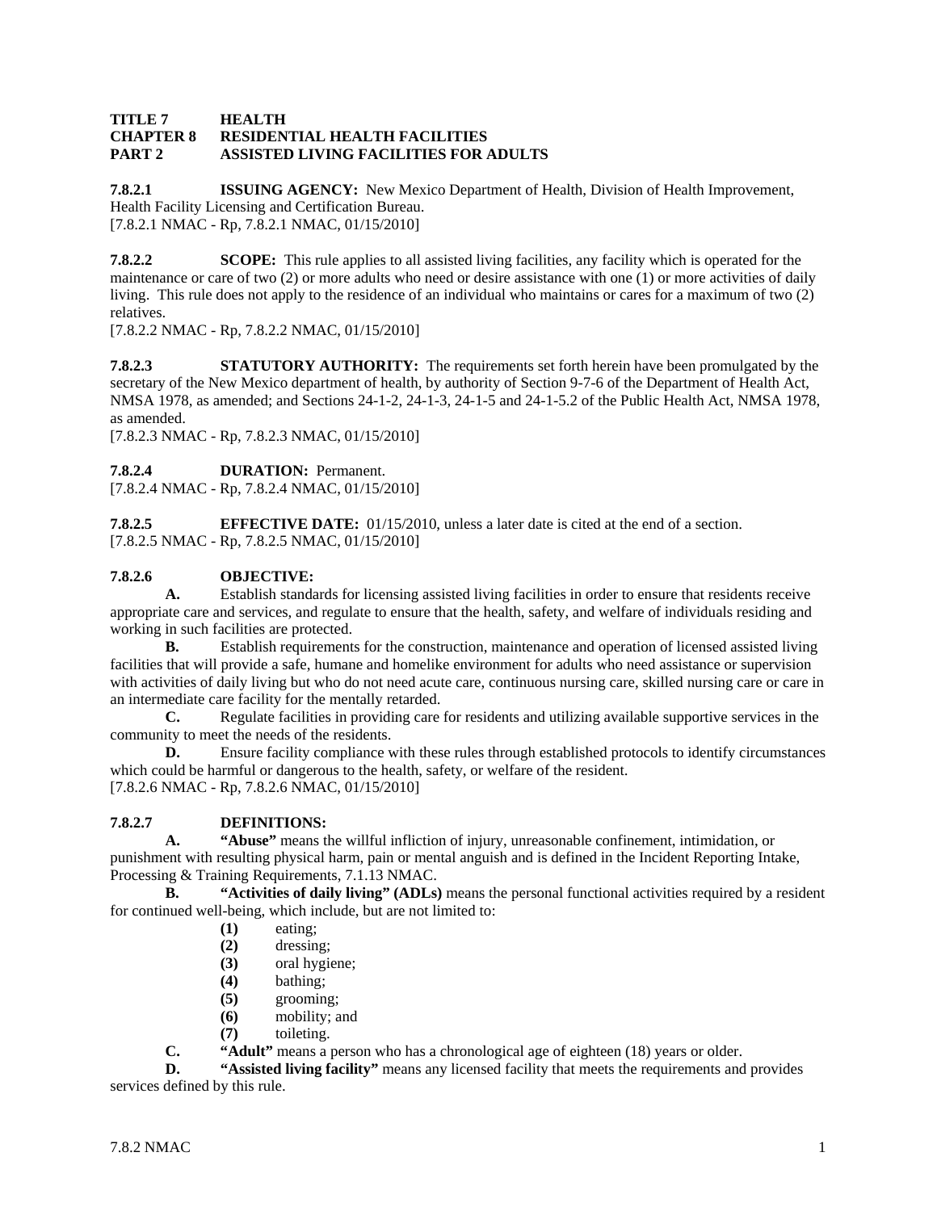**TITLE 7 HEALTH**
**CHAPTER 8 RESIDENTIAL HEALTH FACILITIES**
**PART 2 ASSISTED LIVING FACILITIES FOR ADULTS**

**7.8.2.1 ISSUING AGENCY:** New Mexico Department of Health, Division of Health Improvement, Health Facility Licensing and Certification Bureau.
[7.8.2.1 NMAC - Rp, 7.8.2.1 NMAC, 01/15/2010]

**7.8.2.2 SCOPE:** This rule applies to all assisted living facilities, any facility which is operated for the maintenance or care of two (2) or more adults who need or desire assistance with one (1) or more activities of daily living. This rule does not apply to the residence of an individual who maintains or cares for a maximum of two (2) relatives.
[7.8.2.2 NMAC - Rp, 7.8.2.2 NMAC, 01/15/2010]

**7.8.2.3 STATUTORY AUTHORITY:** The requirements set forth herein have been promulgated by the secretary of the New Mexico department of health, by authority of Section 9-7-6 of the Department of Health Act, NMSA 1978, as amended; and Sections 24-1-2, 24-1-3, 24-1-5 and 24-1-5.2 of the Public Health Act, NMSA 1978, as amended.
[7.8.2.3 NMAC - Rp, 7.8.2.3 NMAC, 01/15/2010]

**7.8.2.4 DURATION:** Permanent.
[7.8.2.4 NMAC - Rp, 7.8.2.4 NMAC, 01/15/2010]

**7.8.2.5 EFFECTIVE DATE:** 01/15/2010, unless a later date is cited at the end of a section.
[7.8.2.5 NMAC - Rp, 7.8.2.5 NMAC, 01/15/2010]

**7.8.2.6 OBJECTIVE:**

**A.** Establish standards for licensing assisted living facilities in order to ensure that residents receive appropriate care and services, and regulate to ensure that the health, safety, and welfare of individuals residing and working in such facilities are protected.

**B.** Establish requirements for the construction, maintenance and operation of licensed assisted living facilities that will provide a safe, humane and homelike environment for adults who need assistance or supervision with activities of daily living but who do not need acute care, continuous nursing care, skilled nursing care or care in an intermediate care facility for the mentally retarded.

**C.** Regulate facilities in providing care for residents and utilizing available supportive services in the community to meet the needs of the residents.

**D.** Ensure facility compliance with these rules through established protocols to identify circumstances which could be harmful or dangerous to the health, safety, or welfare of the resident.
[7.8.2.6 NMAC - Rp, 7.8.2.6 NMAC, 01/15/2010]

**7.8.2.7 DEFINITIONS:**

**A. "Abuse"** means the willful infliction of injury, unreasonable confinement, intimidation, or punishment with resulting physical harm, pain or mental anguish and is defined in the Incident Reporting Intake, Processing & Training Requirements, 7.1.13 NMAC.

**B. "Activities of daily living" (ADLs)** means the personal functional activities required by a resident for continued well-being, which include, but are not limited to:

- **(1)** eating;
- **(2)** dressing;
- **(3)** oral hygiene;
- **(4)** bathing;
- **(5)** grooming;
- **(6)** mobility; and
- **(7)** toileting.

**C. "Adult"** means a person who has a chronological age of eighteen (18) years or older.

**D. "Assisted living facility"** means any licensed facility that meets the requirements and provides services defined by this rule.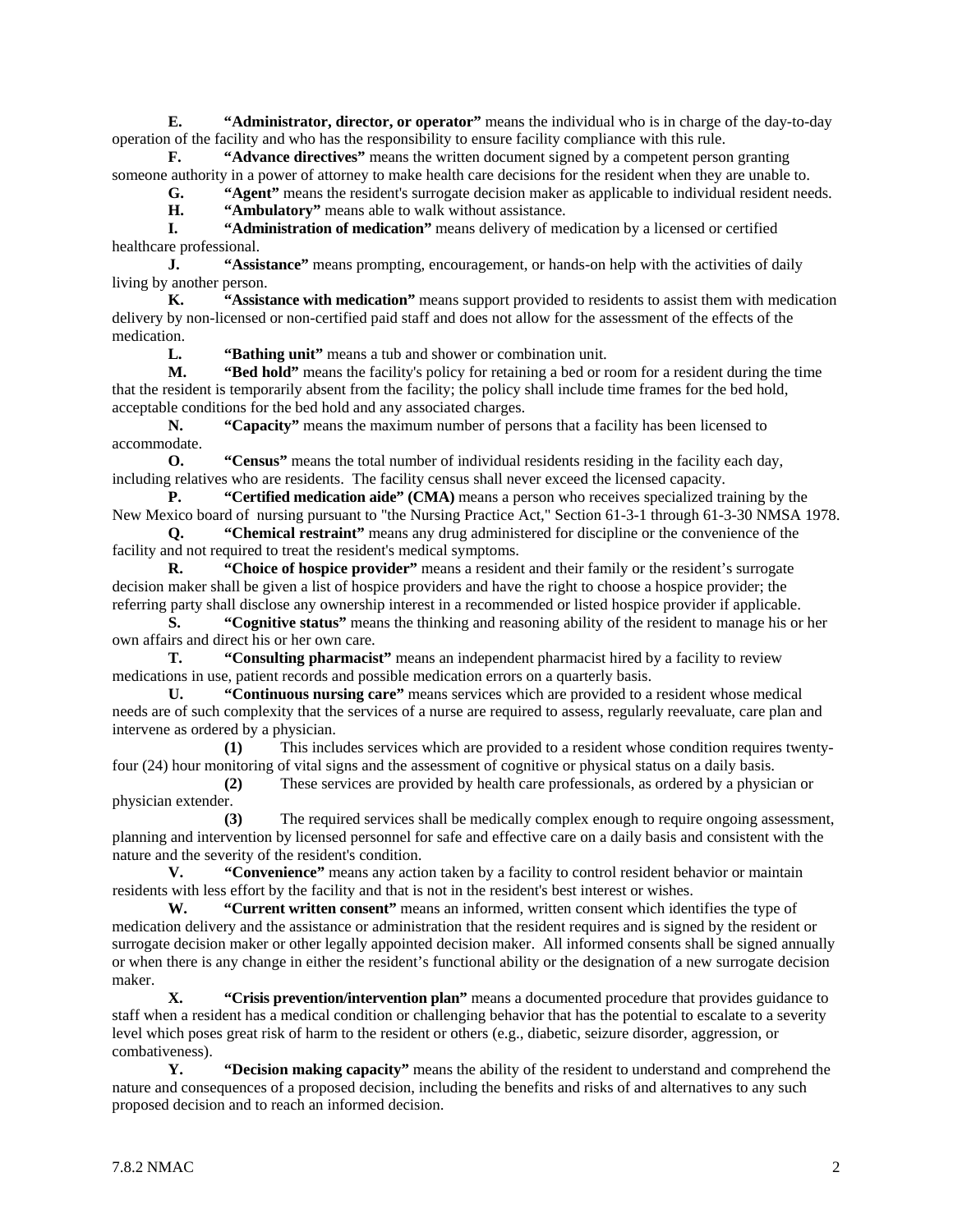**E.** **"Administrator, director, or operator"** means the individual who is in charge of the day-to-day operation of the facility and who has the responsibility to ensure facility compliance with this rule.

**F.** **"Advance directives"** means the written document signed by a competent person granting someone authority in a power of attorney to make health care decisions for the resident when they are unable to.

**G.** **"Agent"** means the resident's surrogate decision maker as applicable to individual resident needs.

**H.** **"Ambulatory"** means able to walk without assistance.

**I.** **"Administration of medication"** means delivery of medication by a licensed or certified healthcare professional.

**J.** **"Assistance"** means prompting, encouragement, or hands-on help with the activities of daily living by another person.

**K.** **"Assistance with medication"** means support provided to residents to assist them with medication delivery by non-licensed or non-certified paid staff and does not allow for the assessment of the effects of the medication.

**L.** **"Bathing unit"** means a tub and shower or combination unit.

**M.** **"Bed hold"** means the facility's policy for retaining a bed or room for a resident during the time that the resident is temporarily absent from the facility; the policy shall include time frames for the bed hold, acceptable conditions for the bed hold and any associated charges.

**N.** **"Capacity"** means the maximum number of persons that a facility has been licensed to accommodate.

**O.** **"Census"** means the total number of individual residents residing in the facility each day, including relatives who are residents. The facility census shall never exceed the licensed capacity.

**P.** **"Certified medication aide" (CMA)** means a person who receives specialized training by the New Mexico board of nursing pursuant to "the Nursing Practice Act," Section 61-3-1 through 61-3-30 NMSA 1978.

**Q.** **"Chemical restraint"** means any drug administered for discipline or the convenience of the facility and not required to treat the resident's medical symptoms.

**R.** **"Choice of hospice provider"** means a resident and their family or the resident's surrogate decision maker shall be given a list of hospice providers and have the right to choose a hospice provider; the referring party shall disclose any ownership interest in a recommended or listed hospice provider if applicable.

**S.** **"Cognitive status"** means the thinking and reasoning ability of the resident to manage his or her own affairs and direct his or her own care.

**T.** **"Consulting pharmacist"** means an independent pharmacist hired by a facility to review medications in use, patient records and possible medication errors on a quarterly basis.

**U.** **"Continuous nursing care"** means services which are provided to a resident whose medical needs are of such complexity that the services of a nurse are required to assess, regularly reevaluate, care plan and intervene as ordered by a physician.

**(1)** This includes services which are provided to a resident whose condition requires twenty-four (24) hour monitoring of vital signs and the assessment of cognitive or physical status on a daily basis.

**(2)** These services are provided by health care professionals, as ordered by a physician or physician extender.

**(3)** The required services shall be medically complex enough to require ongoing assessment, planning and intervention by licensed personnel for safe and effective care on a daily basis and consistent with the nature and the severity of the resident's condition.

**V.** **"Convenience"** means any action taken by a facility to control resident behavior or maintain residents with less effort by the facility and that is not in the resident's best interest or wishes.

**W.** **"Current written consent"** means an informed, written consent which identifies the type of medication delivery and the assistance or administration that the resident requires and is signed by the resident or surrogate decision maker or other legally appointed decision maker. All informed consents shall be signed annually or when there is any change in either the resident's functional ability or the designation of a new surrogate decision maker.

**X.** **"Crisis prevention/intervention plan"** means a documented procedure that provides guidance to staff when a resident has a medical condition or challenging behavior that has the potential to escalate to a severity level which poses great risk of harm to the resident or others (e.g., diabetic, seizure disorder, aggression, or combativeness).

**Y.** **"Decision making capacity"** means the ability of the resident to understand and comprehend the nature and consequences of a proposed decision, including the benefits and risks of and alternatives to any such proposed decision and to reach an informed decision.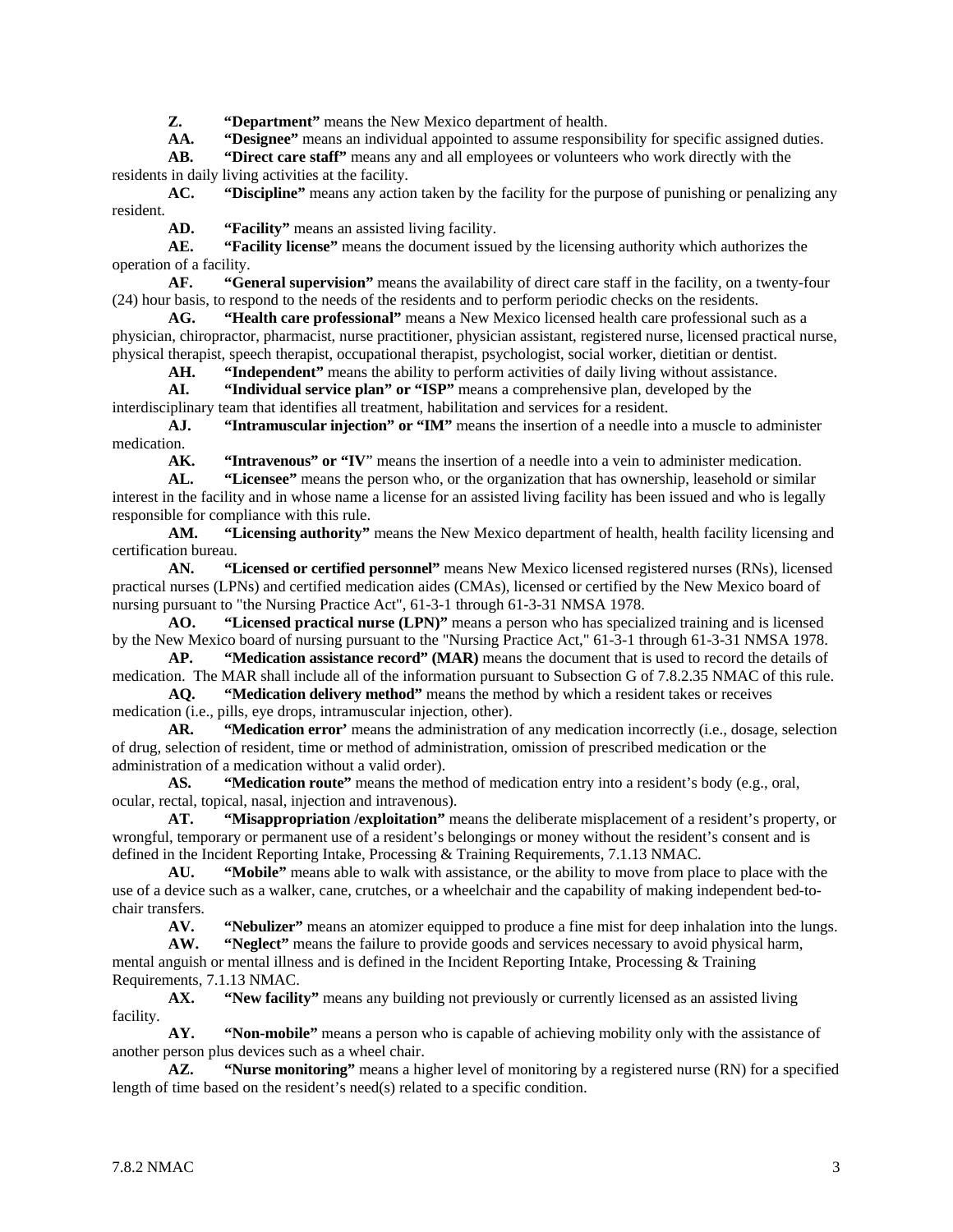**Z. "Department"** means the New Mexico department of health.

**AA. "Designee"** means an individual appointed to assume responsibility for specific assigned duties.

**AB. "Direct care staff"** means any and all employees or volunteers who work directly with the residents in daily living activities at the facility.

**AC. "Discipline"** means any action taken by the facility for the purpose of punishing or penalizing any resident.

**AD. "Facility"** means an assisted living facility.

**AE. "Facility license"** means the document issued by the licensing authority which authorizes the operation of a facility.

**AF. "General supervision"** means the availability of direct care staff in the facility, on a twenty-four (24) hour basis, to respond to the needs of the residents and to perform periodic checks on the residents.

**AG. "Health care professional"** means a New Mexico licensed health care professional such as a physician, chiropractor, pharmacist, nurse practitioner, physician assistant, registered nurse, licensed practical nurse, physical therapist, speech therapist, occupational therapist, psychologist, social worker, dietitian or dentist.

**AH. "Independent"** means the ability to perform activities of daily living without assistance.

**AI. "Individual service plan" or "ISP"** means a comprehensive plan, developed by the interdisciplinary team that identifies all treatment, habilitation and services for a resident.

**AJ. "Intramuscular injection" or "IM"** means the insertion of a needle into a muscle to administer medication.

**AK. "Intravenous" or "IV"** means the insertion of a needle into a vein to administer medication.

**AL. "Licensee"** means the person who, or the organization that has ownership, leasehold or similar interest in the facility and in whose name a license for an assisted living facility has been issued and who is legally responsible for compliance with this rule.

**AM. "Licensing authority"** means the New Mexico department of health, health facility licensing and certification bureau.

**AN. "Licensed or certified personnel"** means New Mexico licensed registered nurses (RNs), licensed practical nurses (LPNs) and certified medication aides (CMAs), licensed or certified by the New Mexico board of nursing pursuant to "the Nursing Practice Act", 61-3-1 through 61-3-31 NMSA 1978.

**AO. "Licensed practical nurse (LPN)"** means a person who has specialized training and is licensed by the New Mexico board of nursing pursuant to the "Nursing Practice Act," 61-3-1 through 61-3-31 NMSA 1978.

**AP. "Medication assistance record" (MAR)** means the document that is used to record the details of medication. The MAR shall include all of the information pursuant to Subsection G of 7.8.2.35 NMAC of this rule.

**AQ. "Medication delivery method"** means the method by which a resident takes or receives medication (i.e., pills, eye drops, intramuscular injection, other).

**AR. "Medication error'** means the administration of any medication incorrectly (i.e., dosage, selection of drug, selection of resident, time or method of administration, omission of prescribed medication or the administration of a medication without a valid order).

**AS. "Medication route"** means the method of medication entry into a resident's body (e.g., oral, ocular, rectal, topical, nasal, injection and intravenous).

**AT. "Misappropriation /exploitation"** means the deliberate misplacement of a resident's property, or wrongful, temporary or permanent use of a resident's belongings or money without the resident's consent and is defined in the Incident Reporting Intake, Processing & Training Requirements, 7.1.13 NMAC.

**AU. "Mobile"** means able to walk with assistance, or the ability to move from place to place with the use of a device such as a walker, cane, crutches, or a wheelchair and the capability of making independent bed-to-chair transfers.

**AV. "Nebulizer"** means an atomizer equipped to produce a fine mist for deep inhalation into the lungs.

**AW. "Neglect"** means the failure to provide goods and services necessary to avoid physical harm, mental anguish or mental illness and is defined in the Incident Reporting Intake, Processing & Training Requirements, 7.1.13 NMAC.

**AX. "New facility"** means any building not previously or currently licensed as an assisted living facility.

**AY. "Non-mobile"** means a person who is capable of achieving mobility only with the assistance of another person plus devices such as a wheel chair.

**AZ. "Nurse monitoring"** means a higher level of monitoring by a registered nurse (RN) for a specified length of time based on the resident's need(s) related to a specific condition.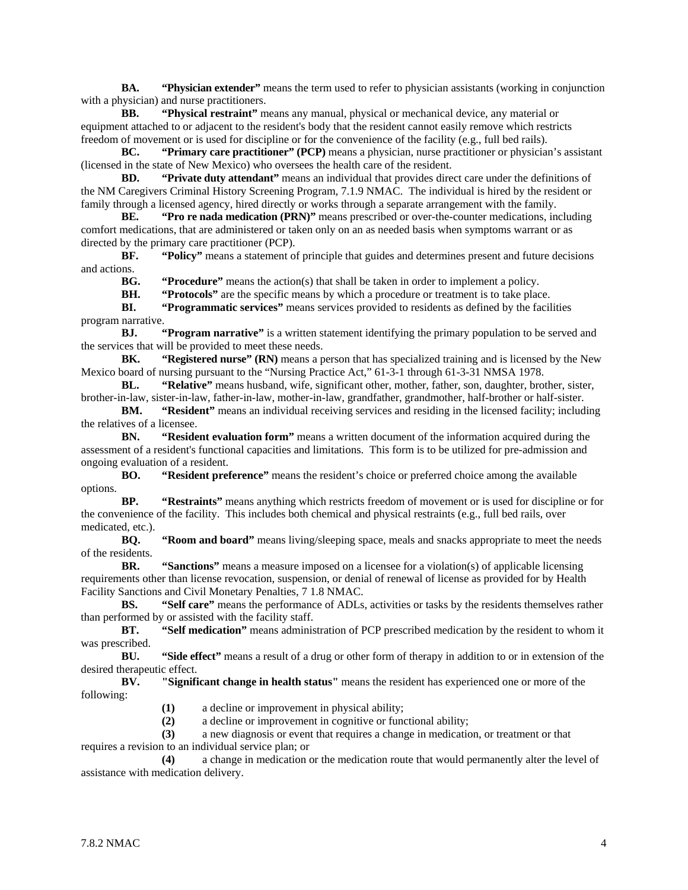**BA.** **"Physician extender"** means the term used to refer to physician assistants (working in conjunction with a physician) and nurse practitioners.

**BB.** **"Physical restraint"** means any manual, physical or mechanical device, any material or equipment attached to or adjacent to the resident's body that the resident cannot easily remove which restricts freedom of movement or is used for discipline or for the convenience of the facility (e.g., full bed rails).

**BC.** **"Primary care practitioner" (PCP)** means a physician, nurse practitioner or physician's assistant (licensed in the state of New Mexico) who oversees the health care of the resident.

**BD.** **"Private duty attendant"** means an individual that provides direct care under the definitions of the NM Caregivers Criminal History Screening Program, 7.1.9 NMAC. The individual is hired by the resident or family through a licensed agency, hired directly or works through a separate arrangement with the family.

**BE.** **"Pro re nada medication (PRN)"** means prescribed or over-the-counter medications, including comfort medications, that are administered or taken only on an as needed basis when symptoms warrant or as directed by the primary care practitioner (PCP).

**BF.** **"Policy"** means a statement of principle that guides and determines present and future decisions and actions.

**BG.** **"Procedure"** means the action(s) that shall be taken in order to implement a policy.

**BH.** **"Protocols"** are the specific means by which a procedure or treatment is to take place.

**BI.** **"Programmatic services"** means services provided to residents as defined by the facilities program narrative.

**BJ.** **"Program narrative"** is a written statement identifying the primary population to be served and the services that will be provided to meet these needs.

**BK.** **"Registered nurse" (RN)** means a person that has specialized training and is licensed by the New Mexico board of nursing pursuant to the "Nursing Practice Act," 61-3-1 through 61-3-31 NMSA 1978.

**BL.** **"Relative"** means husband, wife, significant other, mother, father, son, daughter, brother, sister, brother-in-law, sister-in-law, father-in-law, mother-in-law, grandfather, grandmother, half-brother or half-sister.

**BM.** **"Resident"** means an individual receiving services and residing in the licensed facility; including the relatives of a licensee.

**BN.** **"Resident evaluation form"** means a written document of the information acquired during the assessment of a resident's functional capacities and limitations. This form is to be utilized for pre-admission and ongoing evaluation of a resident.

**BO.** **"Resident preference"** means the resident's choice or preferred choice among the available options.

**BP.** **"Restraints"** means anything which restricts freedom of movement or is used for discipline or for the convenience of the facility. This includes both chemical and physical restraints (e.g., full bed rails, over medicated, etc.).

**BQ.** **"Room and board"** means living/sleeping space, meals and snacks appropriate to meet the needs of the residents.

**BR.** **"Sanctions"** means a measure imposed on a licensee for a violation(s) of applicable licensing requirements other than license revocation, suspension, or denial of renewal of license as provided for by Health Facility Sanctions and Civil Monetary Penalties, 7 1.8 NMAC.

**BS.** **"Self care"** means the performance of ADLs, activities or tasks by the residents themselves rather than performed by or assisted with the facility staff.

**BT.** **"Self medication"** means administration of PCP prescribed medication by the resident to whom it was prescribed.

**BU.** **"Side effect"** means a result of a drug or other form of therapy in addition to or in extension of the desired therapeutic effect.

**BV.** **"Significant change in health status"** means the resident has experienced one or more of the following:

**(1)** a decline or improvement in physical ability;

**(2)** a decline or improvement in cognitive or functional ability;

**(3)** a new diagnosis or event that requires a change in medication, or treatment or that requires a revision to an individual service plan; or

**(4)** a change in medication or the medication route that would permanently alter the level of assistance with medication delivery.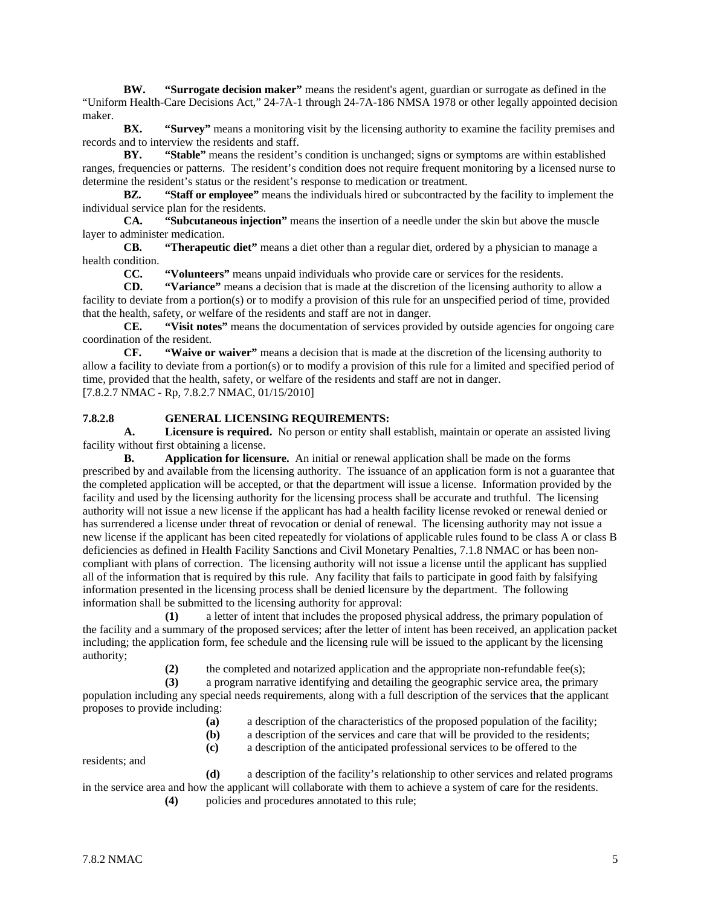**BW. "Surrogate decision maker"** means the resident's agent, guardian or surrogate as defined in the "Uniform Health-Care Decisions Act," 24-7A-1 through 24-7A-186 NMSA 1978 or other legally appointed decision maker.

**BX. "Survey"** means a monitoring visit by the licensing authority to examine the facility premises and records and to interview the residents and staff.

**BY. "Stable"** means the resident's condition is unchanged; signs or symptoms are within established ranges, frequencies or patterns. The resident's condition does not require frequent monitoring by a licensed nurse to determine the resident's status or the resident's response to medication or treatment.

**BZ. "Staff or employee"** means the individuals hired or subcontracted by the facility to implement the individual service plan for the residents.

**CA. "Subcutaneous injection"** means the insertion of a needle under the skin but above the muscle layer to administer medication.

**CB. "Therapeutic diet"** means a diet other than a regular diet, ordered by a physician to manage a health condition.

**CC. "Volunteers"** means unpaid individuals who provide care or services for the residents.

**CD. "Variance"** means a decision that is made at the discretion of the licensing authority to allow a facility to deviate from a portion(s) or to modify a provision of this rule for an unspecified period of time, provided that the health, safety, or welfare of the residents and staff are not in danger.

**CE. "Visit notes"** means the documentation of services provided by outside agencies for ongoing care coordination of the resident.

**CF. "Waive or waiver"** means a decision that is made at the discretion of the licensing authority to allow a facility to deviate from a portion(s) or to modify a provision of this rule for a limited and specified period of time, provided that the health, safety, or welfare of the residents and staff are not in danger.

[7.8.2.7 NMAC - Rp, 7.8.2.7 NMAC, 01/15/2010]

**7.8.2.8 GENERAL LICENSING REQUIREMENTS:**

**A. Licensure is required.** No person or entity shall establish, maintain or operate an assisted living facility without first obtaining a license.

**B. Application for licensure.** An initial or renewal application shall be made on the forms prescribed by and available from the licensing authority. The issuance of an application form is not a guarantee that the completed application will be accepted, or that the department will issue a license. Information provided by the facility and used by the licensing authority for the licensing process shall be accurate and truthful. The licensing authority will not issue a new license if the applicant has had a health facility license revoked or renewal denied or has surrendered a license under threat of revocation or denial of renewal. The licensing authority may not issue a new license if the applicant has been cited repeatedly for violations of applicable rules found to be class A or class B deficiencies as defined in Health Facility Sanctions and Civil Monetary Penalties, 7.1.8 NMAC or has been non-compliant with plans of correction. The licensing authority will not issue a license until the applicant has supplied all of the information that is required by this rule. Any facility that fails to participate in good faith by falsifying information presented in the licensing process shall be denied licensure by the department. The following information shall be submitted to the licensing authority for approval:

**(1)** a letter of intent that includes the proposed physical address, the primary population of the facility and a summary of the proposed services; after the letter of intent has been received, an application packet including; the application form, fee schedule and the licensing rule will be issued to the applicant by the licensing authority;

**(2)** the completed and notarized application and the appropriate non-refundable fee(s);

**(3)** a program narrative identifying and detailing the geographic service area, the primary population including any special needs requirements, along with a full description of the services that the applicant proposes to provide including:

**(a)** a description of the characteristics of the proposed population of the facility;

**(b)** a description of the services and care that will be provided to the residents;

**(c)** a description of the anticipated professional services to be offered to the residents; and

**(d)** a description of the facility's relationship to other services and related programs in the service area and how the applicant will collaborate with them to achieve a system of care for the residents.

**(4)** policies and procedures annotated to this rule;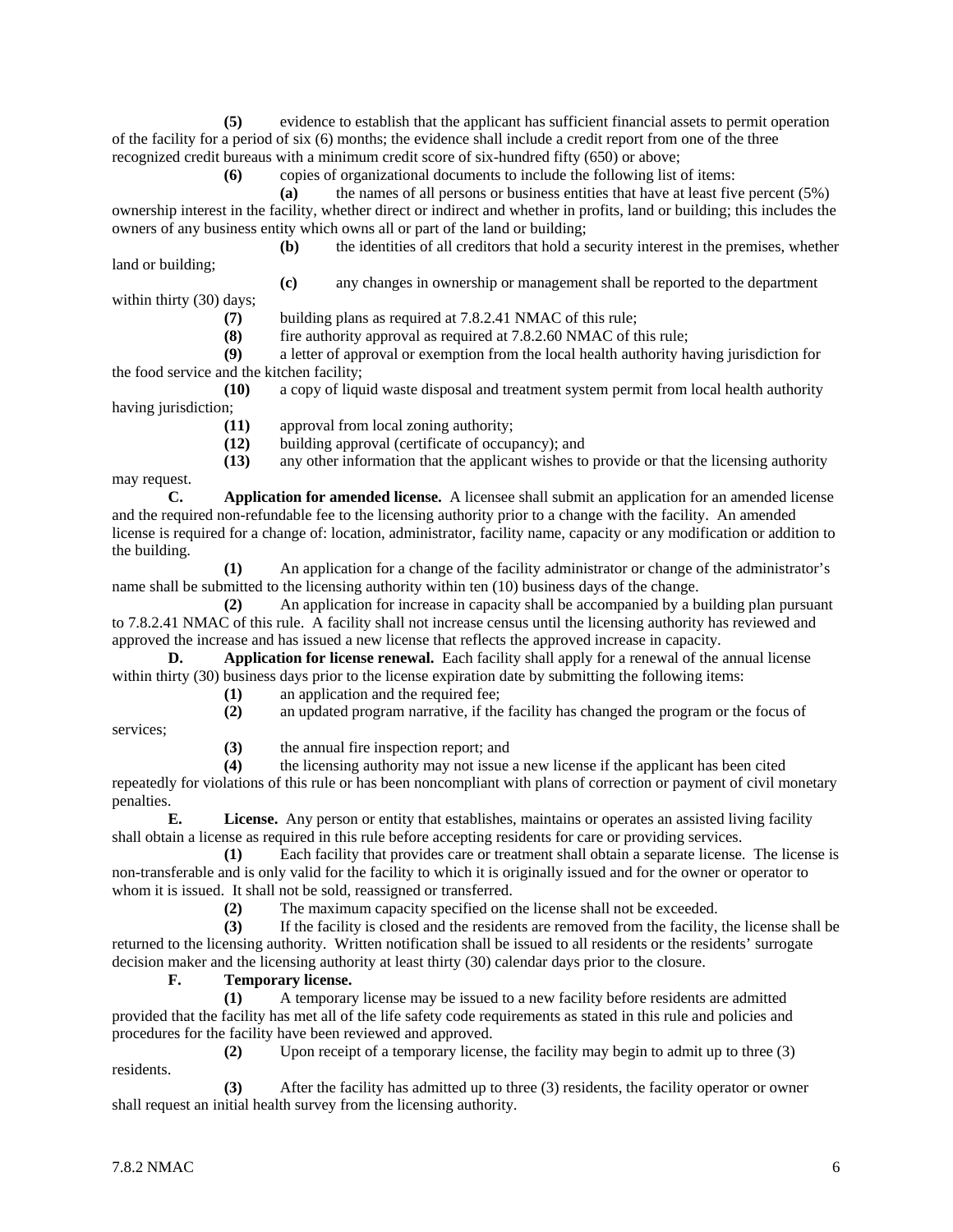**(5)** evidence to establish that the applicant has sufficient financial assets to permit operation of the facility for a period of six (6) months; the evidence shall include a credit report from one of the three recognized credit bureaus with a minimum credit score of six-hundred fifty (650) or above;

**(6)** copies of organizational documents to include the following list of items:

**(a)** the names of all persons or business entities that have at least five percent (5%) ownership interest in the facility, whether direct or indirect and whether in profits, land or building; this includes the owners of any business entity which owns all or part of the land or building;

**(b)** the identities of all creditors that hold a security interest in the premises, whether land or building;

**(c)** any changes in ownership or management shall be reported to the department within thirty (30) days;

**(7)** building plans as required at 7.8.2.41 NMAC of this rule;

**(8)** fire authority approval as required at 7.8.2.60 NMAC of this rule;

**(9)** a letter of approval or exemption from the local health authority having jurisdiction for the food service and the kitchen facility;

**(10)** a copy of liquid waste disposal and treatment system permit from local health authority having jurisdiction;

**(11)** approval from local zoning authority;

**(12)** building approval (certificate of occupancy); and

**(13)** any other information that the applicant wishes to provide or that the licensing authority may request.

**C. Application for amended license.** A licensee shall submit an application for an amended license and the required non-refundable fee to the licensing authority prior to a change with the facility. An amended license is required for a change of: location, administrator, facility name, capacity or any modification or addition to the building.

**(1)** An application for a change of the facility administrator or change of the administrator's name shall be submitted to the licensing authority within ten (10) business days of the change.

**(2)** An application for increase in capacity shall be accompanied by a building plan pursuant to 7.8.2.41 NMAC of this rule. A facility shall not increase census until the licensing authority has reviewed and approved the increase and has issued a new license that reflects the approved increase in capacity.

**D. Application for license renewal.** Each facility shall apply for a renewal of the annual license within thirty (30) business days prior to the license expiration date by submitting the following items:

**(1)** an application and the required fee;

**(2)** an updated program narrative, if the facility has changed the program or the focus of services;

**(3)** the annual fire inspection report; and

**(4)** the licensing authority may not issue a new license if the applicant has been cited repeatedly for violations of this rule or has been noncompliant with plans of correction or payment of civil monetary penalties.

**E. License.** Any person or entity that establishes, maintains or operates an assisted living facility shall obtain a license as required in this rule before accepting residents for care or providing services.

**(1)** Each facility that provides care or treatment shall obtain a separate license. The license is non-transferable and is only valid for the facility to which it is originally issued and for the owner or operator to whom it is issued. It shall not be sold, reassigned or transferred.

**(2)** The maximum capacity specified on the license shall not be exceeded.

**(3)** If the facility is closed and the residents are removed from the facility, the license shall be returned to the licensing authority. Written notification shall be issued to all residents or the residents' surrogate decision maker and the licensing authority at least thirty (30) calendar days prior to the closure.

**F. Temporary license.**

**(1)** A temporary license may be issued to a new facility before residents are admitted provided that the facility has met all of the life safety code requirements as stated in this rule and policies and procedures for the facility have been reviewed and approved.

**(2)** Upon receipt of a temporary license, the facility may begin to admit up to three (3) residents.

**(3)** After the facility has admitted up to three (3) residents, the facility operator or owner shall request an initial health survey from the licensing authority.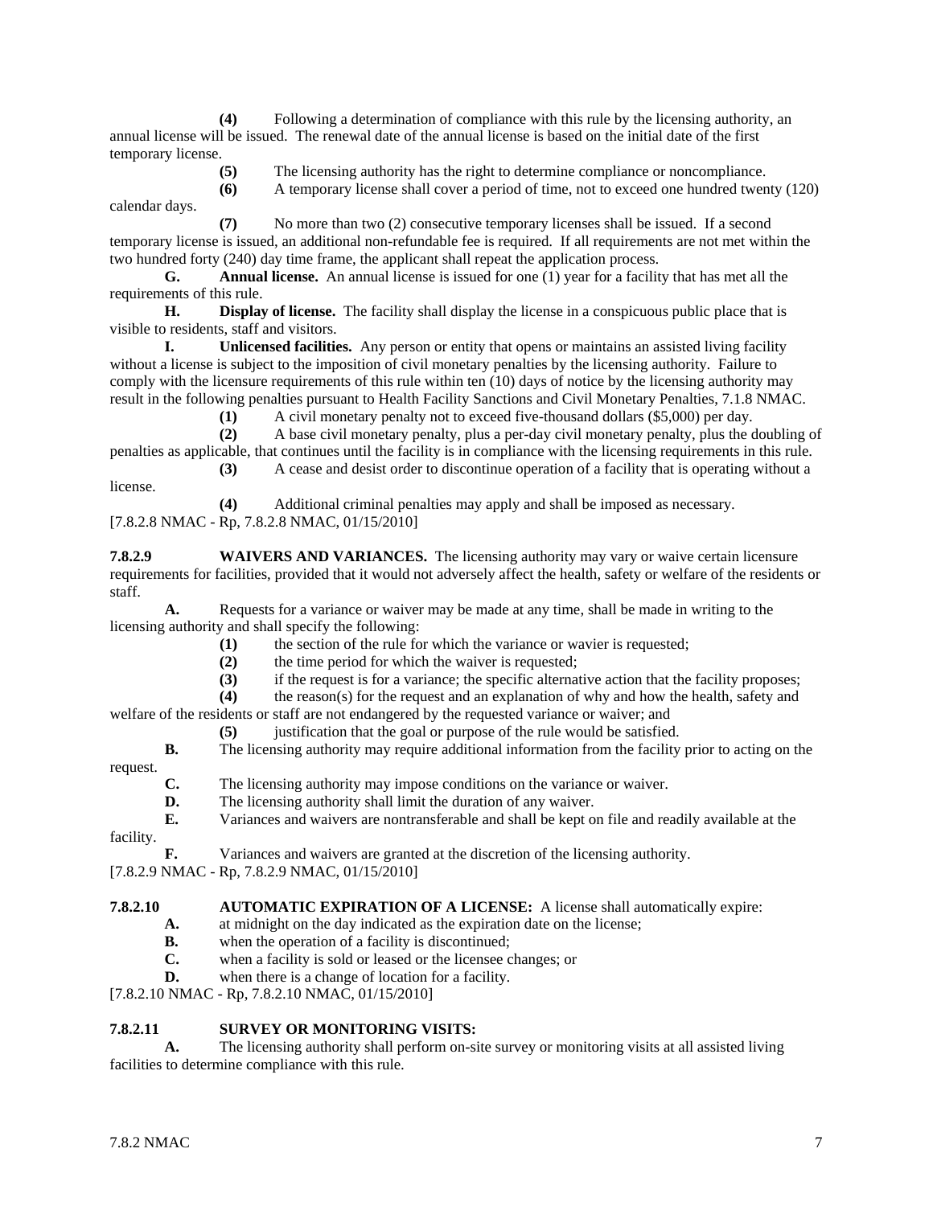**(4)** Following a determination of compliance with this rule by the licensing authority, an annual license will be issued. The renewal date of the annual license is based on the initial date of the first temporary license.

**(5)** The licensing authority has the right to determine compliance or noncompliance.

**(6)** A temporary license shall cover a period of time, not to exceed one hundred twenty (120) calendar days.

**(7)** No more than two (2) consecutive temporary licenses shall be issued. If a second temporary license is issued, an additional non-refundable fee is required. If all requirements are not met within the two hundred forty (240) day time frame, the applicant shall repeat the application process.

**G. Annual license.** An annual license is issued for one (1) year for a facility that has met all the requirements of this rule.

**H. Display of license.** The facility shall display the license in a conspicuous public place that is visible to residents, staff and visitors.

**I. Unlicensed facilities.** Any person or entity that opens or maintains an assisted living facility without a license is subject to the imposition of civil monetary penalties by the licensing authority. Failure to comply with the licensure requirements of this rule within ten (10) days of notice by the licensing authority may result in the following penalties pursuant to Health Facility Sanctions and Civil Monetary Penalties, 7.1.8 NMAC.

**(1)** A civil monetary penalty not to exceed five-thousand dollars ($5,000) per day.

**(2)** A base civil monetary penalty, plus a per-day civil monetary penalty, plus the doubling of penalties as applicable, that continues until the facility is in compliance with the licensing requirements in this rule.

**(3)** A cease and desist order to discontinue operation of a facility that is operating without a license.

**(4)** Additional criminal penalties may apply and shall be imposed as necessary.

[7.8.2.8 NMAC - Rp, 7.8.2.8 NMAC, 01/15/2010]

**7.8.2.9 WAIVERS AND VARIANCES.** The licensing authority may vary or waive certain licensure requirements for facilities, provided that it would not adversely affect the health, safety or welfare of the residents or staff.

**A.** Requests for a variance or waiver may be made at any time, shall be made in writing to the licensing authority and shall specify the following:

**(1)** the section of the rule for which the variance or wavier is requested;

**(2)** the time period for which the waiver is requested;

**(3)** if the request is for a variance; the specific alternative action that the facility proposes;

**(4)** the reason(s) for the request and an explanation of why and how the health, safety and welfare of the residents or staff are not endangered by the requested variance or waiver; and

**(5)** justification that the goal or purpose of the rule would be satisfied.

**B.** The licensing authority may require additional information from the facility prior to acting on the request.

**C.** The licensing authority may impose conditions on the variance or waiver.

**D.** The licensing authority shall limit the duration of any waiver.

**E.** Variances and waivers are nontransferable and shall be kept on file and readily available at the facility.

**F.** Variances and waivers are granted at the discretion of the licensing authority.

[7.8.2.9 NMAC - Rp, 7.8.2.9 NMAC, 01/15/2010]

**7.8.2.10 AUTOMATIC EXPIRATION OF A LICENSE:** A license shall automatically expire:

**A.** at midnight on the day indicated as the expiration date on the license;

**B.** when the operation of a facility is discontinued;

**C.** when a facility is sold or leased or the licensee changes; or

**D.** when there is a change of location for a facility.

[7.8.2.10 NMAC - Rp, 7.8.2.10 NMAC, 01/15/2010]

**7.8.2.11 SURVEY OR MONITORING VISITS:**

**A.** The licensing authority shall perform on-site survey or monitoring visits at all assisted living facilities to determine compliance with this rule.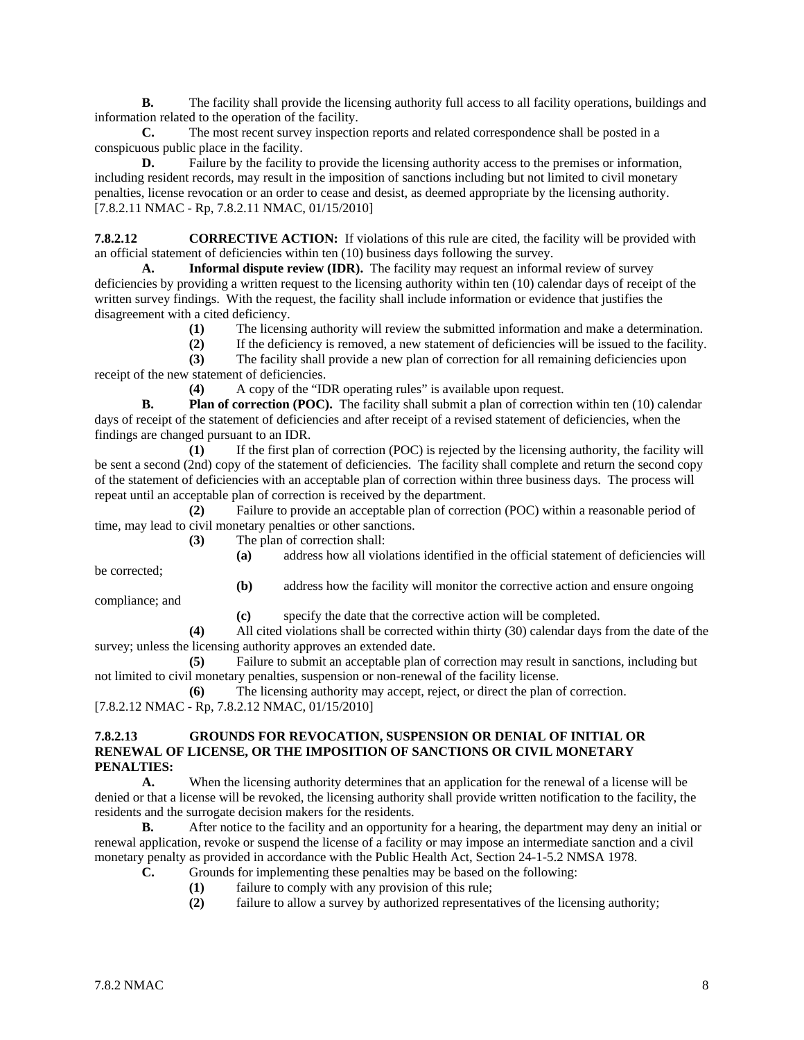**B.** The facility shall provide the licensing authority full access to all facility operations, buildings and information related to the operation of the facility.

**C.** The most recent survey inspection reports and related correspondence shall be posted in a conspicuous public place in the facility.

**D.** Failure by the facility to provide the licensing authority access to the premises or information, including resident records, may result in the imposition of sanctions including but not limited to civil monetary penalties, license revocation or an order to cease and desist, as deemed appropriate by the licensing authority.
[7.8.2.11 NMAC - Rp, 7.8.2.11 NMAC, 01/15/2010]

**7.8.2.12 CORRECTIVE ACTION:** If violations of this rule are cited, the facility will be provided with an official statement of deficiencies within ten (10) business days following the survey.

**A. Informal dispute review (IDR).** The facility may request an informal review of survey deficiencies by providing a written request to the licensing authority within ten (10) calendar days of receipt of the written survey findings. With the request, the facility shall include information or evidence that justifies the disagreement with a cited deficiency.

**(1)** The licensing authority will review the submitted information and make a determination.

**(2)** If the deficiency is removed, a new statement of deficiencies will be issued to the facility.

**(3)** The facility shall provide a new plan of correction for all remaining deficiencies upon receipt of the new statement of deficiencies.

**(4)** A copy of the "IDR operating rules" is available upon request.

**B. Plan of correction (POC).** The facility shall submit a plan of correction within ten (10) calendar days of receipt of the statement of deficiencies and after receipt of a revised statement of deficiencies, when the findings are changed pursuant to an IDR.

**(1)** If the first plan of correction (POC) is rejected by the licensing authority, the facility will be sent a second (2nd) copy of the statement of deficiencies. The facility shall complete and return the second copy of the statement of deficiencies with an acceptable plan of correction within three business days. The process will repeat until an acceptable plan of correction is received by the department.

**(2)** Failure to provide an acceptable plan of correction (POC) within a reasonable period of time, may lead to civil monetary penalties or other sanctions.

**(3)** The plan of correction shall:

**(a)** address how all violations identified in the official statement of deficiencies will be corrected;

**(b)** address how the facility will monitor the corrective action and ensure ongoing compliance; and

**(c)** specify the date that the corrective action will be completed.

**(4)** All cited violations shall be corrected within thirty (30) calendar days from the date of the survey; unless the licensing authority approves an extended date.

**(5)** Failure to submit an acceptable plan of correction may result in sanctions, including but not limited to civil monetary penalties, suspension or non-renewal of the facility license.

**(6)** The licensing authority may accept, reject, or direct the plan of correction.
[7.8.2.12 NMAC - Rp, 7.8.2.12 NMAC, 01/15/2010]

**7.8.2.13 GROUNDS FOR REVOCATION, SUSPENSION OR DENIAL OF INITIAL OR RENEWAL OF LICENSE, OR THE IMPOSITION OF SANCTIONS OR CIVIL MONETARY PENALTIES:**

**A.** When the licensing authority determines that an application for the renewal of a license will be denied or that a license will be revoked, the licensing authority shall provide written notification to the facility, the residents and the surrogate decision makers for the residents.

**B.** After notice to the facility and an opportunity for a hearing, the department may deny an initial or renewal application, revoke or suspend the license of a facility or may impose an intermediate sanction and a civil monetary penalty as provided in accordance with the Public Health Act, Section 24-1-5.2 NMSA 1978.

**C.** Grounds for implementing these penalties may be based on the following:

**(1)** failure to comply with any provision of this rule;

**(2)** failure to allow a survey by authorized representatives of the licensing authority;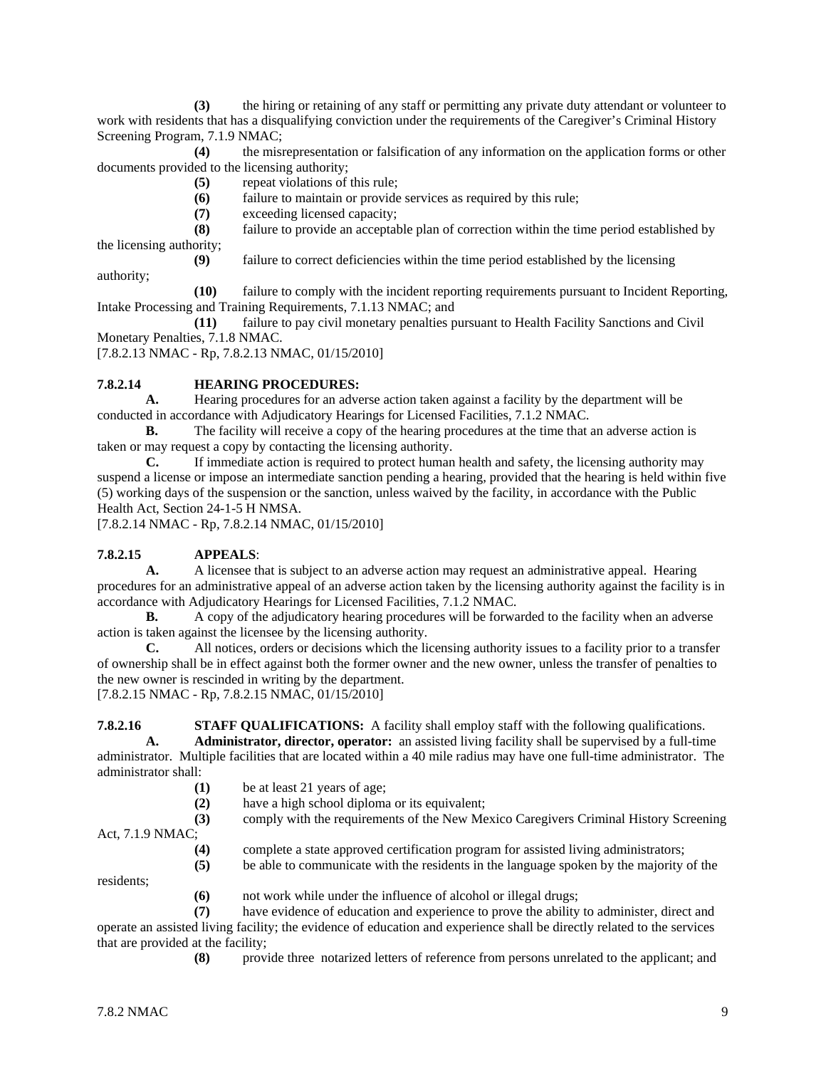**(3)** the hiring or retaining of any staff or permitting any private duty attendant or volunteer to work with residents that has a disqualifying conviction under the requirements of the Caregiver's Criminal History Screening Program, 7.1.9 NMAC;

**(4)** the misrepresentation or falsification of any information on the application forms or other documents provided to the licensing authority;

**(5)** repeat violations of this rule;

**(6)** failure to maintain or provide services as required by this rule;

**(7)** exceeding licensed capacity;

**(8)** failure to provide an acceptable plan of correction within the time period established by the licensing authority;

**(9)** failure to correct deficiencies within the time period established by the licensing authority;

**(10)** failure to comply with the incident reporting requirements pursuant to Incident Reporting, Intake Processing and Training Requirements, 7.1.13 NMAC; and

**(11)** failure to pay civil monetary penalties pursuant to Health Facility Sanctions and Civil Monetary Penalties, 7.1.8 NMAC.

[7.8.2.13 NMAC - Rp, 7.8.2.13 NMAC, 01/15/2010]

**7.8.2.14 HEARING PROCEDURES:**

**A.** Hearing procedures for an adverse action taken against a facility by the department will be conducted in accordance with Adjudicatory Hearings for Licensed Facilities, 7.1.2 NMAC.

**B.** The facility will receive a copy of the hearing procedures at the time that an adverse action is taken or may request a copy by contacting the licensing authority.

**C.** If immediate action is required to protect human health and safety, the licensing authority may suspend a license or impose an intermediate sanction pending a hearing, provided that the hearing is held within five (5) working days of the suspension or the sanction, unless waived by the facility, in accordance with the Public Health Act, Section 24-1-5 H NMSA.

[7.8.2.14 NMAC - Rp, 7.8.2.14 NMAC, 01/15/2010]

**7.8.2.15 APPEALS**:

**A.** A licensee that is subject to an adverse action may request an administrative appeal. Hearing procedures for an administrative appeal of an adverse action taken by the licensing authority against the facility is in accordance with Adjudicatory Hearings for Licensed Facilities, 7.1.2 NMAC.

**B.** A copy of the adjudicatory hearing procedures will be forwarded to the facility when an adverse action is taken against the licensee by the licensing authority.

**C.** All notices, orders or decisions which the licensing authority issues to a facility prior to a transfer of ownership shall be in effect against both the former owner and the new owner, unless the transfer of penalties to the new owner is rescinded in writing by the department.

[7.8.2.15 NMAC - Rp, 7.8.2.15 NMAC, 01/15/2010]

**7.8.2.16 STAFF QUALIFICATIONS:** A facility shall employ staff with the following qualifications.

**A. Administrator, director, operator:** an assisted living facility shall be supervised by a full-time administrator. Multiple facilities that are located within a 40 mile radius may have one full-time administrator. The administrator shall:

**(1)** be at least 21 years of age;

**(2)** have a high school diploma or its equivalent;

**(3)** comply with the requirements of the New Mexico Caregivers Criminal History Screening Act, 7.1.9 NMAC;

**(4)** complete a state approved certification program for assisted living administrators;

**(5)** be able to communicate with the residents in the language spoken by the majority of the residents;

**(6)** not work while under the influence of alcohol or illegal drugs;

**(7)** have evidence of education and experience to prove the ability to administer, direct and operate an assisted living facility; the evidence of education and experience shall be directly related to the services that are provided at the facility;

**(8)** provide three notarized letters of reference from persons unrelated to the applicant; and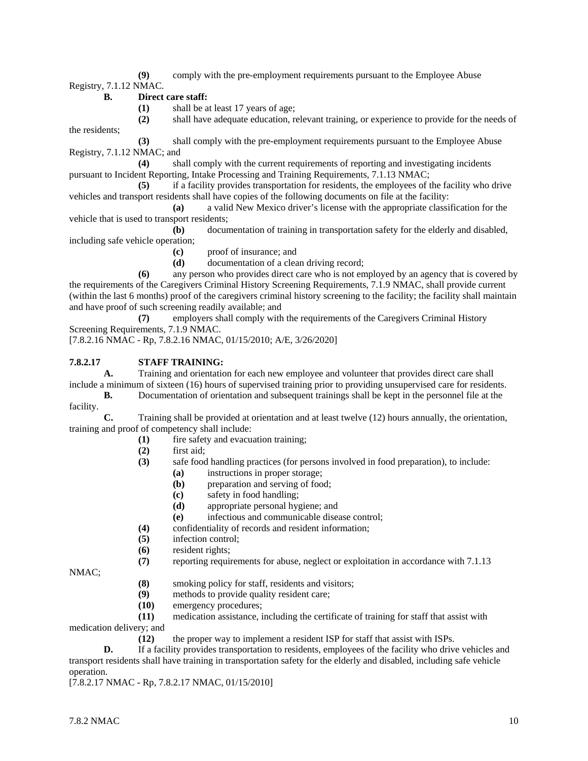**(9)** comply with the pre-employment requirements pursuant to the Employee Abuse Registry, 7.1.12 NMAC.

**B. Direct care staff:**

**(1)** shall be at least 17 years of age;

**(2)** shall have adequate education, relevant training, or experience to provide for the needs of the residents;

**(3)** shall comply with the pre-employment requirements pursuant to the Employee Abuse Registry, 7.1.12 NMAC; and

**(4)** shall comply with the current requirements of reporting and investigating incidents pursuant to Incident Reporting, Intake Processing and Training Requirements, 7.1.13 NMAC;

**(5)** if a facility provides transportation for residents, the employees of the facility who drive vehicles and transport residents shall have copies of the following documents on file at the facility:

**(a)** a valid New Mexico driver's license with the appropriate classification for the vehicle that is used to transport residents;

**(b)** documentation of training in transportation safety for the elderly and disabled, including safe vehicle operation;

**(c)** proof of insurance; and

**(d)** documentation of a clean driving record;

**(6)** any person who provides direct care who is not employed by an agency that is covered by the requirements of the Caregivers Criminal History Screening Requirements, 7.1.9 NMAC, shall provide current (within the last 6 months) proof of the caregivers criminal history screening to the facility; the facility shall maintain and have proof of such screening readily available; and

**(7)** employers shall comply with the requirements of the Caregivers Criminal History Screening Requirements, 7.1.9 NMAC.

[7.8.2.16 NMAC - Rp, 7.8.2.16 NMAC, 01/15/2010; A/E, 3/26/2020]

**7.8.2.17 STAFF TRAINING:**

**A.** Training and orientation for each new employee and volunteer that provides direct care shall include a minimum of sixteen (16) hours of supervised training prior to providing unsupervised care for residents.

**B.** Documentation of orientation and subsequent trainings shall be kept in the personnel file at the facility.

**C.** Training shall be provided at orientation and at least twelve (12) hours annually, the orientation, training and proof of competency shall include:

**(1)** fire safety and evacuation training;

**(2)** first aid;

**(3)** safe food handling practices (for persons involved in food preparation), to include:

**(a)** instructions in proper storage;

**(b)** preparation and serving of food;

**(c)** safety in food handling;

**(d)** appropriate personal hygiene; and

**(e)** infectious and communicable disease control;

**(4)** confidentiality of records and resident information;

**(5)** infection control;

**(6)** resident rights;

**(7)** reporting requirements for abuse, neglect or exploitation in accordance with 7.1.13 NMAC;

**(8)** smoking policy for staff, residents and visitors;

**(9)** methods to provide quality resident care;

**(10)** emergency procedures;

**(11)** medication assistance, including the certificate of training for staff that assist with medication delivery; and

**(12)** the proper way to implement a resident ISP for staff that assist with ISPs.

**D.** If a facility provides transportation to residents, employees of the facility who drive vehicles and transport residents shall have training in transportation safety for the elderly and disabled, including safe vehicle operation.

[7.8.2.17 NMAC - Rp, 7.8.2.17 NMAC, 01/15/2010]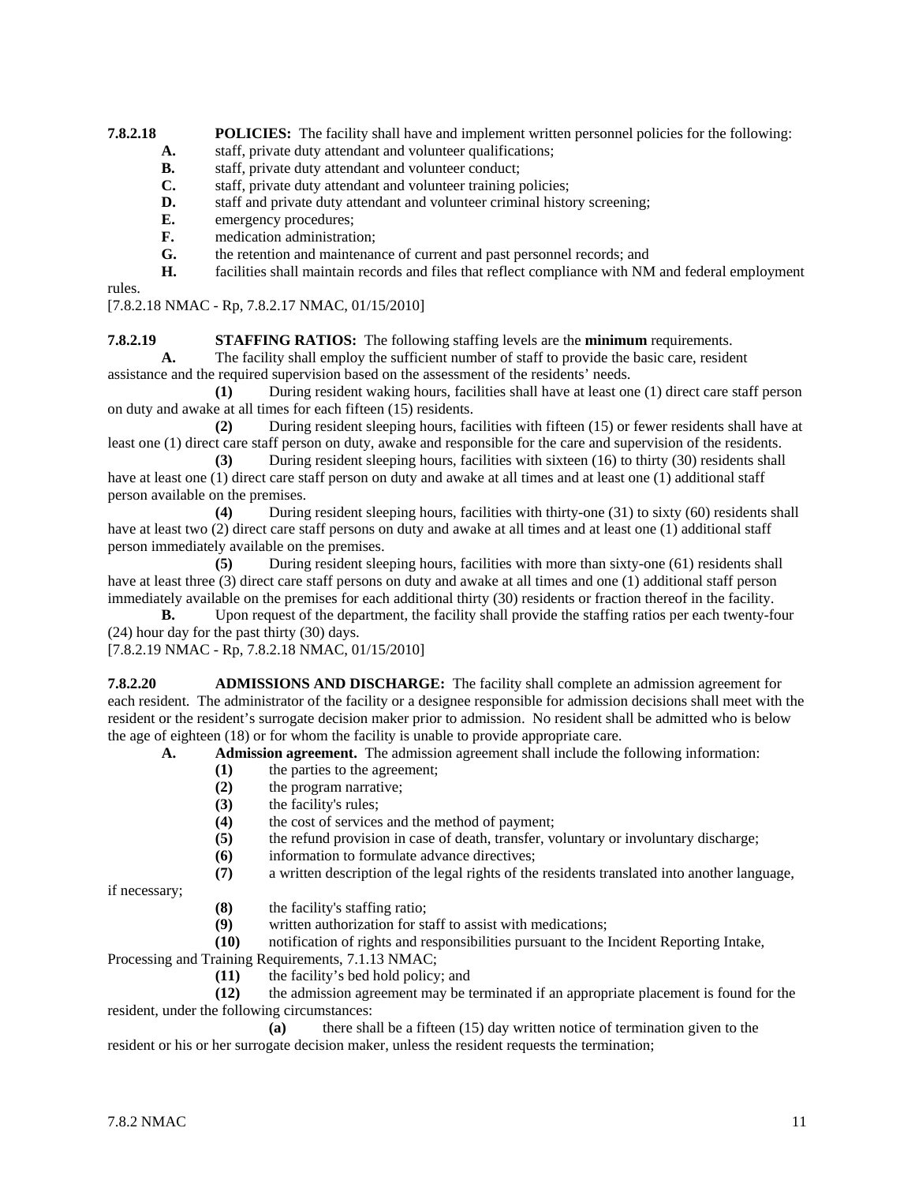**7.8.2.18 POLICIES:** The facility shall have and implement written personnel policies for the following:

**A.** staff, private duty attendant and volunteer qualifications;

**B.** staff, private duty attendant and volunteer conduct;

**C.** staff, private duty attendant and volunteer training policies;

**D.** staff and private duty attendant and volunteer criminal history screening;

**E.** emergency procedures;

**F.** medication administration;

**G.** the retention and maintenance of current and past personnel records; and

**H.** facilities shall maintain records and files that reflect compliance with NM and federal employment rules.

[7.8.2.18 NMAC - Rp, 7.8.2.17 NMAC, 01/15/2010]

**7.8.2.19 STAFFING RATIOS:** The following staffing levels are the **minimum** requirements.

**A.** The facility shall employ the sufficient number of staff to provide the basic care, resident assistance and the required supervision based on the assessment of the residents' needs.

**(1)** During resident waking hours, facilities shall have at least one (1) direct care staff person on duty and awake at all times for each fifteen (15) residents.

**(2)** During resident sleeping hours, facilities with fifteen (15) or fewer residents shall have at least one (1) direct care staff person on duty, awake and responsible for the care and supervision of the residents.

**(3)** During resident sleeping hours, facilities with sixteen (16) to thirty (30) residents shall have at least one (1) direct care staff person on duty and awake at all times and at least one (1) additional staff person available on the premises.

**(4)** During resident sleeping hours, facilities with thirty-one (31) to sixty (60) residents shall have at least two (2) direct care staff persons on duty and awake at all times and at least one (1) additional staff person immediately available on the premises.

**(5)** During resident sleeping hours, facilities with more than sixty-one (61) residents shall have at least three (3) direct care staff persons on duty and awake at all times and one (1) additional staff person immediately available on the premises for each additional thirty (30) residents or fraction thereof in the facility.

**B.** Upon request of the department, the facility shall provide the staffing ratios per each twenty-four (24) hour day for the past thirty (30) days.

[7.8.2.19 NMAC - Rp, 7.8.2.18 NMAC, 01/15/2010]

**7.8.2.20 ADMISSIONS AND DISCHARGE:** The facility shall complete an admission agreement for each resident. The administrator of the facility or a designee responsible for admission decisions shall meet with the resident or the resident's surrogate decision maker prior to admission. No resident shall be admitted who is below the age of eighteen (18) or for whom the facility is unable to provide appropriate care.

**A. Admission agreement.** The admission agreement shall include the following information:

**(1)** the parties to the agreement;

**(2)** the program narrative;

**(3)** the facility's rules;

**(4)** the cost of services and the method of payment;

**(5)** the refund provision in case of death, transfer, voluntary or involuntary discharge;

**(6)** information to formulate advance directives;

**(7)** a written description of the legal rights of the residents translated into another language, if necessary;

**(8)** the facility's staffing ratio;

**(9)** written authorization for staff to assist with medications;

**(10)** notification of rights and responsibilities pursuant to the Incident Reporting Intake, Processing and Training Requirements, 7.1.13 NMAC;

**(11)** the facility's bed hold policy; and

**(12)** the admission agreement may be terminated if an appropriate placement is found for the resident, under the following circumstances:

**(a)** there shall be a fifteen (15) day written notice of termination given to the resident or his or her surrogate decision maker, unless the resident requests the termination;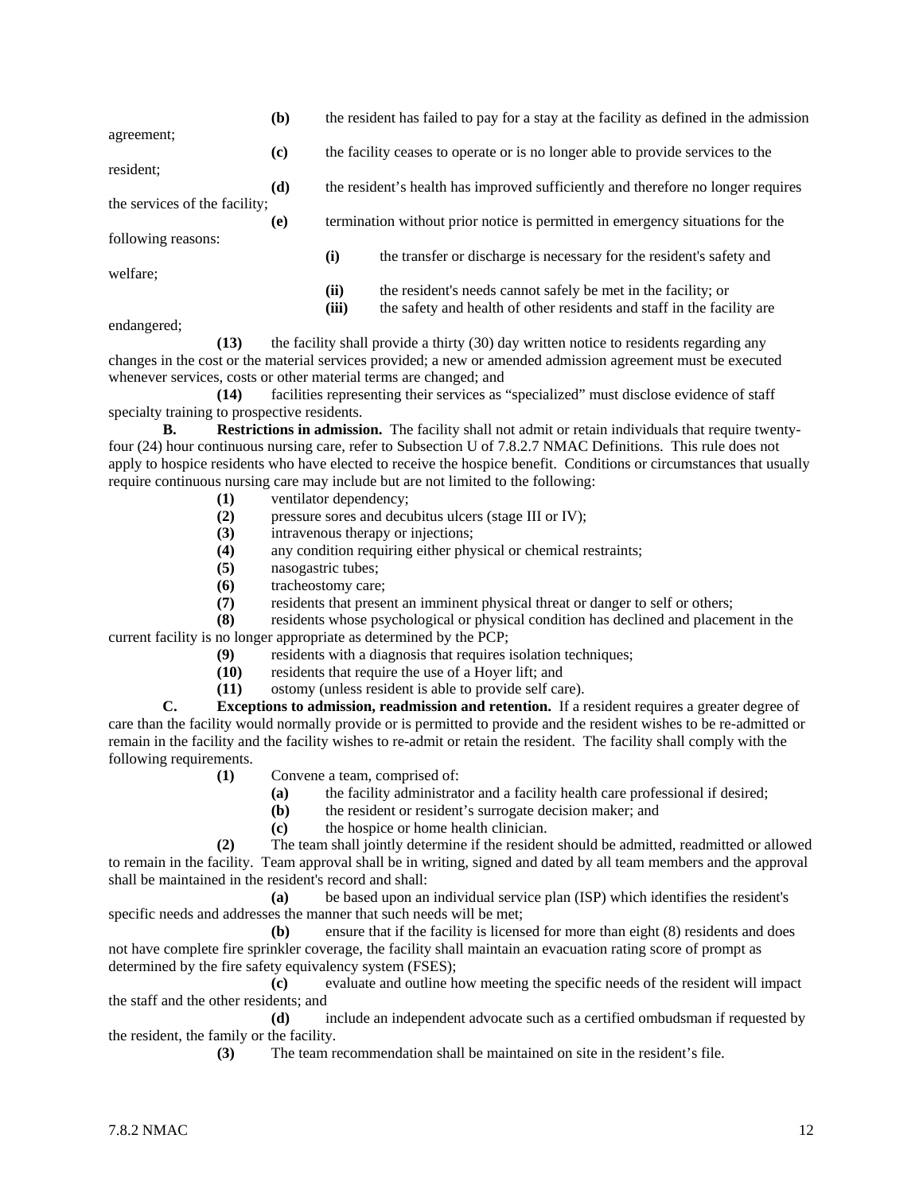(b) the resident has failed to pay for a stay at the facility as defined in the admission agreement;

(c) the facility ceases to operate or is no longer able to provide services to the resident;

(d) the resident's health has improved sufficiently and therefore no longer requires the services of the facility;

(e) termination without prior notice is permitted in emergency situations for the following reasons:

(i) the transfer or discharge is necessary for the resident's safety and welfare;

(ii) the resident's needs cannot safely be met in the facility; or

(iii) the safety and health of other residents and staff in the facility are endangered;

**(13)** the facility shall provide a thirty (30) day written notice to residents regarding any changes in the cost or the material services provided; a new or amended admission agreement must be executed whenever services, costs or other material terms are changed; and

**(14)** facilities representing their services as "specialized" must disclose evidence of staff specialty training to prospective residents.

**B. Restrictions in admission.** The facility shall not admit or retain individuals that require twenty-four (24) hour continuous nursing care, refer to Subsection U of 7.8.2.7 NMAC Definitions. This rule does not apply to hospice residents who have elected to receive the hospice benefit. Conditions or circumstances that usually require continuous nursing care may include but are not limited to the following:

**(1)** ventilator dependency;

**(2)** pressure sores and decubitus ulcers (stage III or IV);

**(3)** intravenous therapy or injections;

**(4)** any condition requiring either physical or chemical restraints;

**(5)** nasogastric tubes;

**(6)** tracheostomy care;

**(7)** residents that present an imminent physical threat or danger to self or others;

**(8)** residents whose psychological or physical condition has declined and placement in the current facility is no longer appropriate as determined by the PCP;

**(9)** residents with a diagnosis that requires isolation techniques;

**(10)** residents that require the use of a Hoyer lift; and

**(11)** ostomy (unless resident is able to provide self care).

**C. Exceptions to admission, readmission and retention.** If a resident requires a greater degree of care than the facility would normally provide or is permitted to provide and the resident wishes to be re-admitted or remain in the facility and the facility wishes to re-admit or retain the resident. The facility shall comply with the following requirements.

**(1)** Convene a team, comprised of:

**(a)** the facility administrator and a facility health care professional if desired;

**(b)** the resident or resident's surrogate decision maker; and

**(c)** the hospice or home health clinician.

**(2)** The team shall jointly determine if the resident should be admitted, readmitted or allowed to remain in the facility. Team approval shall be in writing, signed and dated by all team members and the approval shall be maintained in the resident's record and shall:

**(a)** be based upon an individual service plan (ISP) which identifies the resident's specific needs and addresses the manner that such needs will be met;

**(b)** ensure that if the facility is licensed for more than eight (8) residents and does not have complete fire sprinkler coverage, the facility shall maintain an evacuation rating score of prompt as determined by the fire safety equivalency system (FSES);

**(c)** evaluate and outline how meeting the specific needs of the resident will impact the staff and the other residents; and

**(d)** include an independent advocate such as a certified ombudsman if requested by the resident, the family or the facility.

**(3)** The team recommendation shall be maintained on site in the resident's file.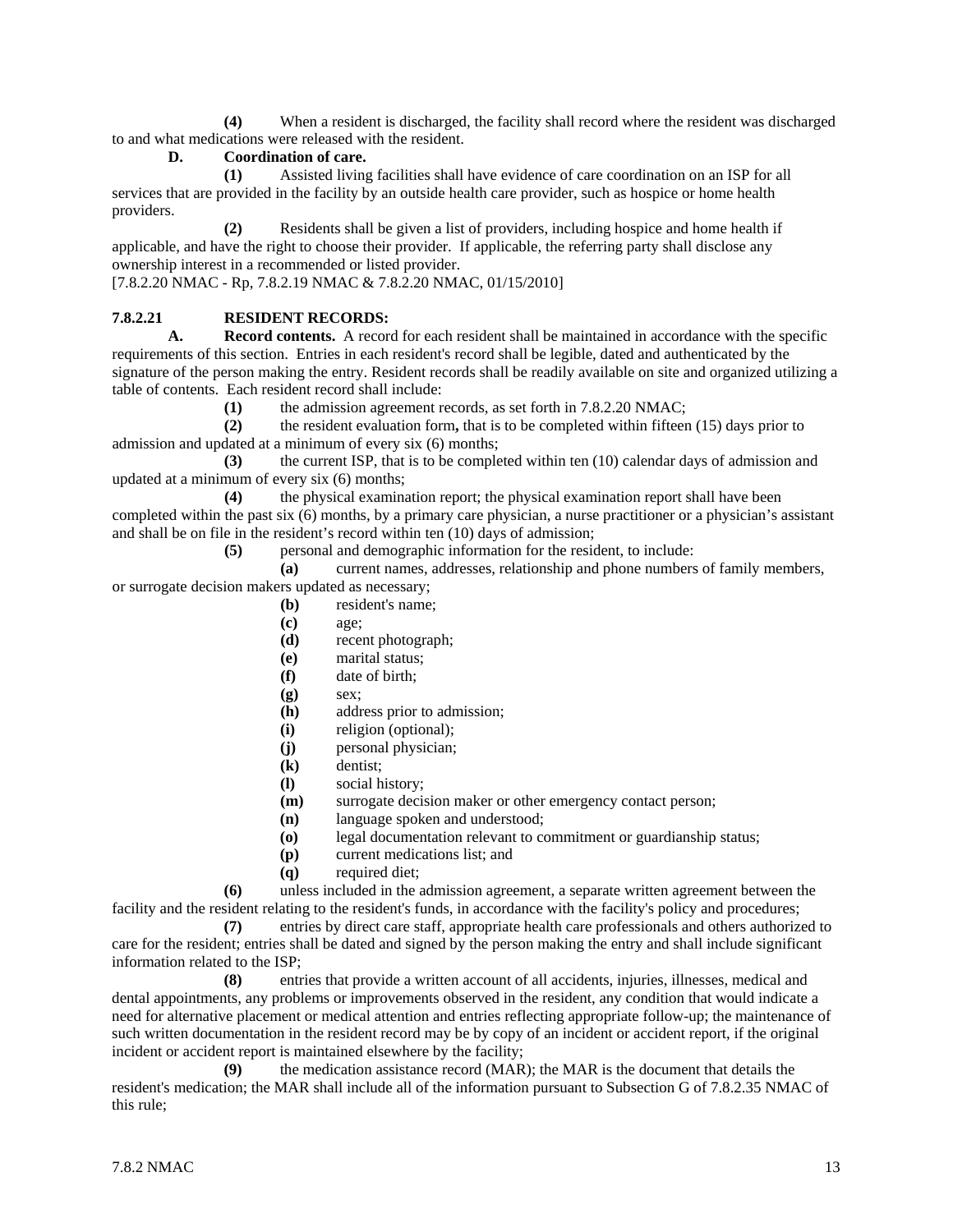**(4)** When a resident is discharged, the facility shall record where the resident was discharged to and what medications were released with the resident.

**D. Coordination of care.**

**(1)** Assisted living facilities shall have evidence of care coordination on an ISP for all services that are provided in the facility by an outside health care provider, such as hospice or home health providers.

**(2)** Residents shall be given a list of providers, including hospice and home health if applicable, and have the right to choose their provider. If applicable, the referring party shall disclose any ownership interest in a recommended or listed provider.

[7.8.2.20 NMAC - Rp, 7.8.2.19 NMAC & 7.8.2.20 NMAC, 01/15/2010]

**7.8.2.21 RESIDENT RECORDS:**

**A. Record contents.** A record for each resident shall be maintained in accordance with the specific requirements of this section. Entries in each resident's record shall be legible, dated and authenticated by the signature of the person making the entry. Resident records shall be readily available on site and organized utilizing a table of contents. Each resident record shall include:

**(1)** the admission agreement records, as set forth in 7.8.2.20 NMAC;

**(2)** the resident evaluation form**,** that is to be completed within fifteen (15) days prior to admission and updated at a minimum of every six (6) months;

**(3)** the current ISP, that is to be completed within ten (10) calendar days of admission and updated at a minimum of every six (6) months;

**(4)** the physical examination report; the physical examination report shall have been completed within the past six (6) months, by a primary care physician, a nurse practitioner or a physician's assistant and shall be on file in the resident's record within ten (10) days of admission;

**(5)** personal and demographic information for the resident, to include:

**(a)** current names, addresses, relationship and phone numbers of family members, or surrogate decision makers updated as necessary;

**(b)** resident's name;

**(c)** age;

**(d)** recent photograph;

**(e)** marital status;

**(f)** date of birth;

**(g)** sex;

**(h)** address prior to admission;

**(i)** religion (optional);

**(j)** personal physician;

**(k)** dentist;

**(l)** social history;

**(m)** surrogate decision maker or other emergency contact person;

**(n)** language spoken and understood;

**(o)** legal documentation relevant to commitment or guardianship status;

**(p)** current medications list; and

**(q)** required diet;

**(6)** unless included in the admission agreement, a separate written agreement between the facility and the resident relating to the resident's funds, in accordance with the facility's policy and procedures;

**(7)** entries by direct care staff, appropriate health care professionals and others authorized to care for the resident; entries shall be dated and signed by the person making the entry and shall include significant information related to the ISP;

**(8)** entries that provide a written account of all accidents, injuries, illnesses, medical and dental appointments, any problems or improvements observed in the resident, any condition that would indicate a need for alternative placement or medical attention and entries reflecting appropriate follow-up; the maintenance of such written documentation in the resident record may be by copy of an incident or accident report, if the original incident or accident report is maintained elsewhere by the facility;

**(9)** the medication assistance record (MAR); the MAR is the document that details the resident's medication; the MAR shall include all of the information pursuant to Subsection G of 7.8.2.35 NMAC of this rule;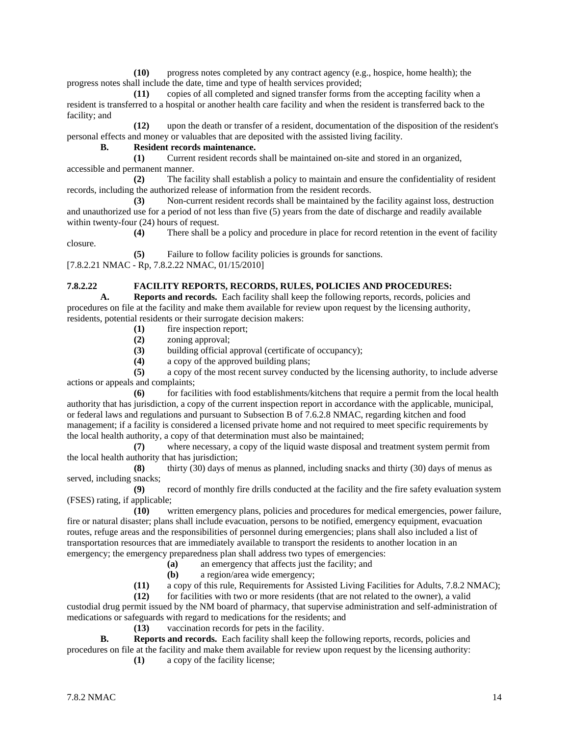**(10)** progress notes completed by any contract agency (e.g., hospice, home health); the progress notes shall include the date, time and type of health services provided;

**(11)** copies of all completed and signed transfer forms from the accepting facility when a resident is transferred to a hospital or another health care facility and when the resident is transferred back to the facility; and

**(12)** upon the death or transfer of a resident, documentation of the disposition of the resident's personal effects and money or valuables that are deposited with the assisted living facility.

**B. Resident records maintenance.**

**(1)** Current resident records shall be maintained on-site and stored in an organized, accessible and permanent manner.

**(2)** The facility shall establish a policy to maintain and ensure the confidentiality of resident records, including the authorized release of information from the resident records.

**(3)** Non-current resident records shall be maintained by the facility against loss, destruction and unauthorized use for a period of not less than five (5) years from the date of discharge and readily available within twenty-four (24) hours of request.

**(4)** There shall be a policy and procedure in place for record retention in the event of facility closure.

**(5)** Failure to follow facility policies is grounds for sanctions.

[7.8.2.21 NMAC - Rp, 7.8.2.22 NMAC, 01/15/2010]

**7.8.2.22 FACILITY REPORTS, RECORDS, RULES, POLICIES AND PROCEDURES:**

**A. Reports and records.** Each facility shall keep the following reports, records, policies and procedures on file at the facility and make them available for review upon request by the licensing authority, residents, potential residents or their surrogate decision makers:

**(1)** fire inspection report;

**(2)** zoning approval;

**(3)** building official approval (certificate of occupancy);

**(4)** a copy of the approved building plans;

**(5)** a copy of the most recent survey conducted by the licensing authority, to include adverse actions or appeals and complaints;

**(6)** for facilities with food establishments/kitchens that require a permit from the local health authority that has jurisdiction, a copy of the current inspection report in accordance with the applicable, municipal, or federal laws and regulations and pursuant to Subsection B of 7.6.2.8 NMAC, regarding kitchen and food management; if a facility is considered a licensed private home and not required to meet specific requirements by the local health authority, a copy of that determination must also be maintained;

**(7)** where necessary, a copy of the liquid waste disposal and treatment system permit from the local health authority that has jurisdiction;

**(8)** thirty (30) days of menus as planned, including snacks and thirty (30) days of menus as served, including snacks;

**(9)** record of monthly fire drills conducted at the facility and the fire safety evaluation system (FSES) rating, if applicable;

**(10)** written emergency plans, policies and procedures for medical emergencies, power failure, fire or natural disaster; plans shall include evacuation, persons to be notified, emergency equipment, evacuation routes, refuge areas and the responsibilities of personnel during emergencies; plans shall also included a list of transportation resources that are immediately available to transport the residents to another location in an emergency; the emergency preparedness plan shall address two types of emergencies:

**(a)** an emergency that affects just the facility; and

**(b)** a region/area wide emergency;

**(11)** a copy of this rule, Requirements for Assisted Living Facilities for Adults, 7.8.2 NMAC);

**(12)** for facilities with two or more residents (that are not related to the owner), a valid custodial drug permit issued by the NM board of pharmacy, that supervise administration and self-administration of medications or safeguards with regard to medications for the residents; and

**(13)** vaccination records for pets in the facility.

**B. Reports and records.** Each facility shall keep the following reports, records, policies and procedures on file at the facility and make them available for review upon request by the licensing authority:

**(1)** a copy of the facility license;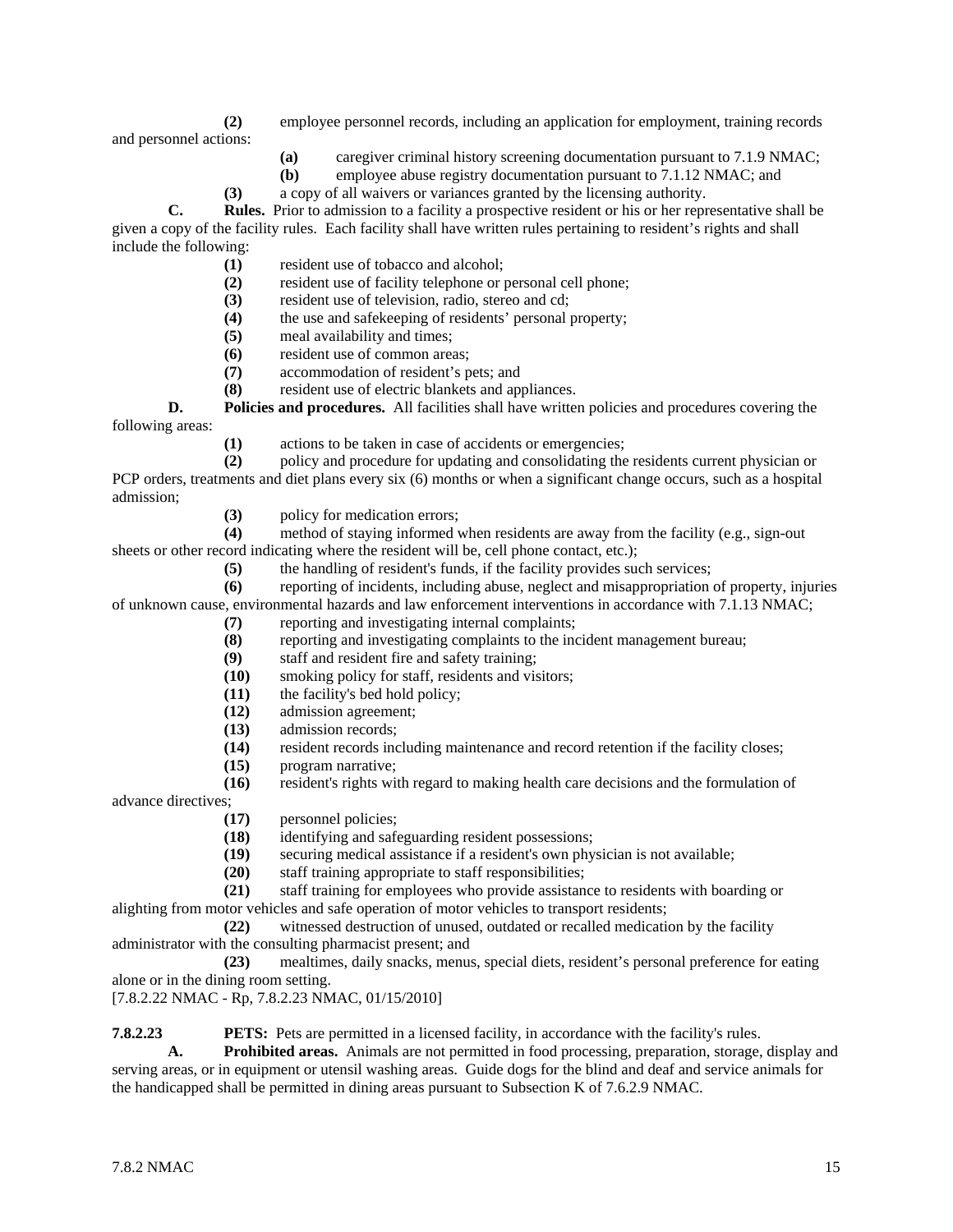**(2)** employee personnel records, including an application for employment, training records and personnel actions:

**(a)** caregiver criminal history screening documentation pursuant to 7.1.9 NMAC;

**(b)** employee abuse registry documentation pursuant to 7.1.12 NMAC; and

**(3)** a copy of all waivers or variances granted by the licensing authority.

**C. Rules.** Prior to admission to a facility a prospective resident or his or her representative shall be given a copy of the facility rules. Each facility shall have written rules pertaining to resident's rights and shall include the following:

**(1)** resident use of tobacco and alcohol;

**(2)** resident use of facility telephone or personal cell phone;

**(3)** resident use of television, radio, stereo and cd;

**(4)** the use and safekeeping of residents' personal property;

**(5)** meal availability and times;

**(6)** resident use of common areas;

**(7)** accommodation of resident's pets; and

**(8)** resident use of electric blankets and appliances.

**D. Policies and procedures.** All facilities shall have written policies and procedures covering the following areas:

**(1)** actions to be taken in case of accidents or emergencies;

**(2)** policy and procedure for updating and consolidating the residents current physician or PCP orders, treatments and diet plans every six (6) months or when a significant change occurs, such as a hospital admission;

**(3)** policy for medication errors;

**(4)** method of staying informed when residents are away from the facility (e.g., sign-out sheets or other record indicating where the resident will be, cell phone contact, etc.);

**(5)** the handling of resident's funds, if the facility provides such services;

**(6)** reporting of incidents, including abuse, neglect and misappropriation of property, injuries of unknown cause, environmental hazards and law enforcement interventions in accordance with 7.1.13 NMAC;

**(7)** reporting and investigating internal complaints;

**(8)** reporting and investigating complaints to the incident management bureau;

**(9)** staff and resident fire and safety training;

**(10)** smoking policy for staff, residents and visitors;

**(11)** the facility's bed hold policy;

**(12)** admission agreement;

**(13)** admission records;

**(14)** resident records including maintenance and record retention if the facility closes;

**(15)** program narrative;

**(16)** resident's rights with regard to making health care decisions and the formulation of advance directives;

**(17)** personnel policies;

**(18)** identifying and safeguarding resident possessions;

**(19)** securing medical assistance if a resident's own physician is not available;

**(20)** staff training appropriate to staff responsibilities;

**(21)** staff training for employees who provide assistance to residents with boarding or alighting from motor vehicles and safe operation of motor vehicles to transport residents;

**(22)** witnessed destruction of unused, outdated or recalled medication by the facility administrator with the consulting pharmacist present; and

**(23)** mealtimes, daily snacks, menus, special diets, resident's personal preference for eating alone or in the dining room setting.

[7.8.2.22 NMAC - Rp, 7.8.2.23 NMAC, 01/15/2010]

**7.8.2.23 PETS:** Pets are permitted in a licensed facility, in accordance with the facility's rules.

**A. Prohibited areas.** Animals are not permitted in food processing, preparation, storage, display and serving areas, or in equipment or utensil washing areas. Guide dogs for the blind and deaf and service animals for the handicapped shall be permitted in dining areas pursuant to Subsection K of 7.6.2.9 NMAC.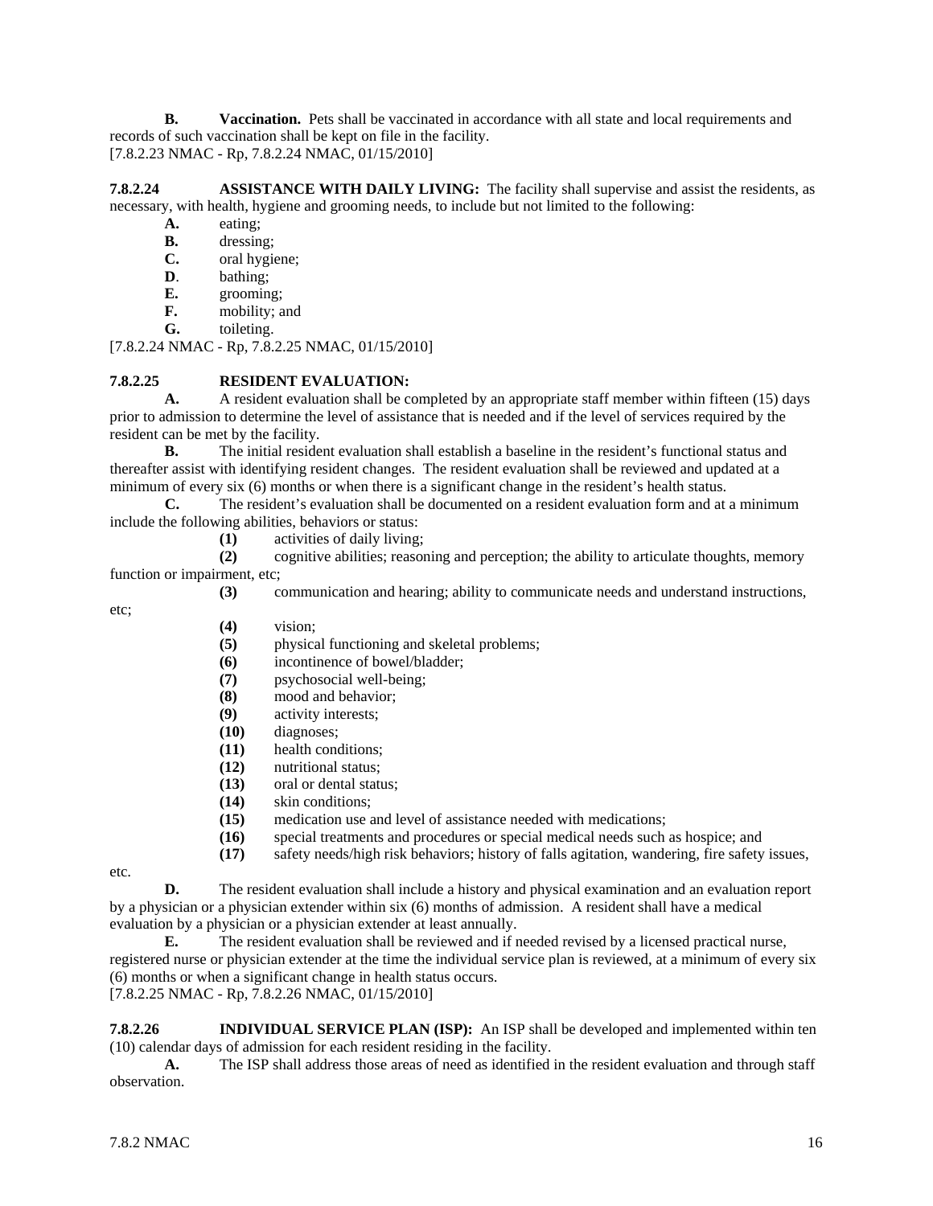**B.** **Vaccination.** Pets shall be vaccinated in accordance with all state and local requirements and records of such vaccination shall be kept on file in the facility.
[7.8.2.23 NMAC - Rp, 7.8.2.24 NMAC, 01/15/2010]

**7.8.2.24 ASSISTANCE WITH DAILY LIVING:** The facility shall supervise and assist the residents, as necessary, with health, hygiene and grooming needs, to include but not limited to the following:

**A.** eating;
**B.** dressing;
**C.** oral hygiene;
**D**. bathing;
**E.** grooming;
**F.** mobility; and
**G.** toileting.

[7.8.2.24 NMAC - Rp, 7.8.2.25 NMAC, 01/15/2010]

**7.8.2.25 RESIDENT EVALUATION:**

**A.** A resident evaluation shall be completed by an appropriate staff member within fifteen (15) days prior to admission to determine the level of assistance that is needed and if the level of services required by the resident can be met by the facility.

**B.** The initial resident evaluation shall establish a baseline in the resident's functional status and thereafter assist with identifying resident changes. The resident evaluation shall be reviewed and updated at a minimum of every six (6) months or when there is a significant change in the resident's health status.

**C.** The resident's evaluation shall be documented on a resident evaluation form and at a minimum include the following abilities, behaviors or status:

**(1)** activities of daily living;
**(2)** cognitive abilities; reasoning and perception; the ability to articulate thoughts, memory function or impairment, etc;
**(3)** communication and hearing; ability to communicate needs and understand instructions, etc;
**(4)** vision;
**(5)** physical functioning and skeletal problems;
**(6)** incontinence of bowel/bladder;
**(7)** psychosocial well-being;
**(8)** mood and behavior;
**(9)** activity interests;
**(10)** diagnoses;
**(11)** health conditions;
**(12)** nutritional status;
**(13)** oral or dental status;
**(14)** skin conditions;
**(15)** medication use and level of assistance needed with medications;
**(16)** special treatments and procedures or special medical needs such as hospice; and
**(17)** safety needs/high risk behaviors; history of falls agitation, wandering, fire safety issues, etc.

**D.** The resident evaluation shall include a history and physical examination and an evaluation report by a physician or a physician extender within six (6) months of admission. A resident shall have a medical evaluation by a physician or a physician extender at least annually.

**E.** The resident evaluation shall be reviewed and if needed revised by a licensed practical nurse, registered nurse or physician extender at the time the individual service plan is reviewed, at a minimum of every six (6) months or when a significant change in health status occurs.

[7.8.2.25 NMAC - Rp, 7.8.2.26 NMAC, 01/15/2010]

**7.8.2.26 INDIVIDUAL SERVICE PLAN (ISP):** An ISP shall be developed and implemented within ten (10) calendar days of admission for each resident residing in the facility.

**A.** The ISP shall address those areas of need as identified in the resident evaluation and through staff observation.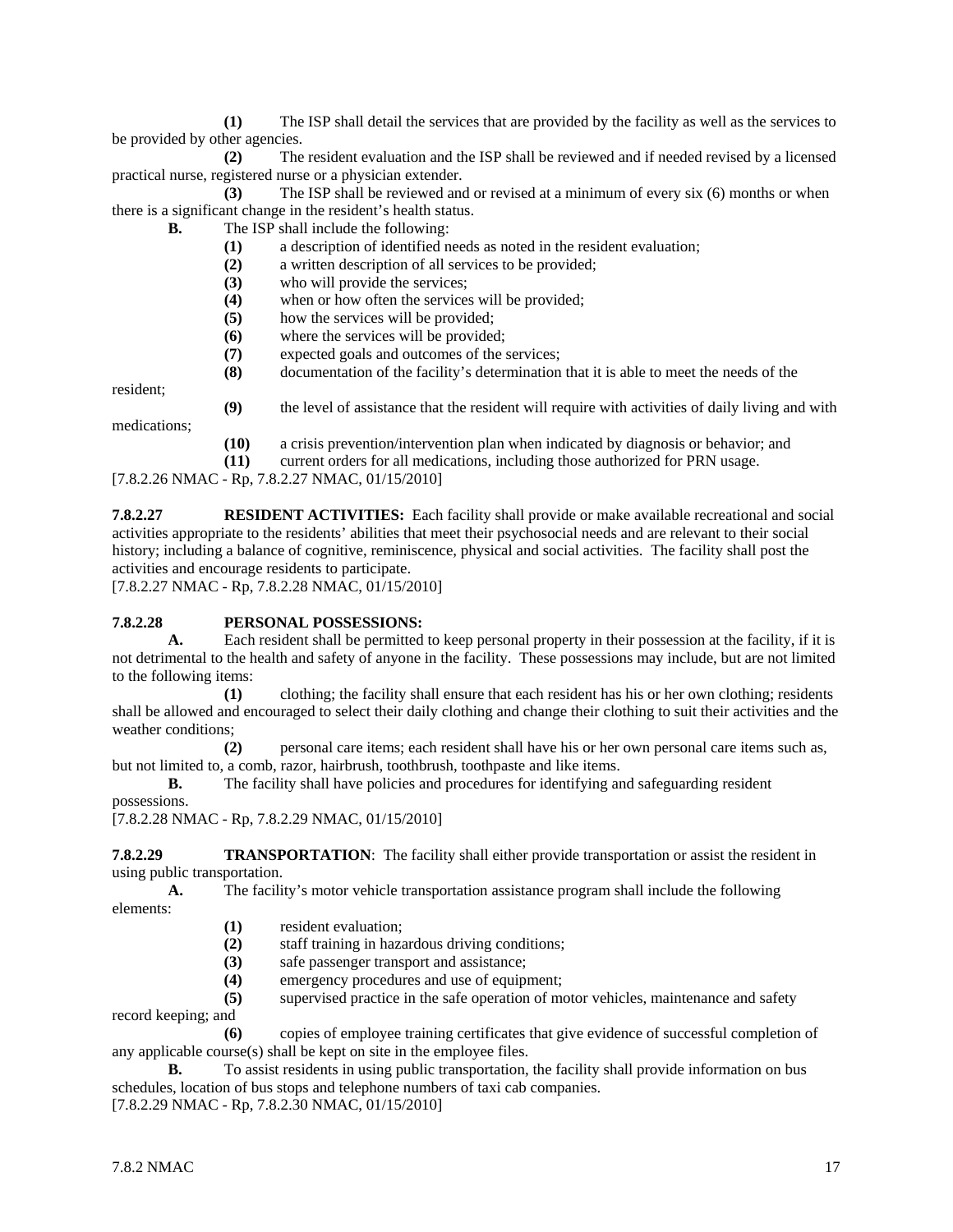**(1)** The ISP shall detail the services that are provided by the facility as well as the services to be provided by other agencies.

**(2)** The resident evaluation and the ISP shall be reviewed and if needed revised by a licensed practical nurse, registered nurse or a physician extender.

**(3)** The ISP shall be reviewed and or revised at a minimum of every six (6) months or when there is a significant change in the resident's health status.

**B.** The ISP shall include the following:

**(1)** a description of identified needs as noted in the resident evaluation;

**(2)** a written description of all services to be provided;

**(3)** who will provide the services;

**(4)** when or how often the services will be provided;

**(5)** how the services will be provided;

**(6)** where the services will be provided;

**(7)** expected goals and outcomes of the services;

**(8)** documentation of the facility's determination that it is able to meet the needs of the resident;

**(9)** the level of assistance that the resident will require with activities of daily living and with medications;

**(10)** a crisis prevention/intervention plan when indicated by diagnosis or behavior; and

**(11)** current orders for all medications, including those authorized for PRN usage.

[7.8.2.26 NMAC - Rp, 7.8.2.27 NMAC, 01/15/2010]

**7.8.2.27 RESIDENT ACTIVITIES:** Each facility shall provide or make available recreational and social activities appropriate to the residents' abilities that meet their psychosocial needs and are relevant to their social history; including a balance of cognitive, reminiscence, physical and social activities. The facility shall post the activities and encourage residents to participate.

[7.8.2.27 NMAC - Rp, 7.8.2.28 NMAC, 01/15/2010]

**7.8.2.28 PERSONAL POSSESSIONS:**

**A.** Each resident shall be permitted to keep personal property in their possession at the facility, if it is not detrimental to the health and safety of anyone in the facility. These possessions may include, but are not limited to the following items:

**(1)** clothing; the facility shall ensure that each resident has his or her own clothing; residents shall be allowed and encouraged to select their daily clothing and change their clothing to suit their activities and the weather conditions;

**(2)** personal care items; each resident shall have his or her own personal care items such as, but not limited to, a comb, razor, hairbrush, toothbrush, toothpaste and like items.

**B.** The facility shall have policies and procedures for identifying and safeguarding resident possessions.

[7.8.2.28 NMAC - Rp, 7.8.2.29 NMAC, 01/15/2010]

**7.8.2.29 TRANSPORTATION**: The facility shall either provide transportation or assist the resident in using public transportation.

**A.** The facility's motor vehicle transportation assistance program shall include the following elements:

**(1)** resident evaluation;

**(2)** staff training in hazardous driving conditions;

**(3)** safe passenger transport and assistance;

**(4)** emergency procedures and use of equipment;

**(5)** supervised practice in the safe operation of motor vehicles, maintenance and safety record keeping; and

**(6)** copies of employee training certificates that give evidence of successful completion of any applicable course(s) shall be kept on site in the employee files.

**B.** To assist residents in using public transportation, the facility shall provide information on bus schedules, location of bus stops and telephone numbers of taxi cab companies.

[7.8.2.29 NMAC - Rp, 7.8.2.30 NMAC, 01/15/2010]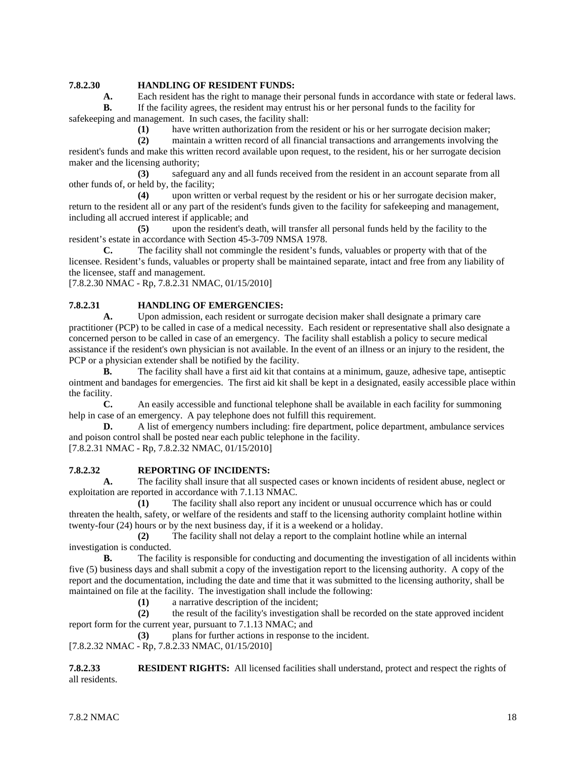**7.8.2.30 HANDLING OF RESIDENT FUNDS:**

**A.** Each resident has the right to manage their personal funds in accordance with state or federal laws.

**B.** If the facility agrees, the resident may entrust his or her personal funds to the facility for safekeeping and management. In such cases, the facility shall:

**(1)** have written authorization from the resident or his or her surrogate decision maker;

**(2)** maintain a written record of all financial transactions and arrangements involving the resident's funds and make this written record available upon request, to the resident, his or her surrogate decision maker and the licensing authority;

**(3)** safeguard any and all funds received from the resident in an account separate from all other funds of, or held by, the facility;

**(4)** upon written or verbal request by the resident or his or her surrogate decision maker, return to the resident all or any part of the resident's funds given to the facility for safekeeping and management, including all accrued interest if applicable; and

**(5)** upon the resident's death, will transfer all personal funds held by the facility to the resident's estate in accordance with Section 45-3-709 NMSA 1978.

**C.** The facility shall not commingle the resident's funds, valuables or property with that of the licensee. Resident's funds, valuables or property shall be maintained separate, intact and free from any liability of the licensee, staff and management.

[7.8.2.30 NMAC - Rp, 7.8.2.31 NMAC, 01/15/2010]

**7.8.2.31 HANDLING OF EMERGENCIES:**

**A.** Upon admission, each resident or surrogate decision maker shall designate a primary care practitioner (PCP) to be called in case of a medical necessity. Each resident or representative shall also designate a concerned person to be called in case of an emergency. The facility shall establish a policy to secure medical assistance if the resident's own physician is not available. In the event of an illness or an injury to the resident, the PCP or a physician extender shall be notified by the facility.

**B.** The facility shall have a first aid kit that contains at a minimum, gauze, adhesive tape, antiseptic ointment and bandages for emergencies. The first aid kit shall be kept in a designated, easily accessible place within the facility.

**C.** An easily accessible and functional telephone shall be available in each facility for summoning help in case of an emergency. A pay telephone does not fulfill this requirement.

**D.** A list of emergency numbers including: fire department, police department, ambulance services and poison control shall be posted near each public telephone in the facility.

[7.8.2.31 NMAC - Rp, 7.8.2.32 NMAC, 01/15/2010]

**7.8.2.32 REPORTING OF INCIDENTS:**

**A.** The facility shall insure that all suspected cases or known incidents of resident abuse, neglect or exploitation are reported in accordance with 7.1.13 NMAC.

**(1)** The facility shall also report any incident or unusual occurrence which has or could threaten the health, safety, or welfare of the residents and staff to the licensing authority complaint hotline within twenty-four (24) hours or by the next business day, if it is a weekend or a holiday.

**(2)** The facility shall not delay a report to the complaint hotline while an internal investigation is conducted.

**B.** The facility is responsible for conducting and documenting the investigation of all incidents within five (5) business days and shall submit a copy of the investigation report to the licensing authority. A copy of the report and the documentation, including the date and time that it was submitted to the licensing authority, shall be maintained on file at the facility. The investigation shall include the following:

**(1)** a narrative description of the incident;

**(2)** the result of the facility's investigation shall be recorded on the state approved incident report form for the current year, pursuant to 7.1.13 NMAC; and

**(3)** plans for further actions in response to the incident.

[7.8.2.32 NMAC - Rp, 7.8.2.33 NMAC, 01/15/2010]

**7.8.2.33 RESIDENT RIGHTS:** All licensed facilities shall understand, protect and respect the rights of all residents.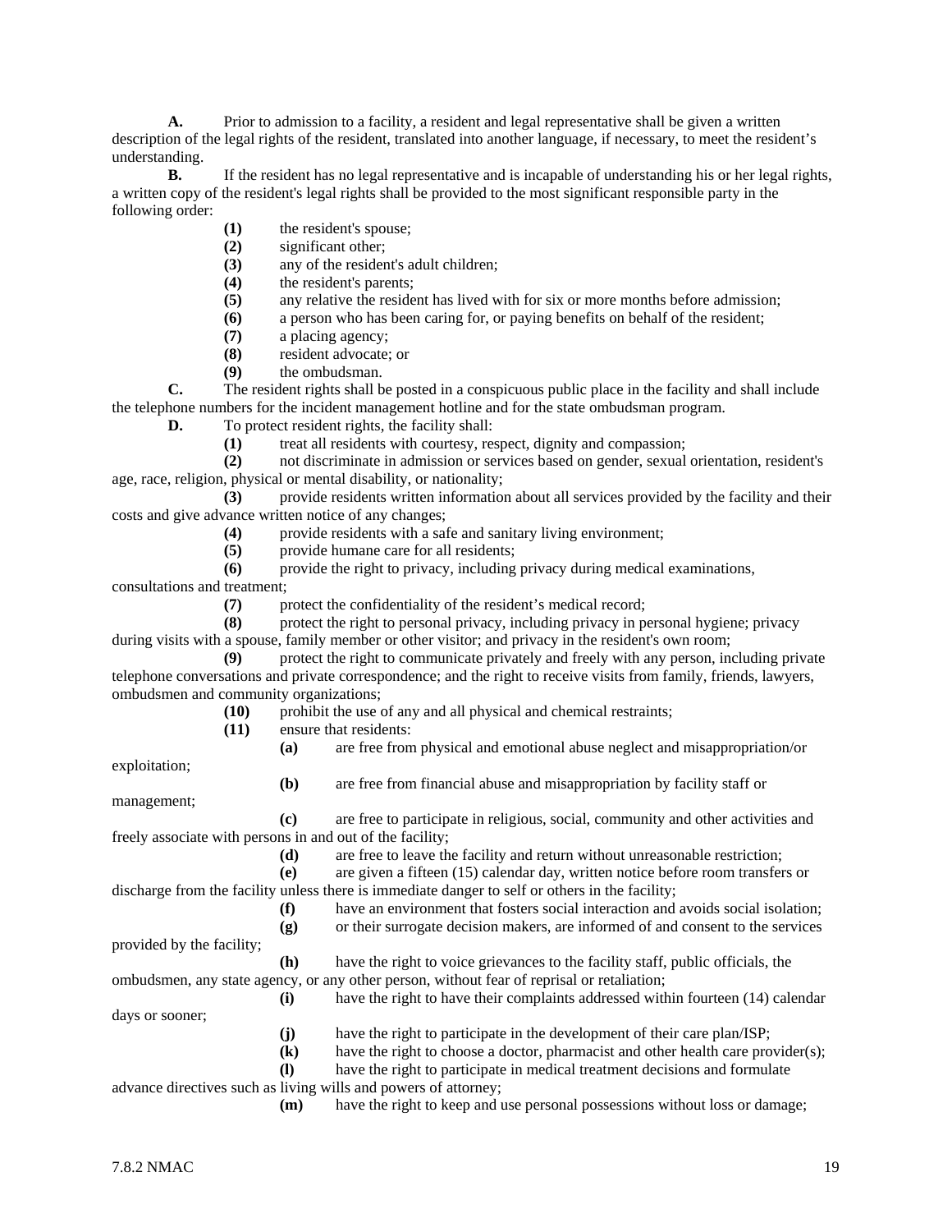**A.** Prior to admission to a facility, a resident and legal representative shall be given a written description of the legal rights of the resident, translated into another language, if necessary, to meet the resident's understanding.

**B.** If the resident has no legal representative and is incapable of understanding his or her legal rights, a written copy of the resident's legal rights shall be provided to the most significant responsible party in the following order:

**(1)** the resident's spouse;
**(2)** significant other;
**(3)** any of the resident's adult children;
**(4)** the resident's parents;
**(5)** any relative the resident has lived with for six or more months before admission;
**(6)** a person who has been caring for, or paying benefits on behalf of the resident;
**(7)** a placing agency;
**(8)** resident advocate; or
**(9)** the ombudsman.

**C.** The resident rights shall be posted in a conspicuous public place in the facility and shall include the telephone numbers for the incident management hotline and for the state ombudsman program.

**D.** To protect resident rights, the facility shall:

**(1)** treat all residents with courtesy, respect, dignity and compassion;
**(2)** not discriminate in admission or services based on gender, sexual orientation, resident's age, race, religion, physical or mental disability, or nationality;
**(3)** provide residents written information about all services provided by the facility and their costs and give advance written notice of any changes;
**(4)** provide residents with a safe and sanitary living environment;
**(5)** provide humane care for all residents;
**(6)** provide the right to privacy, including privacy during medical examinations, consultations and treatment;
**(7)** protect the confidentiality of the resident's medical record;
**(8)** protect the right to personal privacy, including privacy in personal hygiene; privacy during visits with a spouse, family member or other visitor; and privacy in the resident's own room;
**(9)** protect the right to communicate privately and freely with any person, including private telephone conversations and private correspondence; and the right to receive visits from family, friends, lawyers, ombudsmen and community organizations;
**(10)** prohibit the use of any and all physical and chemical restraints;
**(11)** ensure that residents:

**(a)** are free from physical and emotional abuse neglect and misappropriation/or exploitation;
**(b)** are free from financial abuse and misappropriation by facility staff or management;
**(c)** are free to participate in religious, social, community and other activities and freely associate with persons in and out of the facility;
**(d)** are free to leave the facility and return without unreasonable restriction;
**(e)** are given a fifteen (15) calendar day, written notice before room transfers or discharge from the facility unless there is immediate danger to self or others in the facility;
**(f)** have an environment that fosters social interaction and avoids social isolation;
**(g)** or their surrogate decision makers, are informed of and consent to the services provided by the facility;
**(h)** have the right to voice grievances to the facility staff, public officials, the ombudsmen, any state agency, or any other person, without fear of reprisal or retaliation;
**(i)** have the right to have their complaints addressed within fourteen (14) calendar days or sooner;
**(j)** have the right to participate in the development of their care plan/ISP;
**(k)** have the right to choose a doctor, pharmacist and other health care provider(s);
**(l)** have the right to participate in medical treatment decisions and formulate advance directives such as living wills and powers of attorney;
**(m)** have the right to keep and use personal possessions without loss or damage;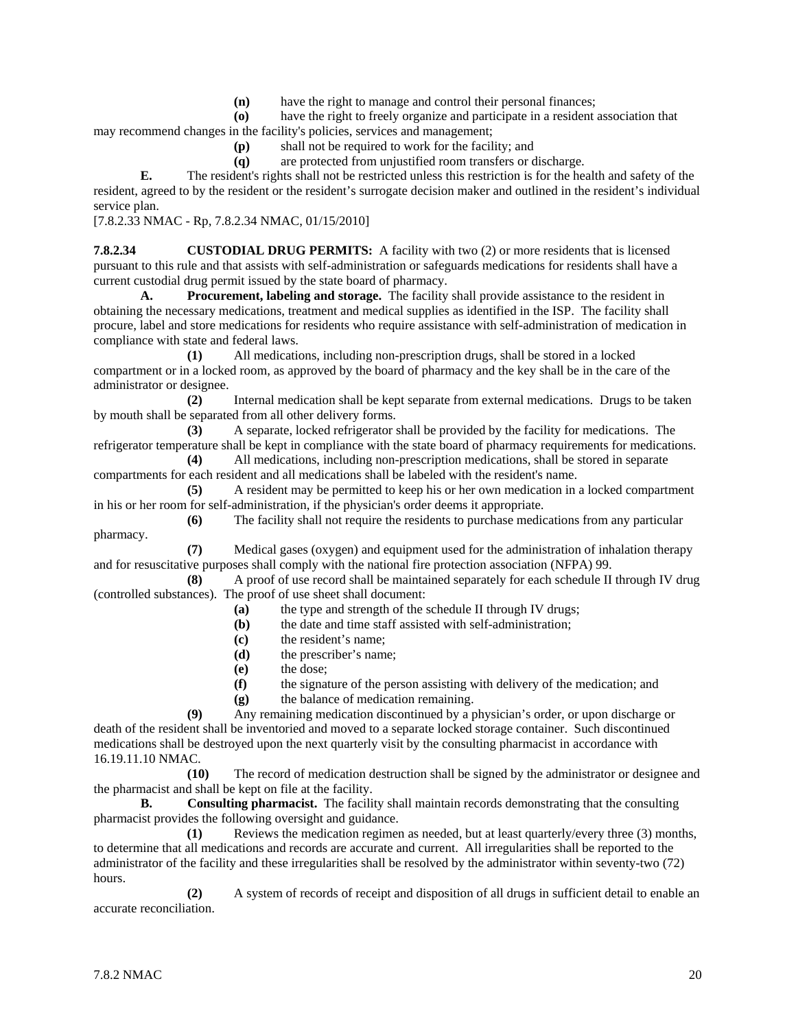**(n)** have the right to manage and control their personal finances;

**(o)** have the right to freely organize and participate in a resident association that may recommend changes in the facility's policies, services and management;

**(p)** shall not be required to work for the facility; and

**(q)** are protected from unjustified room transfers or discharge.

**E.** The resident's rights shall not be restricted unless this restriction is for the health and safety of the resident, agreed to by the resident or the resident's surrogate decision maker and outlined in the resident's individual service plan.

[7.8.2.33 NMAC - Rp, 7.8.2.34 NMAC, 01/15/2010]

**7.8.2.34 CUSTODIAL DRUG PERMITS:** A facility with two (2) or more residents that is licensed pursuant to this rule and that assists with self-administration or safeguards medications for residents shall have a current custodial drug permit issued by the state board of pharmacy.

**A. Procurement, labeling and storage.** The facility shall provide assistance to the resident in obtaining the necessary medications, treatment and medical supplies as identified in the ISP. The facility shall procure, label and store medications for residents who require assistance with self-administration of medication in compliance with state and federal laws.

**(1)** All medications, including non-prescription drugs, shall be stored in a locked compartment or in a locked room, as approved by the board of pharmacy and the key shall be in the care of the administrator or designee.

**(2)** Internal medication shall be kept separate from external medications. Drugs to be taken by mouth shall be separated from all other delivery forms.

**(3)** A separate, locked refrigerator shall be provided by the facility for medications. The refrigerator temperature shall be kept in compliance with the state board of pharmacy requirements for medications.

**(4)** All medications, including non-prescription medications, shall be stored in separate compartments for each resident and all medications shall be labeled with the resident's name.

**(5)** A resident may be permitted to keep his or her own medication in a locked compartment in his or her room for self-administration, if the physician's order deems it appropriate.

**(6)** The facility shall not require the residents to purchase medications from any particular pharmacy.

**(7)** Medical gases (oxygen) and equipment used for the administration of inhalation therapy and for resuscitative purposes shall comply with the national fire protection association (NFPA) 99.

**(8)** A proof of use record shall be maintained separately for each schedule II through IV drug (controlled substances). The proof of use sheet shall document:

**(a)** the type and strength of the schedule II through IV drugs;

**(b)** the date and time staff assisted with self-administration;

**(c)** the resident's name;

**(d)** the prescriber's name;

**(e)** the dose;

**(f)** the signature of the person assisting with delivery of the medication; and

**(g)** the balance of medication remaining.

**(9)** Any remaining medication discontinued by a physician's order, or upon discharge or death of the resident shall be inventoried and moved to a separate locked storage container. Such discontinued medications shall be destroyed upon the next quarterly visit by the consulting pharmacist in accordance with 16.19.11.10 NMAC.

**(10)** The record of medication destruction shall be signed by the administrator or designee and the pharmacist and shall be kept on file at the facility.

**B. Consulting pharmacist.** The facility shall maintain records demonstrating that the consulting pharmacist provides the following oversight and guidance.

**(1)** Reviews the medication regimen as needed, but at least quarterly/every three (3) months, to determine that all medications and records are accurate and current. All irregularities shall be reported to the administrator of the facility and these irregularities shall be resolved by the administrator within seventy-two (72) hours.

**(2)** A system of records of receipt and disposition of all drugs in sufficient detail to enable an accurate reconciliation.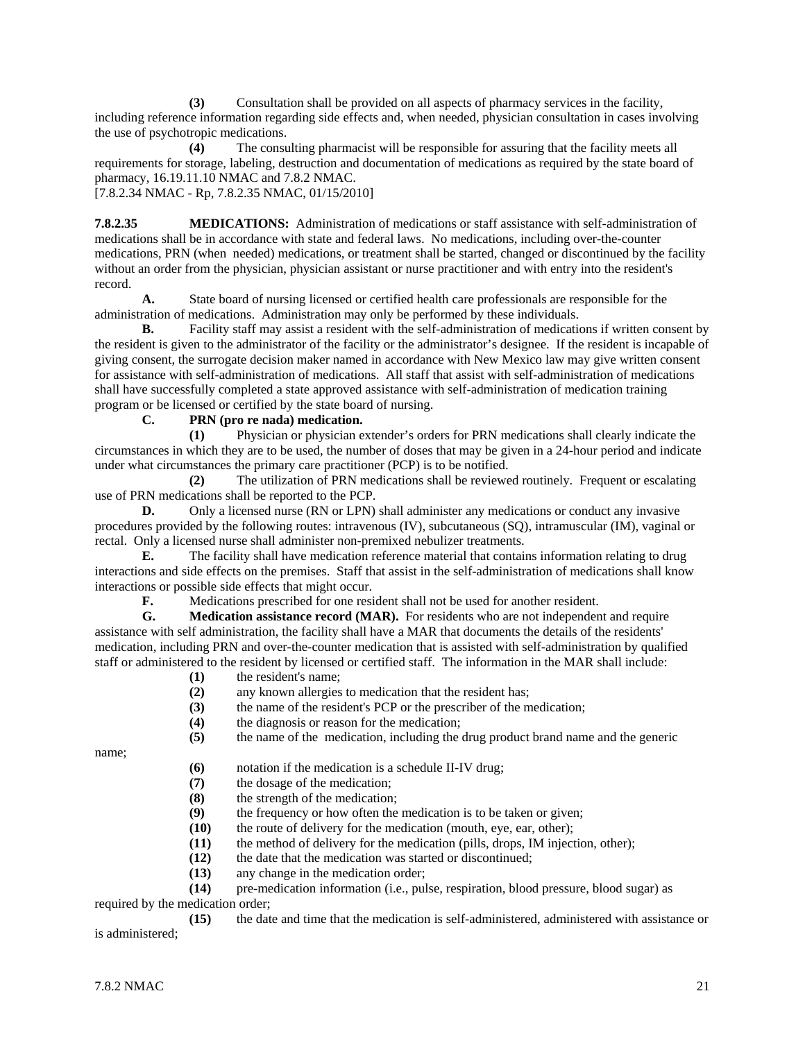**(3)** Consultation shall be provided on all aspects of pharmacy services in the facility, including reference information regarding side effects and, when needed, physician consultation in cases involving the use of psychotropic medications.

**(4)** The consulting pharmacist will be responsible for assuring that the facility meets all requirements for storage, labeling, destruction and documentation of medications as required by the state board of pharmacy, 16.19.11.10 NMAC and 7.8.2 NMAC.

[7.8.2.34 NMAC - Rp, 7.8.2.35 NMAC, 01/15/2010]

**7.8.2.35 MEDICATIONS:** Administration of medications or staff assistance with self-administration of medications shall be in accordance with state and federal laws. No medications, including over-the-counter medications, PRN (when needed) medications, or treatment shall be started, changed or discontinued by the facility without an order from the physician, physician assistant or nurse practitioner and with entry into the resident's record.

**A.** State board of nursing licensed or certified health care professionals are responsible for the administration of medications. Administration may only be performed by these individuals.

**B.** Facility staff may assist a resident with the self-administration of medications if written consent by the resident is given to the administrator of the facility or the administrator's designee. If the resident is incapable of giving consent, the surrogate decision maker named in accordance with New Mexico law may give written consent for assistance with self-administration of medications. All staff that assist with self-administration of medications shall have successfully completed a state approved assistance with self-administration of medication training program or be licensed or certified by the state board of nursing.

**C. PRN (pro re nada) medication.**

**(1)** Physician or physician extender's orders for PRN medications shall clearly indicate the circumstances in which they are to be used, the number of doses that may be given in a 24-hour period and indicate under what circumstances the primary care practitioner (PCP) is to be notified.

**(2)** The utilization of PRN medications shall be reviewed routinely. Frequent or escalating use of PRN medications shall be reported to the PCP.

**D.** Only a licensed nurse (RN or LPN) shall administer any medications or conduct any invasive procedures provided by the following routes: intravenous (IV), subcutaneous (SQ), intramuscular (IM), vaginal or rectal. Only a licensed nurse shall administer non-premixed nebulizer treatments.

**E.** The facility shall have medication reference material that contains information relating to drug interactions and side effects on the premises. Staff that assist in the self-administration of medications shall know interactions or possible side effects that might occur.

**F.** Medications prescribed for one resident shall not be used for another resident.

**G. Medication assistance record (MAR).** For residents who are not independent and require assistance with self administration, the facility shall have a MAR that documents the details of the residents' medication, including PRN and over-the-counter medication that is assisted with self-administration by qualified staff or administered to the resident by licensed or certified staff. The information in the MAR shall include:

**(1)** the resident's name;

**(2)** any known allergies to medication that the resident has;

**(3)** the name of the resident's PCP or the prescriber of the medication;

**(4)** the diagnosis or reason for the medication;

**(5)** the name of the medication, including the drug product brand name and the generic name;

**(6)** notation if the medication is a schedule II-IV drug;

**(7)** the dosage of the medication;

**(8)** the strength of the medication;

**(9)** the frequency or how often the medication is to be taken or given;

**(10)** the route of delivery for the medication (mouth, eye, ear, other);

**(11)** the method of delivery for the medication (pills, drops, IM injection, other);

**(12)** the date that the medication was started or discontinued;

**(13)** any change in the medication order;

**(14)** pre-medication information (i.e., pulse, respiration, blood pressure, blood sugar) as required by the medication order;

**(15)** the date and time that the medication is self-administered, administered with assistance or is administered;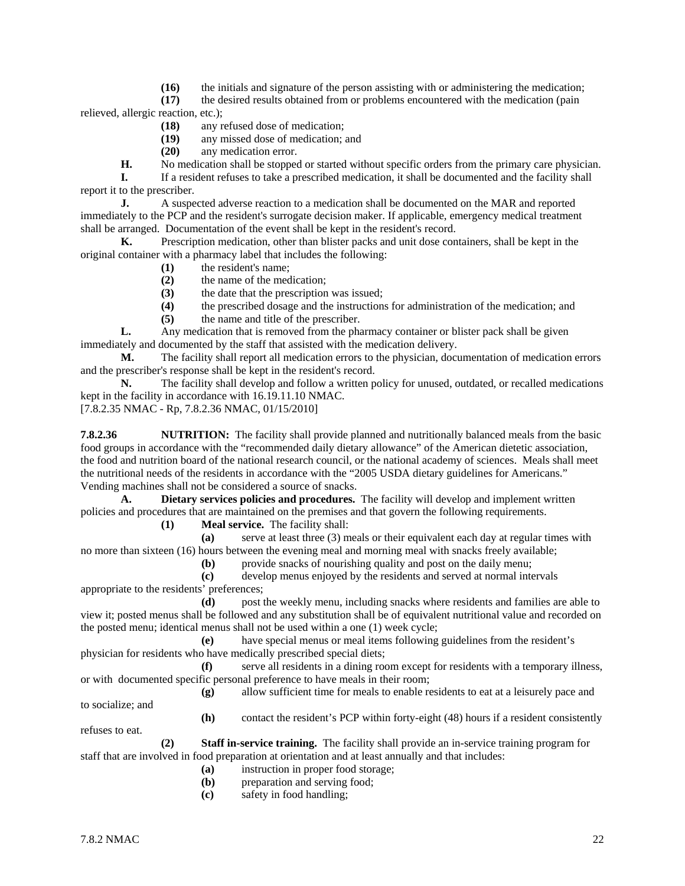**(16)** the initials and signature of the person assisting with or administering the medication;

**(17)** the desired results obtained from or problems encountered with the medication (pain relieved, allergic reaction, etc.);

**(18)** any refused dose of medication;

**(19)** any missed dose of medication; and

**(20)** any medication error.

**H.** No medication shall be stopped or started without specific orders from the primary care physician.

**I.** If a resident refuses to take a prescribed medication, it shall be documented and the facility shall report it to the prescriber.

**J.** A suspected adverse reaction to a medication shall be documented on the MAR and reported immediately to the PCP and the resident's surrogate decision maker. If applicable, emergency medical treatment shall be arranged. Documentation of the event shall be kept in the resident's record.

**K.** Prescription medication, other than blister packs and unit dose containers, shall be kept in the original container with a pharmacy label that includes the following:

**(1)** the resident's name;

**(2)** the name of the medication;

**(3)** the date that the prescription was issued;

**(4)** the prescribed dosage and the instructions for administration of the medication; and

**(5)** the name and title of the prescriber.

**L.** Any medication that is removed from the pharmacy container or blister pack shall be given immediately and documented by the staff that assisted with the medication delivery.

**M.** The facility shall report all medication errors to the physician, documentation of medication errors and the prescriber's response shall be kept in the resident's record.

**N.** The facility shall develop and follow a written policy for unused, outdated, or recalled medications kept in the facility in accordance with 16.19.11.10 NMAC.

[7.8.2.35 NMAC - Rp, 7.8.2.36 NMAC, 01/15/2010]

**7.8.2.36 NUTRITION:** The facility shall provide planned and nutritionally balanced meals from the basic food groups in accordance with the "recommended daily dietary allowance" of the American dietetic association, the food and nutrition board of the national research council, or the national academy of sciences. Meals shall meet the nutritional needs of the residents in accordance with the "2005 USDA dietary guidelines for Americans." Vending machines shall not be considered a source of snacks.

**A. Dietary services policies and procedures.** The facility will develop and implement written policies and procedures that are maintained on the premises and that govern the following requirements.

**(1) Meal service.** The facility shall:

**(a)** serve at least three (3) meals or their equivalent each day at regular times with no more than sixteen (16) hours between the evening meal and morning meal with snacks freely available;

**(b)** provide snacks of nourishing quality and post on the daily menu;

**(c)** develop menus enjoyed by the residents and served at normal intervals appropriate to the residents' preferences;

**(d)** post the weekly menu, including snacks where residents and families are able to view it; posted menus shall be followed and any substitution shall be of equivalent nutritional value and recorded on the posted menu; identical menus shall not be used within a one (1) week cycle;

**(e)** have special menus or meal items following guidelines from the resident's physician for residents who have medically prescribed special diets;

**(f)** serve all residents in a dining room except for residents with a temporary illness, or with documented specific personal preference to have meals in their room;

**(g)** allow sufficient time for meals to enable residents to eat at a leisurely pace and to socialize; and

**(h)** contact the resident's PCP within forty-eight (48) hours if a resident consistently refuses to eat.

**(2) Staff in-service training.** The facility shall provide an in-service training program for staff that are involved in food preparation at orientation and at least annually and that includes:

**(a)** instruction in proper food storage;

**(b)** preparation and serving food;

**(c)** safety in food handling;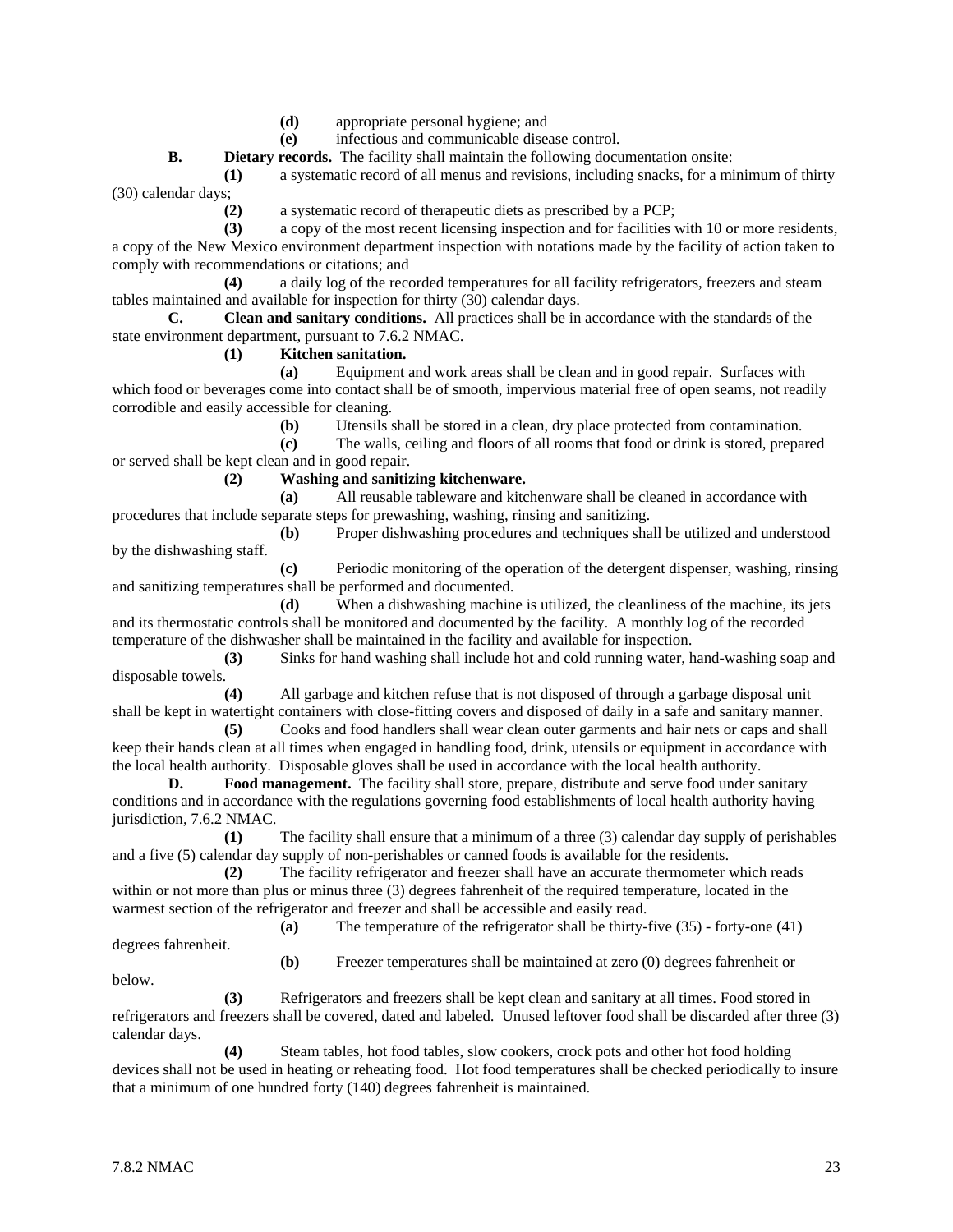**(d)** appropriate personal hygiene; and

**(e)** infectious and communicable disease control.

**B. Dietary records.** The facility shall maintain the following documentation onsite:

**(1)** a systematic record of all menus and revisions, including snacks, for a minimum of thirty (30) calendar days;

**(2)** a systematic record of therapeutic diets as prescribed by a PCP;

**(3)** a copy of the most recent licensing inspection and for facilities with 10 or more residents, a copy of the New Mexico environment department inspection with notations made by the facility of action taken to comply with recommendations or citations; and

**(4)** a daily log of the recorded temperatures for all facility refrigerators, freezers and steam tables maintained and available for inspection for thirty (30) calendar days.

**C. Clean and sanitary conditions.** All practices shall be in accordance with the standards of the state environment department, pursuant to 7.6.2 NMAC.

**(1) Kitchen sanitation.**

**(a)** Equipment and work areas shall be clean and in good repair. Surfaces with which food or beverages come into contact shall be of smooth, impervious material free of open seams, not readily corrodible and easily accessible for cleaning.

**(b)** Utensils shall be stored in a clean, dry place protected from contamination.

**(c)** The walls, ceiling and floors of all rooms that food or drink is stored, prepared or served shall be kept clean and in good repair.

**(2) Washing and sanitizing kitchenware.**

**(a)** All reusable tableware and kitchenware shall be cleaned in accordance with procedures that include separate steps for prewashing, washing, rinsing and sanitizing.

**(b)** Proper dishwashing procedures and techniques shall be utilized and understood by the dishwashing staff.

**(c)** Periodic monitoring of the operation of the detergent dispenser, washing, rinsing and sanitizing temperatures shall be performed and documented.

**(d)** When a dishwashing machine is utilized, the cleanliness of the machine, its jets and its thermostatic controls shall be monitored and documented by the facility. A monthly log of the recorded temperature of the dishwasher shall be maintained in the facility and available for inspection.

**(3)** Sinks for hand washing shall include hot and cold running water, hand-washing soap and disposable towels.

**(4)** All garbage and kitchen refuse that is not disposed of through a garbage disposal unit shall be kept in watertight containers with close-fitting covers and disposed of daily in a safe and sanitary manner.

**(5)** Cooks and food handlers shall wear clean outer garments and hair nets or caps and shall keep their hands clean at all times when engaged in handling food, drink, utensils or equipment in accordance with the local health authority. Disposable gloves shall be used in accordance with the local health authority.

**D. Food management.** The facility shall store, prepare, distribute and serve food under sanitary conditions and in accordance with the regulations governing food establishments of local health authority having jurisdiction, 7.6.2 NMAC.

**(1)** The facility shall ensure that a minimum of a three (3) calendar day supply of perishables and a five (5) calendar day supply of non-perishables or canned foods is available for the residents.

**(2)** The facility refrigerator and freezer shall have an accurate thermometer which reads within or not more than plus or minus three (3) degrees fahrenheit of the required temperature, located in the warmest section of the refrigerator and freezer and shall be accessible and easily read.

**(a)** The temperature of the refrigerator shall be thirty-five (35) - forty-one (41) degrees fahrenheit.

**(b)** Freezer temperatures shall be maintained at zero (0) degrees fahrenheit or below.

**(3)** Refrigerators and freezers shall be kept clean and sanitary at all times. Food stored in refrigerators and freezers shall be covered, dated and labeled. Unused leftover food shall be discarded after three (3) calendar days.

**(4)** Steam tables, hot food tables, slow cookers, crock pots and other hot food holding devices shall not be used in heating or reheating food. Hot food temperatures shall be checked periodically to insure that a minimum of one hundred forty (140) degrees fahrenheit is maintained.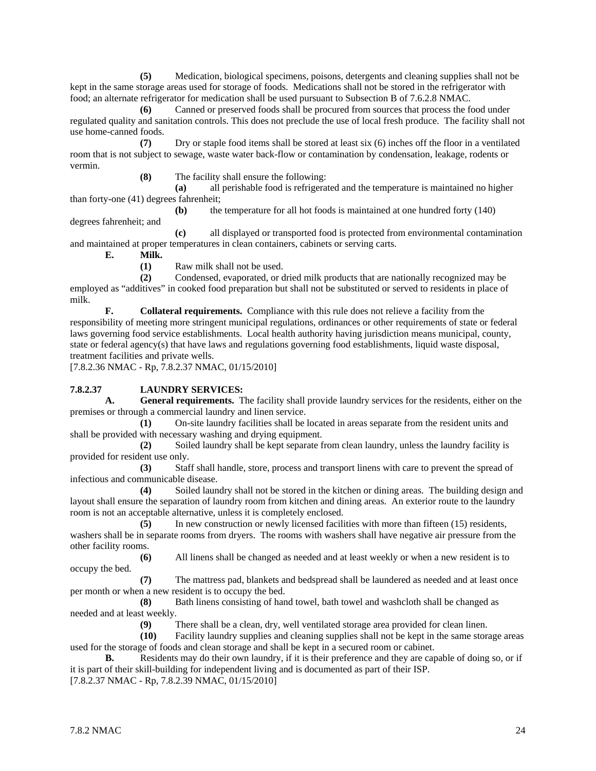**(5)** Medication, biological specimens, poisons, detergents and cleaning supplies shall not be kept in the same storage areas used for storage of foods. Medications shall not be stored in the refrigerator with food; an alternate refrigerator for medication shall be used pursuant to Subsection B of 7.6.2.8 NMAC.

**(6)** Canned or preserved foods shall be procured from sources that process the food under regulated quality and sanitation controls. This does not preclude the use of local fresh produce. The facility shall not use home-canned foods.

**(7)** Dry or staple food items shall be stored at least six (6) inches off the floor in a ventilated room that is not subject to sewage, waste water back-flow or contamination by condensation, leakage, rodents or vermin.

**(8)** The facility shall ensure the following:

**(a)** all perishable food is refrigerated and the temperature is maintained no higher than forty-one (41) degrees fahrenheit;

**(b)** the temperature for all hot foods is maintained at one hundred forty (140) degrees fahrenheit; and

**(c)** all displayed or transported food is protected from environmental contamination and maintained at proper temperatures in clean containers, cabinets or serving carts.

**E. Milk.**

**(1)** Raw milk shall not be used.

**(2)** Condensed, evaporated, or dried milk products that are nationally recognized may be employed as "additives" in cooked food preparation but shall not be substituted or served to residents in place of milk.

**F. Collateral requirements.** Compliance with this rule does not relieve a facility from the responsibility of meeting more stringent municipal regulations, ordinances or other requirements of state or federal laws governing food service establishments. Local health authority having jurisdiction means municipal, county, state or federal agency(s) that have laws and regulations governing food establishments, liquid waste disposal, treatment facilities and private wells.

[7.8.2.36 NMAC - Rp, 7.8.2.37 NMAC, 01/15/2010]

**7.8.2.37 LAUNDRY SERVICES:**

**A. General requirements.** The facility shall provide laundry services for the residents, either on the premises or through a commercial laundry and linen service.

**(1)** On-site laundry facilities shall be located in areas separate from the resident units and shall be provided with necessary washing and drying equipment.

**(2)** Soiled laundry shall be kept separate from clean laundry, unless the laundry facility is provided for resident use only.

**(3)** Staff shall handle, store, process and transport linens with care to prevent the spread of infectious and communicable disease.

**(4)** Soiled laundry shall not be stored in the kitchen or dining areas. The building design and layout shall ensure the separation of laundry room from kitchen and dining areas. An exterior route to the laundry room is not an acceptable alternative, unless it is completely enclosed.

**(5)** In new construction or newly licensed facilities with more than fifteen (15) residents, washers shall be in separate rooms from dryers. The rooms with washers shall have negative air pressure from the other facility rooms.

**(6)** All linens shall be changed as needed and at least weekly or when a new resident is to occupy the bed.

**(7)** The mattress pad, blankets and bedspread shall be laundered as needed and at least once per month or when a new resident is to occupy the bed.

**(8)** Bath linens consisting of hand towel, bath towel and washcloth shall be changed as needed and at least weekly.

**(9)** There shall be a clean, dry, well ventilated storage area provided for clean linen.

**(10)** Facility laundry supplies and cleaning supplies shall not be kept in the same storage areas used for the storage of foods and clean storage and shall be kept in a secured room or cabinet.

**B.** Residents may do their own laundry, if it is their preference and they are capable of doing so, or if it is part of their skill-building for independent living and is documented as part of their ISP.

[7.8.2.37 NMAC - Rp, 7.8.2.39 NMAC, 01/15/2010]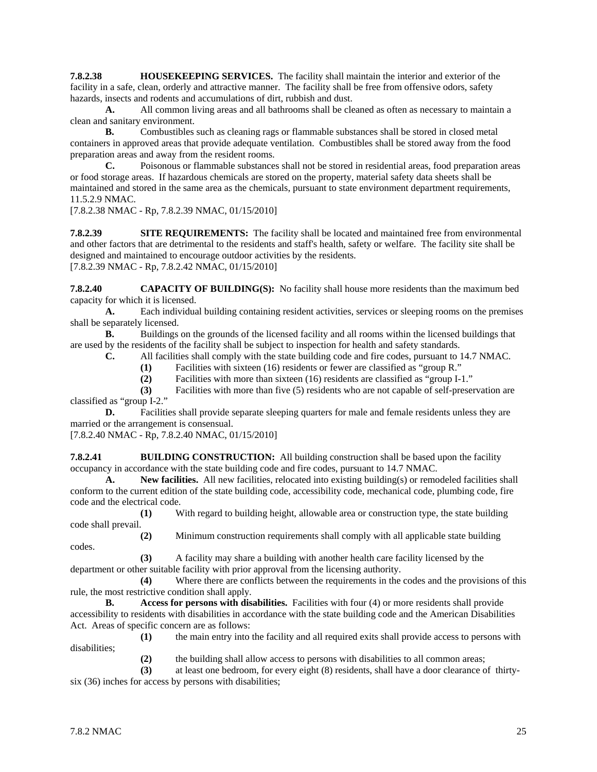**7.8.2.38 HOUSEKEEPING SERVICES.** The facility shall maintain the interior and exterior of the facility in a safe, clean, orderly and attractive manner. The facility shall be free from offensive odors, safety hazards, insects and rodents and accumulations of dirt, rubbish and dust.

**A.** All common living areas and all bathrooms shall be cleaned as often as necessary to maintain a clean and sanitary environment.

**B.** Combustibles such as cleaning rags or flammable substances shall be stored in closed metal containers in approved areas that provide adequate ventilation. Combustibles shall be stored away from the food preparation areas and away from the resident rooms.

**C.** Poisonous or flammable substances shall not be stored in residential areas, food preparation areas or food storage areas. If hazardous chemicals are stored on the property, material safety data sheets shall be maintained and stored in the same area as the chemicals, pursuant to state environment department requirements, 11.5.2.9 NMAC.

[7.8.2.38 NMAC - Rp, 7.8.2.39 NMAC, 01/15/2010]

**7.8.2.39 SITE REQUIREMENTS:** The facility shall be located and maintained free from environmental and other factors that are detrimental to the residents and staff's health, safety or welfare. The facility site shall be designed and maintained to encourage outdoor activities by the residents.

[7.8.2.39 NMAC - Rp, 7.8.2.42 NMAC, 01/15/2010]

**7.8.2.40 CAPACITY OF BUILDING(S):** No facility shall house more residents than the maximum bed capacity for which it is licensed.

**A.** Each individual building containing resident activities, services or sleeping rooms on the premises shall be separately licensed.

**B.** Buildings on the grounds of the licensed facility and all rooms within the licensed buildings that are used by the residents of the facility shall be subject to inspection for health and safety standards.

**C.** All facilities shall comply with the state building code and fire codes, pursuant to 14.7 NMAC.

**(1)** Facilities with sixteen (16) residents or fewer are classified as "group R."

**(2)** Facilities with more than sixteen (16) residents are classified as "group I-1."

**(3)** Facilities with more than five (5) residents who are not capable of self-preservation are classified as "group I-2."

**D.** Facilities shall provide separate sleeping quarters for male and female residents unless they are married or the arrangement is consensual.

[7.8.2.40 NMAC - Rp, 7.8.2.40 NMAC, 01/15/2010]

**7.8.2.41 BUILDING CONSTRUCTION:** All building construction shall be based upon the facility occupancy in accordance with the state building code and fire codes, pursuant to 14.7 NMAC.

**A. New facilities.** All new facilities, relocated into existing building(s) or remodeled facilities shall conform to the current edition of the state building code, accessibility code, mechanical code, plumbing code, fire code and the electrical code.

**(1)** With regard to building height, allowable area or construction type, the state building code shall prevail.

**(2)** Minimum construction requirements shall comply with all applicable state building codes.

**(3)** A facility may share a building with another health care facility licensed by the department or other suitable facility with prior approval from the licensing authority.

**(4)** Where there are conflicts between the requirements in the codes and the provisions of this rule, the most restrictive condition shall apply.

**B. Access for persons with disabilities.** Facilities with four (4) or more residents shall provide accessibility to residents with disabilities in accordance with the state building code and the American Disabilities Act. Areas of specific concern are as follows:

**(1)** the main entry into the facility and all required exits shall provide access to persons with disabilities;

**(2)** the building shall allow access to persons with disabilities to all common areas;

**(3)** at least one bedroom, for every eight (8) residents, shall have a door clearance of thirty-six (36) inches for access by persons with disabilities;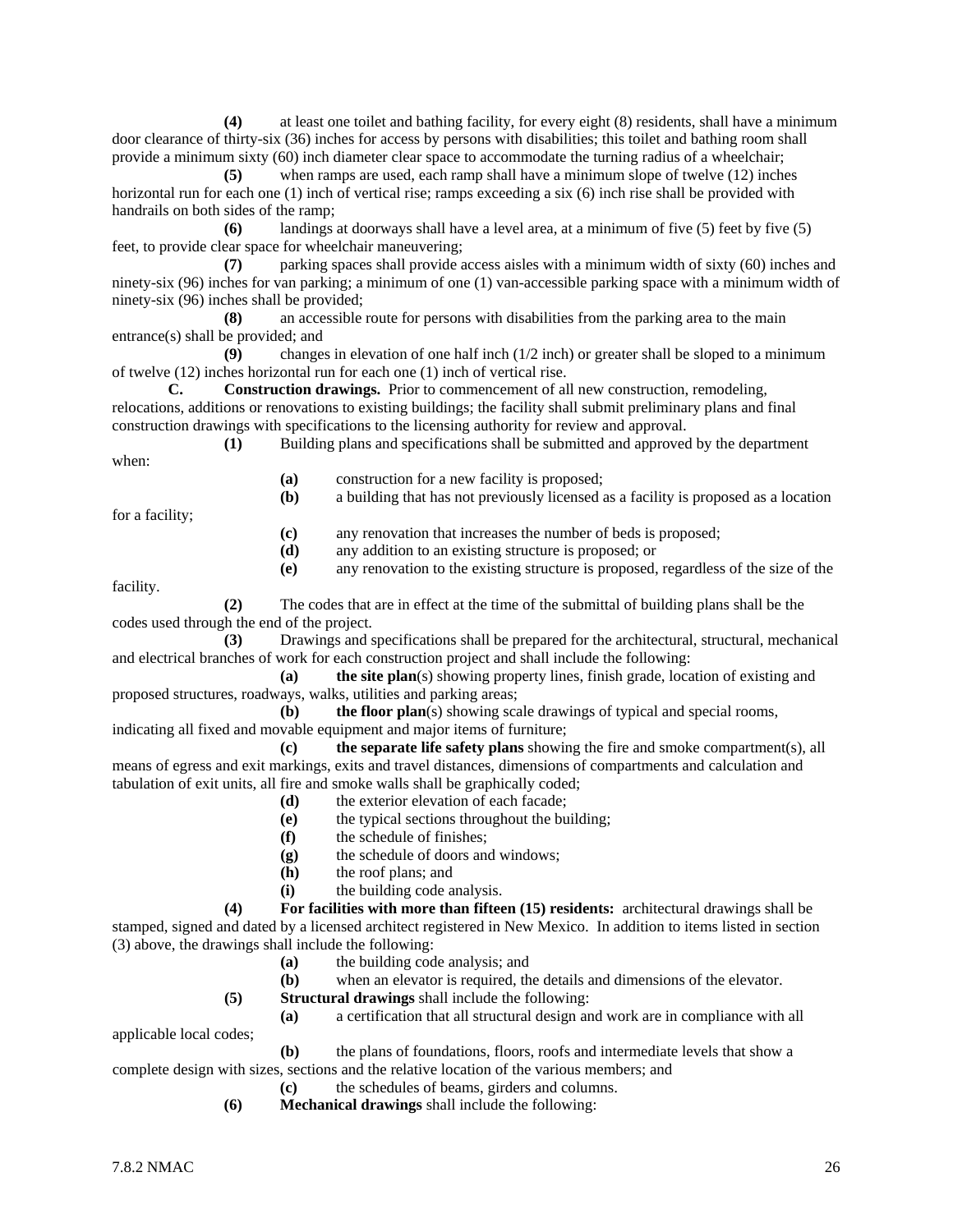**(4)** at least one toilet and bathing facility, for every eight (8) residents, shall have a minimum door clearance of thirty-six (36) inches for access by persons with disabilities; this toilet and bathing room shall provide a minimum sixty (60) inch diameter clear space to accommodate the turning radius of a wheelchair;

**(5)** when ramps are used, each ramp shall have a minimum slope of twelve (12) inches horizontal run for each one (1) inch of vertical rise; ramps exceeding a six (6) inch rise shall be provided with handrails on both sides of the ramp;

**(6)** landings at doorways shall have a level area, at a minimum of five (5) feet by five (5) feet, to provide clear space for wheelchair maneuvering;

**(7)** parking spaces shall provide access aisles with a minimum width of sixty (60) inches and ninety-six (96) inches for van parking; a minimum of one (1) van-accessible parking space with a minimum width of ninety-six (96) inches shall be provided;

**(8)** an accessible route for persons with disabilities from the parking area to the main entrance(s) shall be provided; and

**(9)** changes in elevation of one half inch (1/2 inch) or greater shall be sloped to a minimum of twelve (12) inches horizontal run for each one (1) inch of vertical rise.

**C. Construction drawings.** Prior to commencement of all new construction, remodeling, relocations, additions or renovations to existing buildings; the facility shall submit preliminary plans and final construction drawings with specifications to the licensing authority for review and approval.

**(1)** Building plans and specifications shall be submitted and approved by the department when:

**(a)** construction for a new facility is proposed;

**(b)** a building that has not previously licensed as a facility is proposed as a location for a facility;

**(c)** any renovation that increases the number of beds is proposed;

**(d)** any addition to an existing structure is proposed; or

**(e)** any renovation to the existing structure is proposed, regardless of the size of the facility.

**(2)** The codes that are in effect at the time of the submittal of building plans shall be the codes used through the end of the project.

**(3)** Drawings and specifications shall be prepared for the architectural, structural, mechanical and electrical branches of work for each construction project and shall include the following:

**(a)** **the site plan**(s) showing property lines, finish grade, location of existing and proposed structures, roadways, walks, utilities and parking areas;

**(b)** **the floor plan**(s) showing scale drawings of typical and special rooms, indicating all fixed and movable equipment and major items of furniture;

**(c)** **the separate life safety plans** showing the fire and smoke compartment(s), all means of egress and exit markings, exits and travel distances, dimensions of compartments and calculation and tabulation of exit units, all fire and smoke walls shall be graphically coded;

**(d)** the exterior elevation of each facade;

**(e)** the typical sections throughout the building;

**(f)** the schedule of finishes;

**(g)** the schedule of doors and windows;

**(h)** the roof plans; and

**(i)** the building code analysis.

**(4)** **For facilities with more than fifteen (15) residents:** architectural drawings shall be stamped, signed and dated by a licensed architect registered in New Mexico. In addition to items listed in section (3) above, the drawings shall include the following:

**(a)** the building code analysis; and

**(b)** when an elevator is required, the details and dimensions of the elevator.

**(5)** **Structural drawings** shall include the following:

**(a)** a certification that all structural design and work are in compliance with all applicable local codes;

**(b)** the plans of foundations, floors, roofs and intermediate levels that show a complete design with sizes, sections and the relative location of the various members; and

**(c)** the schedules of beams, girders and columns.

**(6)** **Mechanical drawings** shall include the following: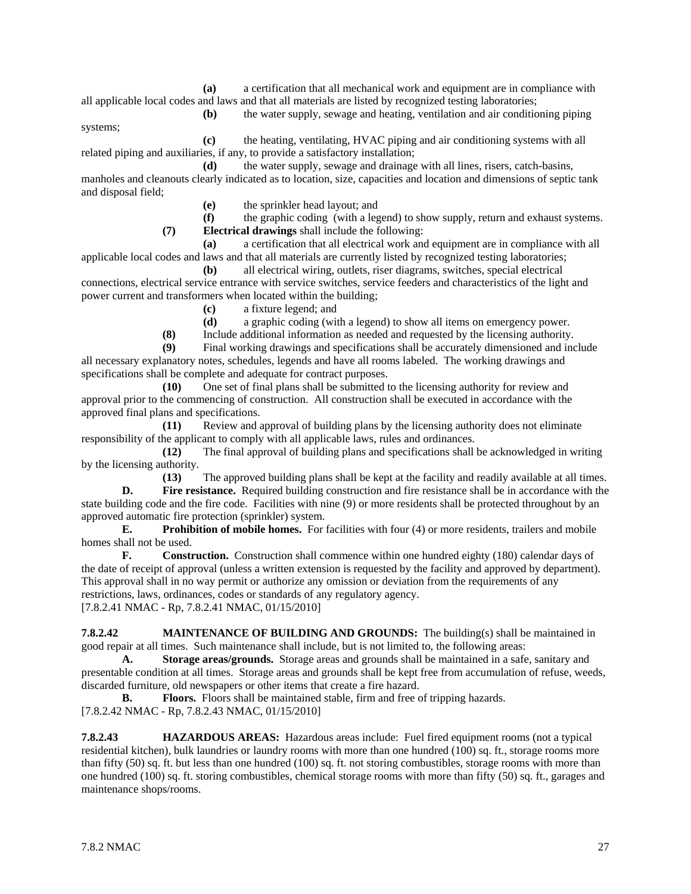**(a)** a certification that all mechanical work and equipment are in compliance with all applicable local codes and laws and that all materials are listed by recognized testing laboratories;

**(b)** the water supply, sewage and heating, ventilation and air conditioning piping systems;

**(c)** the heating, ventilating, HVAC piping and air conditioning systems with all related piping and auxiliaries, if any, to provide a satisfactory installation;

**(d)** the water supply, sewage and drainage with all lines, risers, catch-basins, manholes and cleanouts clearly indicated as to location, size, capacities and location and dimensions of septic tank and disposal field;

**(e)** the sprinkler head layout; and

**(f)** the graphic coding (with a legend) to show supply, return and exhaust systems.

**(7)** **Electrical drawings** shall include the following:

**(a)** a certification that all electrical work and equipment are in compliance with all applicable local codes and laws and that all materials are currently listed by recognized testing laboratories;

**(b)** all electrical wiring, outlets, riser diagrams, switches, special electrical connections, electrical service entrance with service switches, service feeders and characteristics of the light and power current and transformers when located within the building;

**(c)** a fixture legend; and

**(d)** a graphic coding (with a legend) to show all items on emergency power.

**(8)** Include additional information as needed and requested by the licensing authority.

**(9)** Final working drawings and specifications shall be accurately dimensioned and include all necessary explanatory notes, schedules, legends and have all rooms labeled. The working drawings and specifications shall be complete and adequate for contract purposes.

**(10)** One set of final plans shall be submitted to the licensing authority for review and approval prior to the commencing of construction. All construction shall be executed in accordance with the approved final plans and specifications.

**(11)** Review and approval of building plans by the licensing authority does not eliminate responsibility of the applicant to comply with all applicable laws, rules and ordinances.

**(12)** The final approval of building plans and specifications shall be acknowledged in writing by the licensing authority.

**(13)** The approved building plans shall be kept at the facility and readily available at all times.

**D.** **Fire resistance.** Required building construction and fire resistance shall be in accordance with the state building code and the fire code. Facilities with nine (9) or more residents shall be protected throughout by an approved automatic fire protection (sprinkler) system.

**E.** **Prohibition of mobile homes.** For facilities with four (4) or more residents, trailers and mobile homes shall not be used.

**F.** **Construction.** Construction shall commence within one hundred eighty (180) calendar days of the date of receipt of approval (unless a written extension is requested by the facility and approved by department). This approval shall in no way permit or authorize any omission or deviation from the requirements of any restrictions, laws, ordinances, codes or standards of any regulatory agency.

[7.8.2.41 NMAC - Rp, 7.8.2.41 NMAC, 01/15/2010]

**7.8.2.42** **MAINTENANCE OF BUILDING AND GROUNDS:** The building(s) shall be maintained in good repair at all times. Such maintenance shall include, but is not limited to, the following areas:

**A.** **Storage areas/grounds.** Storage areas and grounds shall be maintained in a safe, sanitary and presentable condition at all times. Storage areas and grounds shall be kept free from accumulation of refuse, weeds, discarded furniture, old newspapers or other items that create a fire hazard.

**B.** **Floors.** Floors shall be maintained stable, firm and free of tripping hazards.

[7.8.2.42 NMAC - Rp, 7.8.2.43 NMAC, 01/15/2010]

**7.8.2.43** **HAZARDOUS AREAS:** Hazardous areas include: Fuel fired equipment rooms (not a typical residential kitchen), bulk laundries or laundry rooms with more than one hundred (100) sq. ft., storage rooms more than fifty (50) sq. ft. but less than one hundred (100) sq. ft. not storing combustibles, storage rooms with more than one hundred (100) sq. ft. storing combustibles, chemical storage rooms with more than fifty (50) sq. ft., garages and maintenance shops/rooms.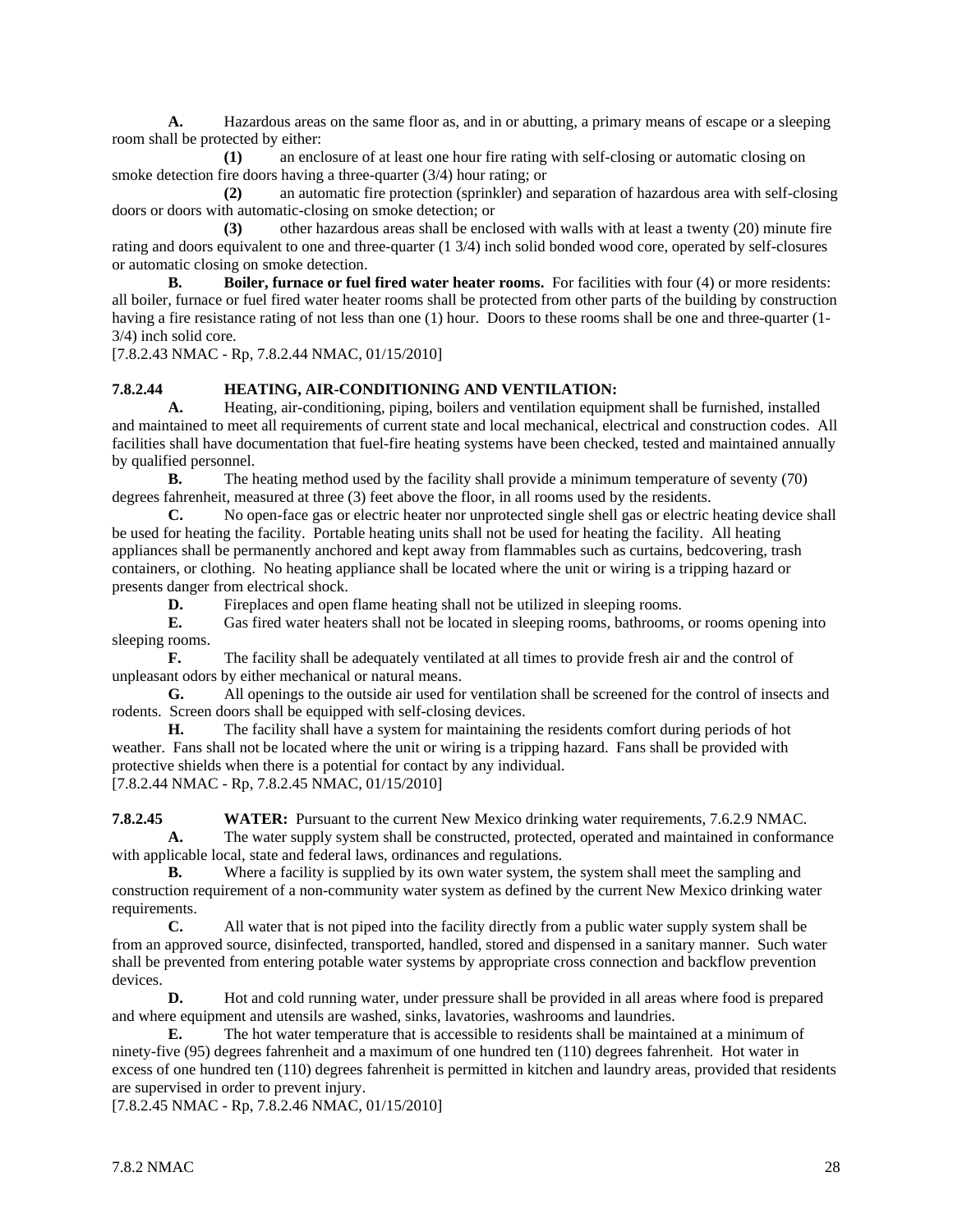**A.** Hazardous areas on the same floor as, and in or abutting, a primary means of escape or a sleeping room shall be protected by either:

**(1)** an enclosure of at least one hour fire rating with self-closing or automatic closing on smoke detection fire doors having a three-quarter (3/4) hour rating; or

**(2)** an automatic fire protection (sprinkler) and separation of hazardous area with self-closing doors or doors with automatic-closing on smoke detection; or

**(3)** other hazardous areas shall be enclosed with walls with at least a twenty (20) minute fire rating and doors equivalent to one and three-quarter (1 3/4) inch solid bonded wood core, operated by self-closures or automatic closing on smoke detection.

**B. Boiler, furnace or fuel fired water heater rooms.** For facilities with four (4) or more residents: all boiler, furnace or fuel fired water heater rooms shall be protected from other parts of the building by construction having a fire resistance rating of not less than one (1) hour. Doors to these rooms shall be one and three-quarter (1-3/4) inch solid core.

[7.8.2.43 NMAC - Rp, 7.8.2.44 NMAC, 01/15/2010]

**7.8.2.44 HEATING, AIR-CONDITIONING AND VENTILATION:**

**A.** Heating, air-conditioning, piping, boilers and ventilation equipment shall be furnished, installed and maintained to meet all requirements of current state and local mechanical, electrical and construction codes. All facilities shall have documentation that fuel-fire heating systems have been checked, tested and maintained annually by qualified personnel.

**B.** The heating method used by the facility shall provide a minimum temperature of seventy (70) degrees fahrenheit, measured at three (3) feet above the floor, in all rooms used by the residents.

**C.** No open-face gas or electric heater nor unprotected single shell gas or electric heating device shall be used for heating the facility. Portable heating units shall not be used for heating the facility. All heating appliances shall be permanently anchored and kept away from flammables such as curtains, bedcovering, trash containers, or clothing. No heating appliance shall be located where the unit or wiring is a tripping hazard or presents danger from electrical shock.

**D.** Fireplaces and open flame heating shall not be utilized in sleeping rooms.

**E.** Gas fired water heaters shall not be located in sleeping rooms, bathrooms, or rooms opening into sleeping rooms.

**F.** The facility shall be adequately ventilated at all times to provide fresh air and the control of unpleasant odors by either mechanical or natural means.

**G.** All openings to the outside air used for ventilation shall be screened for the control of insects and rodents. Screen doors shall be equipped with self-closing devices.

**H.** The facility shall have a system for maintaining the residents comfort during periods of hot weather. Fans shall not be located where the unit or wiring is a tripping hazard. Fans shall be provided with protective shields when there is a potential for contact by any individual.

[7.8.2.44 NMAC - Rp, 7.8.2.45 NMAC, 01/15/2010]

**7.8.2.45 WATER:** Pursuant to the current New Mexico drinking water requirements, 7.6.2.9 NMAC.

**A.** The water supply system shall be constructed, protected, operated and maintained in conformance with applicable local, state and federal laws, ordinances and regulations.

**B.** Where a facility is supplied by its own water system, the system shall meet the sampling and construction requirement of a non-community water system as defined by the current New Mexico drinking water requirements.

**C.** All water that is not piped into the facility directly from a public water supply system shall be from an approved source, disinfected, transported, handled, stored and dispensed in a sanitary manner. Such water shall be prevented from entering potable water systems by appropriate cross connection and backflow prevention devices.

**D.** Hot and cold running water, under pressure shall be provided in all areas where food is prepared and where equipment and utensils are washed, sinks, lavatories, washrooms and laundries.

**E.** The hot water temperature that is accessible to residents shall be maintained at a minimum of ninety-five (95) degrees fahrenheit and a maximum of one hundred ten (110) degrees fahrenheit. Hot water in excess of one hundred ten (110) degrees fahrenheit is permitted in kitchen and laundry areas, provided that residents are supervised in order to prevent injury.

[7.8.2.45 NMAC - Rp, 7.8.2.46 NMAC, 01/15/2010]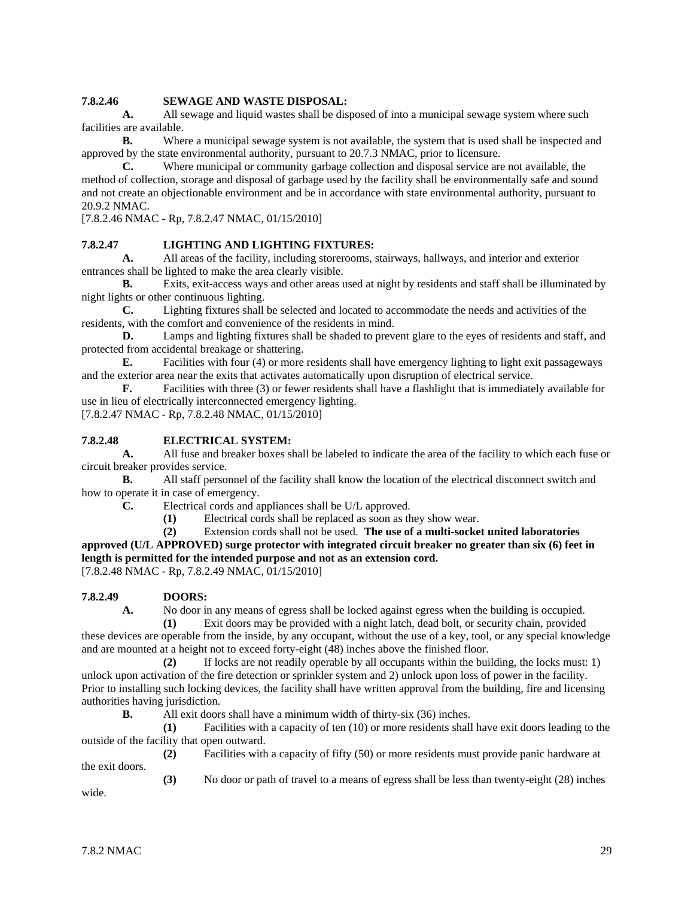**7.8.2.46 SEWAGE AND WASTE DISPOSAL:**

**A.** All sewage and liquid wastes shall be disposed of into a municipal sewage system where such facilities are available.

**B.** Where a municipal sewage system is not available, the system that is used shall be inspected and approved by the state environmental authority, pursuant to 20.7.3 NMAC, prior to licensure.

**C.** Where municipal or community garbage collection and disposal service are not available, the method of collection, storage and disposal of garbage used by the facility shall be environmentally safe and sound and not create an objectionable environment and be in accordance with state environmental authority, pursuant to 20.9.2 NMAC.

[7.8.2.46 NMAC - Rp, 7.8.2.47 NMAC, 01/15/2010]

**7.8.2.47 LIGHTING AND LIGHTING FIXTURES:**

**A.** All areas of the facility, including storerooms, stairways, hallways, and interior and exterior entrances shall be lighted to make the area clearly visible.

**B.** Exits, exit-access ways and other areas used at night by residents and staff shall be illuminated by night lights or other continuous lighting.

**C.** Lighting fixtures shall be selected and located to accommodate the needs and activities of the residents, with the comfort and convenience of the residents in mind.

**D.** Lamps and lighting fixtures shall be shaded to prevent glare to the eyes of residents and staff, and protected from accidental breakage or shattering.

**E.** Facilities with four (4) or more residents shall have emergency lighting to light exit passageways and the exterior area near the exits that activates automatically upon disruption of electrical service.

**F.** Facilities with three (3) or fewer residents shall have a flashlight that is immediately available for use in lieu of electrically interconnected emergency lighting.

[7.8.2.47 NMAC - Rp, 7.8.2.48 NMAC, 01/15/2010]

**7.8.2.48 ELECTRICAL SYSTEM:**

**A.** All fuse and breaker boxes shall be labeled to indicate the area of the facility to which each fuse or circuit breaker provides service.

**B.** All staff personnel of the facility shall know the location of the electrical disconnect switch and how to operate it in case of emergency.

**C.** Electrical cords and appliances shall be U/L approved.

**(1)** Electrical cords shall be replaced as soon as they show wear.

**(2)** Extension cords shall not be used. **The use of a multi-socket united laboratories approved (U/L APPROVED) surge protector with integrated circuit breaker no greater than six (6) feet in length is permitted for the intended purpose and not as an extension cord.**

[7.8.2.48 NMAC - Rp, 7.8.2.49 NMAC, 01/15/2010]

**7.8.2.49 DOORS:**

**A.** No door in any means of egress shall be locked against egress when the building is occupied.

**(1)** Exit doors may be provided with a night latch, dead bolt, or security chain, provided these devices are operable from the inside, by any occupant, without the use of a key, tool, or any special knowledge and are mounted at a height not to exceed forty-eight (48) inches above the finished floor.

**(2)** If locks are not readily operable by all occupants within the building, the locks must: 1) unlock upon activation of the fire detection or sprinkler system and 2) unlock upon loss of power in the facility. Prior to installing such locking devices, the facility shall have written approval from the building, fire and licensing authorities having jurisdiction.

**B.** All exit doors shall have a minimum width of thirty-six (36) inches.

**(1)** Facilities with a capacity of ten (10) or more residents shall have exit doors leading to the outside of the facility that open outward.

**(2)** Facilities with a capacity of fifty (50) or more residents must provide panic hardware at the exit doors.

**(3)** No door or path of travel to a means of egress shall be less than twenty-eight (28) inches wide.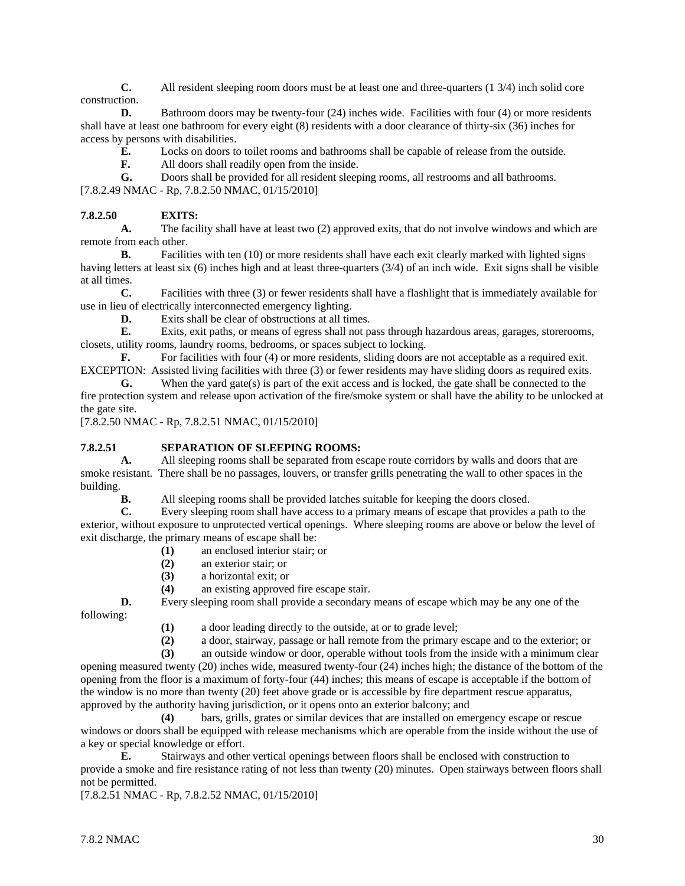**C.** All resident sleeping room doors must be at least one and three-quarters (1 3/4) inch solid core construction.

**D.** Bathroom doors may be twenty-four (24) inches wide. Facilities with four (4) or more residents shall have at least one bathroom for every eight (8) residents with a door clearance of thirty-six (36) inches for access by persons with disabilities.

**E.** Locks on doors to toilet rooms and bathrooms shall be capable of release from the outside.

**F.** All doors shall readily open from the inside.

**G.** Doors shall be provided for all resident sleeping rooms, all restrooms and all bathrooms.

[7.8.2.49 NMAC - Rp, 7.8.2.50 NMAC, 01/15/2010]

**7.8.2.50 EXITS:**

**A.** The facility shall have at least two (2) approved exits, that do not involve windows and which are remote from each other.

**B.** Facilities with ten (10) or more residents shall have each exit clearly marked with lighted signs having letters at least six (6) inches high and at least three-quarters (3/4) of an inch wide. Exit signs shall be visible at all times.

**C.** Facilities with three (3) or fewer residents shall have a flashlight that is immediately available for use in lieu of electrically interconnected emergency lighting.

**D.** Exits shall be clear of obstructions at all times.

**E.** Exits, exit paths, or means of egress shall not pass through hazardous areas, garages, storerooms, closets, utility rooms, laundry rooms, bedrooms, or spaces subject to locking.

**F.** For facilities with four (4) or more residents, sliding doors are not acceptable as a required exit. EXCEPTION: Assisted living facilities with three (3) or fewer residents may have sliding doors as required exits.

**G.** When the yard gate(s) is part of the exit access and is locked, the gate shall be connected to the fire protection system and release upon activation of the fire/smoke system or shall have the ability to be unlocked at the gate site.

[7.8.2.50 NMAC - Rp, 7.8.2.51 NMAC, 01/15/2010]

**7.8.2.51 SEPARATION OF SLEEPING ROOMS:**

**A.** All sleeping rooms shall be separated from escape route corridors by walls and doors that are smoke resistant. There shall be no passages, louvers, or transfer grills penetrating the wall to other spaces in the building.

**B.** All sleeping rooms shall be provided latches suitable for keeping the doors closed.

**C.** Every sleeping room shall have access to a primary means of escape that provides a path to the exterior, without exposure to unprotected vertical openings. Where sleeping rooms are above or below the level of exit discharge, the primary means of escape shall be:

**(1)** an enclosed interior stair; or

**(2)** an exterior stair; or

**(3)** a horizontal exit; or

**(4)** an existing approved fire escape stair.

**D.** Every sleeping room shall provide a secondary means of escape which may be any one of the following:

**(1)** a door leading directly to the outside, at or to grade level;

**(2)** a door, stairway, passage or hall remote from the primary escape and to the exterior; or

**(3)** an outside window or door, operable without tools from the inside with a minimum clear opening measured twenty (20) inches wide, measured twenty-four (24) inches high; the distance of the bottom of the opening from the floor is a maximum of forty-four (44) inches; this means of escape is acceptable if the bottom of the window is no more than twenty (20) feet above grade or is accessible by fire department rescue apparatus, approved by the authority having jurisdiction, or it opens onto an exterior balcony; and

**(4)** bars, grills, grates or similar devices that are installed on emergency escape or rescue windows or doors shall be equipped with release mechanisms which are operable from the inside without the use of a key or special knowledge or effort.

**E.** Stairways and other vertical openings between floors shall be enclosed with construction to provide a smoke and fire resistance rating of not less than twenty (20) minutes. Open stairways between floors shall not be permitted.

[7.8.2.51 NMAC - Rp, 7.8.2.52 NMAC, 01/15/2010]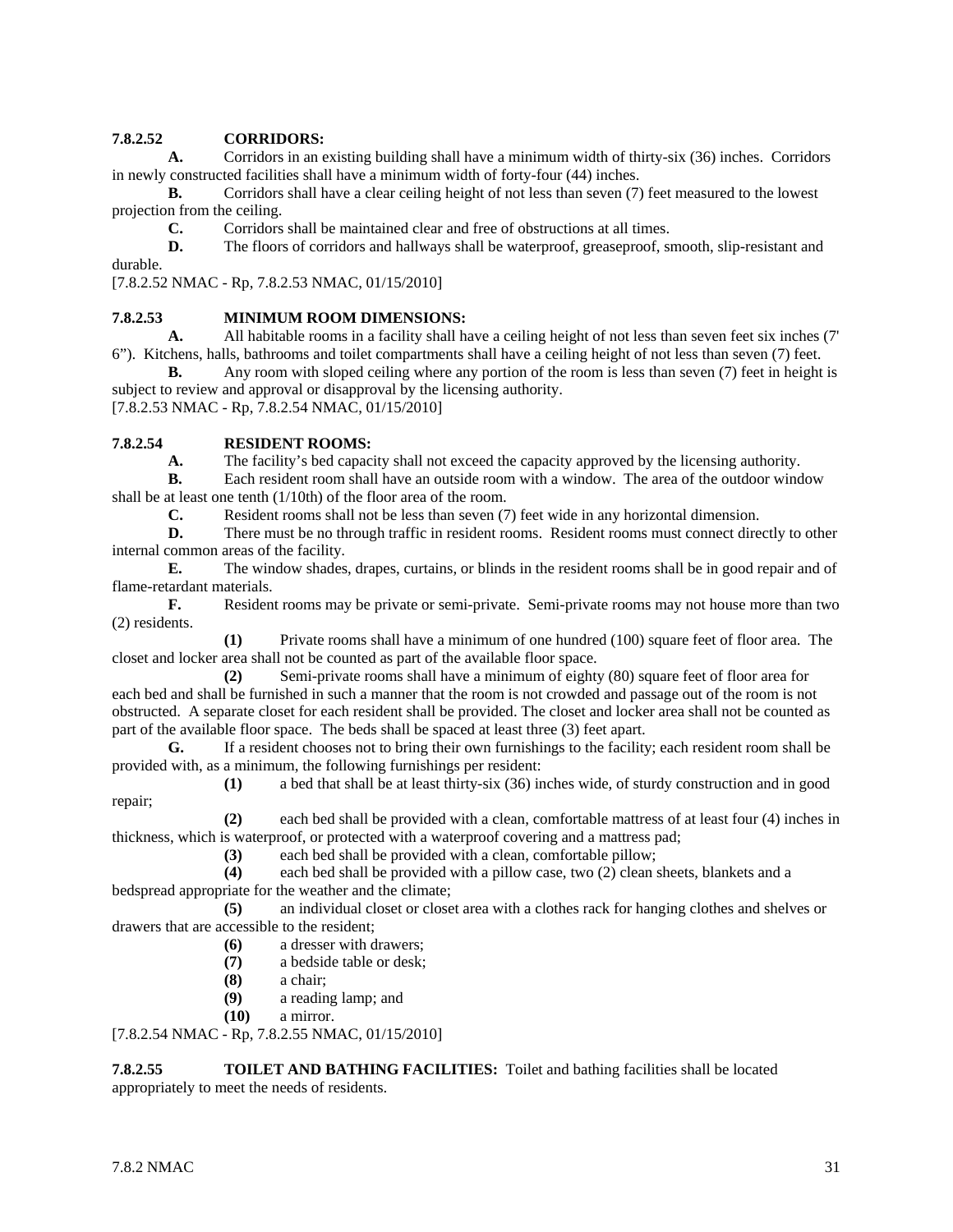**7.8.2.52 CORRIDORS:**

**A.** Corridors in an existing building shall have a minimum width of thirty-six (36) inches. Corridors in newly constructed facilities shall have a minimum width of forty-four (44) inches.

**B.** Corridors shall have a clear ceiling height of not less than seven (7) feet measured to the lowest projection from the ceiling.

**C.** Corridors shall be maintained clear and free of obstructions at all times.

**D.** The floors of corridors and hallways shall be waterproof, greaseproof, smooth, slip-resistant and durable.

[7.8.2.52 NMAC - Rp, 7.8.2.53 NMAC, 01/15/2010]

**7.8.2.53 MINIMUM ROOM DIMENSIONS:**

**A.** All habitable rooms in a facility shall have a ceiling height of not less than seven feet six inches (7' 6"). Kitchens, halls, bathrooms and toilet compartments shall have a ceiling height of not less than seven (7) feet.

**B.** Any room with sloped ceiling where any portion of the room is less than seven (7) feet in height is subject to review and approval or disapproval by the licensing authority.

[7.8.2.53 NMAC - Rp, 7.8.2.54 NMAC, 01/15/2010]

**7.8.2.54 RESIDENT ROOMS:**

**A.** The facility's bed capacity shall not exceed the capacity approved by the licensing authority.

**B.** Each resident room shall have an outside room with a window. The area of the outdoor window shall be at least one tenth (1/10th) of the floor area of the room.

**C.** Resident rooms shall not be less than seven (7) feet wide in any horizontal dimension.

**D.** There must be no through traffic in resident rooms. Resident rooms must connect directly to other internal common areas of the facility.

**E.** The window shades, drapes, curtains, or blinds in the resident rooms shall be in good repair and of flame-retardant materials.

**F.** Resident rooms may be private or semi-private. Semi-private rooms may not house more than two (2) residents.

**(1)** Private rooms shall have a minimum of one hundred (100) square feet of floor area. The closet and locker area shall not be counted as part of the available floor space.

**(2)** Semi-private rooms shall have a minimum of eighty (80) square feet of floor area for each bed and shall be furnished in such a manner that the room is not crowded and passage out of the room is not obstructed. A separate closet for each resident shall be provided. The closet and locker area shall not be counted as part of the available floor space. The beds shall be spaced at least three (3) feet apart.

**G.** If a resident chooses not to bring their own furnishings to the facility; each resident room shall be provided with, as a minimum, the following furnishings per resident:

**(1)** a bed that shall be at least thirty-six (36) inches wide, of sturdy construction and in good repair;

**(2)** each bed shall be provided with a clean, comfortable mattress of at least four (4) inches in thickness, which is waterproof, or protected with a waterproof covering and a mattress pad;

**(3)** each bed shall be provided with a clean, comfortable pillow;

**(4)** each bed shall be provided with a pillow case, two (2) clean sheets, blankets and a bedspread appropriate for the weather and the climate;

**(5)** an individual closet or closet area with a clothes rack for hanging clothes and shelves or drawers that are accessible to the resident;

**(6)** a dresser with drawers;

**(7)** a bedside table or desk;

**(8)** a chair;

**(9)** a reading lamp; and

**(10)** a mirror.

[7.8.2.54 NMAC - Rp, 7.8.2.55 NMAC, 01/15/2010]

**7.8.2.55 TOILET AND BATHING FACILITIES:** Toilet and bathing facilities shall be located appropriately to meet the needs of residents.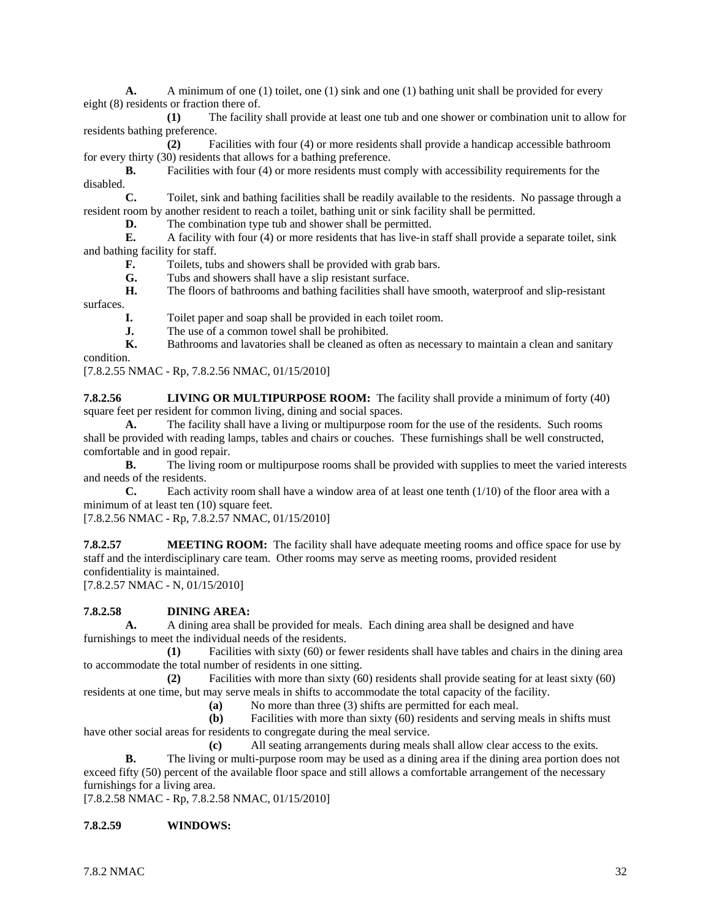**A.** A minimum of one (1) toilet, one (1) sink and one (1) bathing unit shall be provided for every eight (8) residents or fraction there of.

**(1)** The facility shall provide at least one tub and one shower or combination unit to allow for residents bathing preference.

**(2)** Facilities with four (4) or more residents shall provide a handicap accessible bathroom for every thirty (30) residents that allows for a bathing preference.

**B.** Facilities with four (4) or more residents must comply with accessibility requirements for the disabled.

**C.** Toilet, sink and bathing facilities shall be readily available to the residents. No passage through a resident room by another resident to reach a toilet, bathing unit or sink facility shall be permitted.

**D.** The combination type tub and shower shall be permitted.

**E.** A facility with four (4) or more residents that has live-in staff shall provide a separate toilet, sink and bathing facility for staff.

**F.** Toilets, tubs and showers shall be provided with grab bars.

**G.** Tubs and showers shall have a slip resistant surface.

**H.** The floors of bathrooms and bathing facilities shall have smooth, waterproof and slip-resistant surfaces.

**I.** Toilet paper and soap shall be provided in each toilet room.

**J.** The use of a common towel shall be prohibited.

**K.** Bathrooms and lavatories shall be cleaned as often as necessary to maintain a clean and sanitary condition.

[7.8.2.55 NMAC - Rp, 7.8.2.56 NMAC, 01/15/2010]

**7.8.2.56 LIVING OR MULTIPURPOSE ROOM:** The facility shall provide a minimum of forty (40) square feet per resident for common living, dining and social spaces.

**A.** The facility shall have a living or multipurpose room for the use of the residents. Such rooms shall be provided with reading lamps, tables and chairs or couches. These furnishings shall be well constructed, comfortable and in good repair.

**B.** The living room or multipurpose rooms shall be provided with supplies to meet the varied interests and needs of the residents.

**C.** Each activity room shall have a window area of at least one tenth (1/10) of the floor area with a minimum of at least ten (10) square feet.

[7.8.2.56 NMAC - Rp, 7.8.2.57 NMAC, 01/15/2010]

**7.8.2.57 MEETING ROOM:** The facility shall have adequate meeting rooms and office space for use by staff and the interdisciplinary care team. Other rooms may serve as meeting rooms, provided resident confidentiality is maintained.

[7.8.2.57 NMAC - N, 01/15/2010]

**7.8.2.58 DINING AREA:**

**A.** A dining area shall be provided for meals. Each dining area shall be designed and have furnishings to meet the individual needs of the residents.

**(1)** Facilities with sixty (60) or fewer residents shall have tables and chairs in the dining area to accommodate the total number of residents in one sitting.

**(2)** Facilities with more than sixty (60) residents shall provide seating for at least sixty (60) residents at one time, but may serve meals in shifts to accommodate the total capacity of the facility.

**(a)** No more than three (3) shifts are permitted for each meal.

**(b)** Facilities with more than sixty (60) residents and serving meals in shifts must have other social areas for residents to congregate during the meal service.

**(c)** All seating arrangements during meals shall allow clear access to the exits.

**B.** The living or multi-purpose room may be used as a dining area if the dining area portion does not exceed fifty (50) percent of the available floor space and still allows a comfortable arrangement of the necessary furnishings for a living area.

[7.8.2.58 NMAC - Rp, 7.8.2.58 NMAC, 01/15/2010]

**7.8.2.59 WINDOWS:**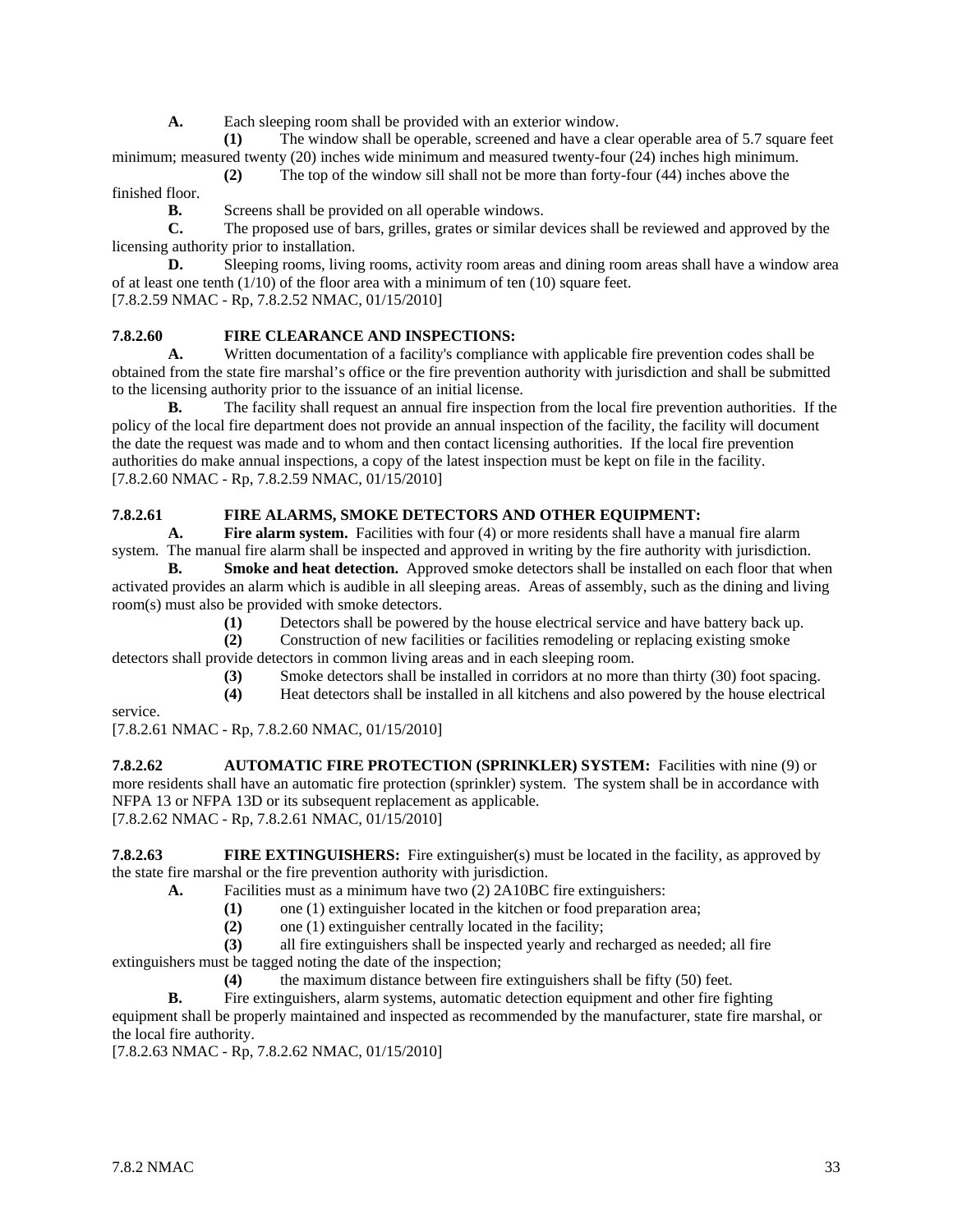**A.** Each sleeping room shall be provided with an exterior window.

**(1)** The window shall be operable, screened and have a clear operable area of 5.7 square feet minimum; measured twenty (20) inches wide minimum and measured twenty-four (24) inches high minimum.

**(2)** The top of the window sill shall not be more than forty-four (44) inches above the finished floor.

**B.** Screens shall be provided on all operable windows.

**C.** The proposed use of bars, grilles, grates or similar devices shall be reviewed and approved by the licensing authority prior to installation.

**D.** Sleeping rooms, living rooms, activity room areas and dining room areas shall have a window area of at least one tenth (1/10) of the floor area with a minimum of ten (10) square feet.

[7.8.2.59 NMAC - Rp, 7.8.2.52 NMAC, 01/15/2010]

**7.8.2.60 FIRE CLEARANCE AND INSPECTIONS:**

**A.** Written documentation of a facility's compliance with applicable fire prevention codes shall be obtained from the state fire marshal's office or the fire prevention authority with jurisdiction and shall be submitted to the licensing authority prior to the issuance of an initial license.

**B.** The facility shall request an annual fire inspection from the local fire prevention authorities. If the policy of the local fire department does not provide an annual inspection of the facility, the facility will document the date the request was made and to whom and then contact licensing authorities. If the local fire prevention authorities do make annual inspections, a copy of the latest inspection must be kept on file in the facility.

[7.8.2.60 NMAC - Rp, 7.8.2.59 NMAC, 01/15/2010]

**7.8.2.61 FIRE ALARMS, SMOKE DETECTORS AND OTHER EQUIPMENT:**

**A. Fire alarm system.** Facilities with four (4) or more residents shall have a manual fire alarm system. The manual fire alarm shall be inspected and approved in writing by the fire authority with jurisdiction.

**B. Smoke and heat detection.** Approved smoke detectors shall be installed on each floor that when activated provides an alarm which is audible in all sleeping areas. Areas of assembly, such as the dining and living room(s) must also be provided with smoke detectors.

**(1)** Detectors shall be powered by the house electrical service and have battery back up.

**(2)** Construction of new facilities or facilities remodeling or replacing existing smoke detectors shall provide detectors in common living areas and in each sleeping room.

**(3)** Smoke detectors shall be installed in corridors at no more than thirty (30) foot spacing.

**(4)** Heat detectors shall be installed in all kitchens and also powered by the house electrical service.

[7.8.2.61 NMAC - Rp, 7.8.2.60 NMAC, 01/15/2010]

**7.8.2.62 AUTOMATIC FIRE PROTECTION (SPRINKLER) SYSTEM:** Facilities with nine (9) or more residents shall have an automatic fire protection (sprinkler) system. The system shall be in accordance with NFPA 13 or NFPA 13D or its subsequent replacement as applicable.

[7.8.2.62 NMAC - Rp, 7.8.2.61 NMAC, 01/15/2010]

**7.8.2.63 FIRE EXTINGUISHERS:** Fire extinguisher(s) must be located in the facility, as approved by the state fire marshal or the fire prevention authority with jurisdiction.

**A.** Facilities must as a minimum have two (2) 2A10BC fire extinguishers:

**(1)** one (1) extinguisher located in the kitchen or food preparation area;

**(2)** one (1) extinguisher centrally located in the facility;

**(3)** all fire extinguishers shall be inspected yearly and recharged as needed; all fire extinguishers must be tagged noting the date of the inspection;

**(4)** the maximum distance between fire extinguishers shall be fifty (50) feet.

**B.** Fire extinguishers, alarm systems, automatic detection equipment and other fire fighting equipment shall be properly maintained and inspected as recommended by the manufacturer, state fire marshal, or the local fire authority.

[7.8.2.63 NMAC - Rp, 7.8.2.62 NMAC, 01/15/2010]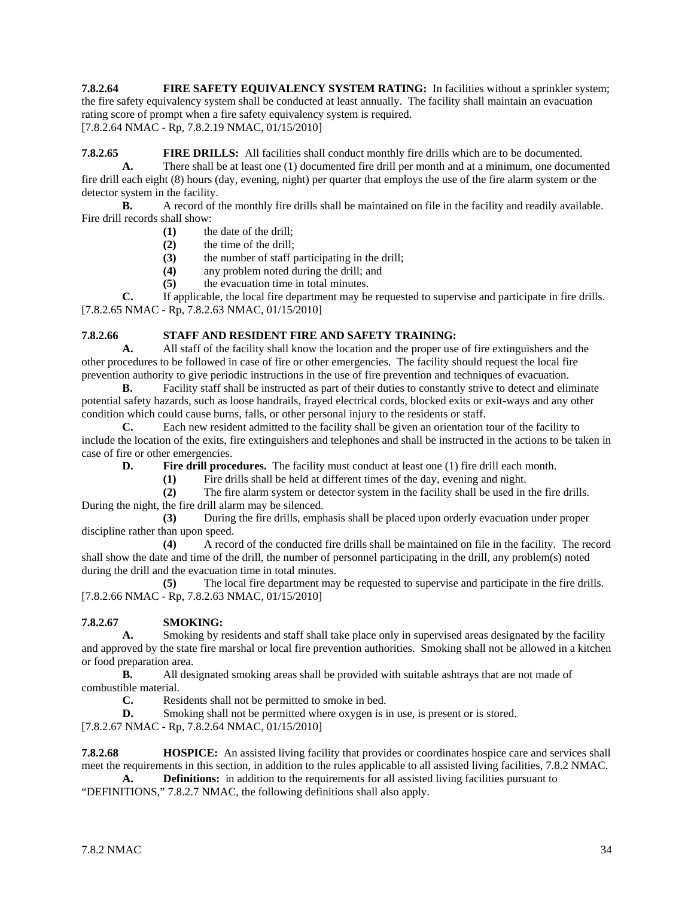**7.8.2.64 FIRE SAFETY EQUIVALENCY SYSTEM RATING:** In facilities without a sprinkler system; the fire safety equivalency system shall be conducted at least annually. The facility shall maintain an evacuation rating score of prompt when a fire safety equivalency system is required.
[7.8.2.64 NMAC - Rp, 7.8.2.19 NMAC, 01/15/2010]

**7.8.2.65 FIRE DRILLS:** All facilities shall conduct monthly fire drills which are to be documented.

**A.** There shall be at least one (1) documented fire drill per month and at a minimum, one documented fire drill each eight (8) hours (day, evening, night) per quarter that employs the use of the fire alarm system or the detector system in the facility.

**B.** A record of the monthly fire drills shall be maintained on file in the facility and readily available. Fire drill records shall show:

**(1)** the date of the drill;

**(2)** the time of the drill;

**(3)** the number of staff participating in the drill;

**(4)** any problem noted during the drill; and

**(5)** the evacuation time in total minutes.

**C.** If applicable, the local fire department may be requested to supervise and participate in fire drills.
[7.8.2.65 NMAC - Rp, 7.8.2.63 NMAC, 01/15/2010]

**7.8.2.66 STAFF AND RESIDENT FIRE AND SAFETY TRAINING:**

**A.** All staff of the facility shall know the location and the proper use of fire extinguishers and the other procedures to be followed in case of fire or other emergencies. The facility should request the local fire prevention authority to give periodic instructions in the use of fire prevention and techniques of evacuation.

**B.** Facility staff shall be instructed as part of their duties to constantly strive to detect and eliminate potential safety hazards, such as loose handrails, frayed electrical cords, blocked exits or exit-ways and any other condition which could cause burns, falls, or other personal injury to the residents or staff.

**C.** Each new resident admitted to the facility shall be given an orientation tour of the facility to include the location of the exits, fire extinguishers and telephones and shall be instructed in the actions to be taken in case of fire or other emergencies.

**D. Fire drill procedures.** The facility must conduct at least one (1) fire drill each month.

**(1)** Fire drills shall be held at different times of the day, evening and night.

**(2)** The fire alarm system or detector system in the facility shall be used in the fire drills. During the night, the fire drill alarm may be silenced.

**(3)** During the fire drills, emphasis shall be placed upon orderly evacuation under proper discipline rather than upon speed.

**(4)** A record of the conducted fire drills shall be maintained on file in the facility. The record shall show the date and time of the drill, the number of personnel participating in the drill, any problem(s) noted during the drill and the evacuation time in total minutes.

**(5)** The local fire department may be requested to supervise and participate in the fire drills.
[7.8.2.66 NMAC - Rp, 7.8.2.63 NMAC, 01/15/2010]

**7.8.2.67 SMOKING:**

**A.** Smoking by residents and staff shall take place only in supervised areas designated by the facility and approved by the state fire marshal or local fire prevention authorities. Smoking shall not be allowed in a kitchen or food preparation area.

**B.** All designated smoking areas shall be provided with suitable ashtrays that are not made of combustible material.

**C.** Residents shall not be permitted to smoke in bed.

**D.** Smoking shall not be permitted where oxygen is in use, is present or is stored.
[7.8.2.67 NMAC - Rp, 7.8.2.64 NMAC, 01/15/2010]

**7.8.2.68 HOSPICE:** An assisted living facility that provides or coordinates hospice care and services shall meet the requirements in this section, in addition to the rules applicable to all assisted living facilities, 7.8.2 NMAC.

**A. Definitions:** in addition to the requirements for all assisted living facilities pursuant to "DEFINITIONS," 7.8.2.7 NMAC, the following definitions shall also apply.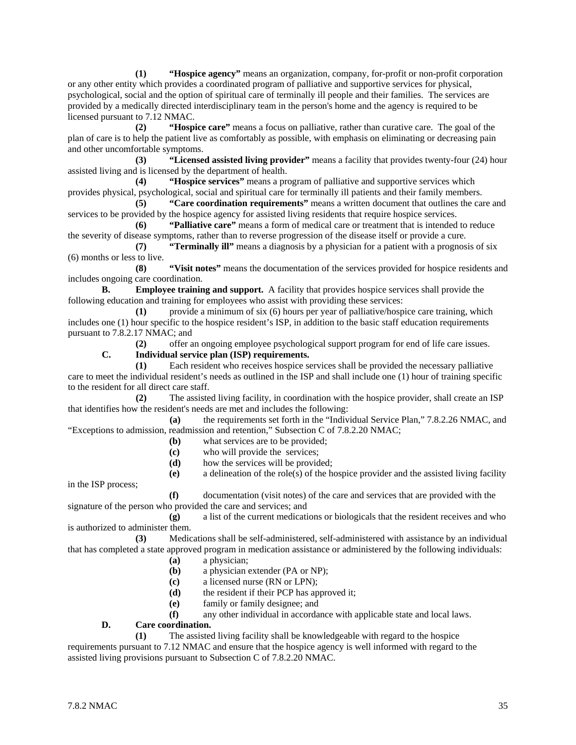**(1) "Hospice agency"** means an organization, company, for-profit or non-profit corporation or any other entity which provides a coordinated program of palliative and supportive services for physical, psychological, social and the option of spiritual care of terminally ill people and their families. The services are provided by a medically directed interdisciplinary team in the person's home and the agency is required to be licensed pursuant to 7.12 NMAC.

**(2) "Hospice care"** means a focus on palliative, rather than curative care. The goal of the plan of care is to help the patient live as comfortably as possible, with emphasis on eliminating or decreasing pain and other uncomfortable symptoms.

**(3) "Licensed assisted living provider"** means a facility that provides twenty-four (24) hour assisted living and is licensed by the department of health.

**(4) "Hospice services"** means a program of palliative and supportive services which provides physical, psychological, social and spiritual care for terminally ill patients and their family members.

**(5) "Care coordination requirements"** means a written document that outlines the care and services to be provided by the hospice agency for assisted living residents that require hospice services.

**(6) "Palliative care"** means a form of medical care or treatment that is intended to reduce the severity of disease symptoms, rather than to reverse progression of the disease itself or provide a cure.

**(7) "Terminally ill"** means a diagnosis by a physician for a patient with a prognosis of six (6) months or less to live.

**(8) "Visit notes"** means the documentation of the services provided for hospice residents and includes ongoing care coordination.

**B. Employee training and support.** A facility that provides hospice services shall provide the following education and training for employees who assist with providing these services:

**(1)** provide a minimum of six (6) hours per year of palliative/hospice care training, which includes one (1) hour specific to the hospice resident's ISP, in addition to the basic staff education requirements pursuant to 7.8.2.17 NMAC; and

**(2)** offer an ongoing employee psychological support program for end of life care issues.

**C. Individual service plan (ISP) requirements.**

**(1)** Each resident who receives hospice services shall be provided the necessary palliative care to meet the individual resident's needs as outlined in the ISP and shall include one (1) hour of training specific to the resident for all direct care staff.

**(2)** The assisted living facility, in coordination with the hospice provider, shall create an ISP that identifies how the resident's needs are met and includes the following:

**(a)** the requirements set forth in the "Individual Service Plan," 7.8.2.26 NMAC, and "Exceptions to admission, readmission and retention," Subsection C of 7.8.2.20 NMAC;

**(b)** what services are to be provided;

**(c)** who will provide the services;

**(d)** how the services will be provided;

**(e)** a delineation of the role(s) of the hospice provider and the assisted living facility in the ISP process;

**(f)** documentation (visit notes) of the care and services that are provided with the signature of the person who provided the care and services; and

**(g)** a list of the current medications or biologicals that the resident receives and who is authorized to administer them.

**(3)** Medications shall be self-administered, self-administered with assistance by an individual that has completed a state approved program in medication assistance or administered by the following individuals:

**(a)** a physician;

**(b)** a physician extender (PA or NP);

**(c)** a licensed nurse (RN or LPN);

**(d)** the resident if their PCP has approved it;

**(e)** family or family designee; and

**(f)** any other individual in accordance with applicable state and local laws.

**D. Care coordination.**

**(1)** The assisted living facility shall be knowledgeable with regard to the hospice requirements pursuant to 7.12 NMAC and ensure that the hospice agency is well informed with regard to the assisted living provisions pursuant to Subsection C of 7.8.2.20 NMAC.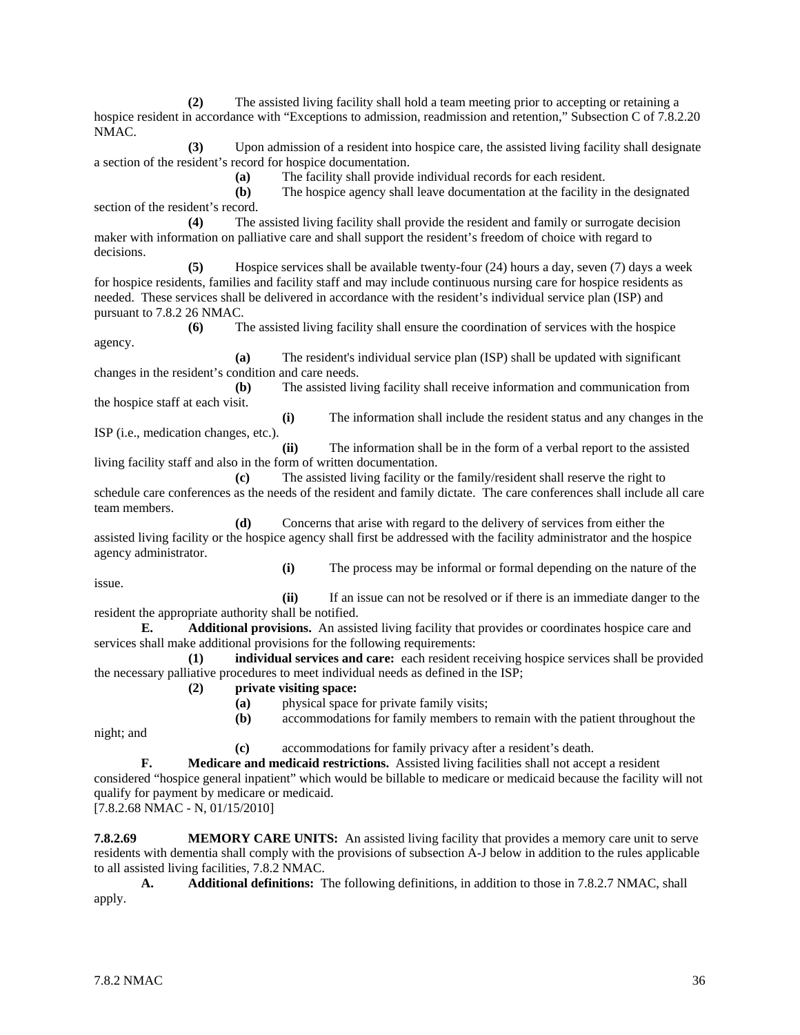**(2)** The assisted living facility shall hold a team meeting prior to accepting or retaining a hospice resident in accordance with "Exceptions to admission, readmission and retention," Subsection C of 7.8.2.20 NMAC.

**(3)** Upon admission of a resident into hospice care, the assisted living facility shall designate a section of the resident's record for hospice documentation.

**(a)** The facility shall provide individual records for each resident.

**(b)** The hospice agency shall leave documentation at the facility in the designated section of the resident's record.

**(4)** The assisted living facility shall provide the resident and family or surrogate decision maker with information on palliative care and shall support the resident's freedom of choice with regard to decisions.

**(5)** Hospice services shall be available twenty-four (24) hours a day, seven (7) days a week for hospice residents, families and facility staff and may include continuous nursing care for hospice residents as needed. These services shall be delivered in accordance with the resident's individual service plan (ISP) and pursuant to 7.8.2 26 NMAC.

**(6)** The assisted living facility shall ensure the coordination of services with the hospice agency.

**(a)** The resident's individual service plan (ISP) shall be updated with significant changes in the resident's condition and care needs.

**(b)** The assisted living facility shall receive information and communication from the hospice staff at each visit.

**(i)** The information shall include the resident status and any changes in the ISP (i.e., medication changes, etc.).

**(ii)** The information shall be in the form of a verbal report to the assisted living facility staff and also in the form of written documentation.

**(c)** The assisted living facility or the family/resident shall reserve the right to schedule care conferences as the needs of the resident and family dictate. The care conferences shall include all care team members.

**(d)** Concerns that arise with regard to the delivery of services from either the assisted living facility or the hospice agency shall first be addressed with the facility administrator and the hospice agency administrator.

**(i)** The process may be informal or formal depending on the nature of the issue.

**(ii)** If an issue can not be resolved or if there is an immediate danger to the resident the appropriate authority shall be notified.

**E. Additional provisions.** An assisted living facility that provides or coordinates hospice care and services shall make additional provisions for the following requirements:

**(1) individual services and care:** each resident receiving hospice services shall be provided the necessary palliative procedures to meet individual needs as defined in the ISP;

**(2) private visiting space:**

**(a)** physical space for private family visits;

**(b)** accommodations for family members to remain with the patient throughout the night; and

**(c)** accommodations for family privacy after a resident's death.

**F. Medicare and medicaid restrictions.** Assisted living facilities shall not accept a resident considered "hospice general inpatient" which would be billable to medicare or medicaid because the facility will not qualify for payment by medicare or medicaid.

[7.8.2.68 NMAC - N, 01/15/2010]

**7.8.2.69 MEMORY CARE UNITS:** An assisted living facility that provides a memory care unit to serve residents with dementia shall comply with the provisions of subsection A-J below in addition to the rules applicable to all assisted living facilities, 7.8.2 NMAC.

**A. Additional definitions:** The following definitions, in addition to those in 7.8.2.7 NMAC, shall apply.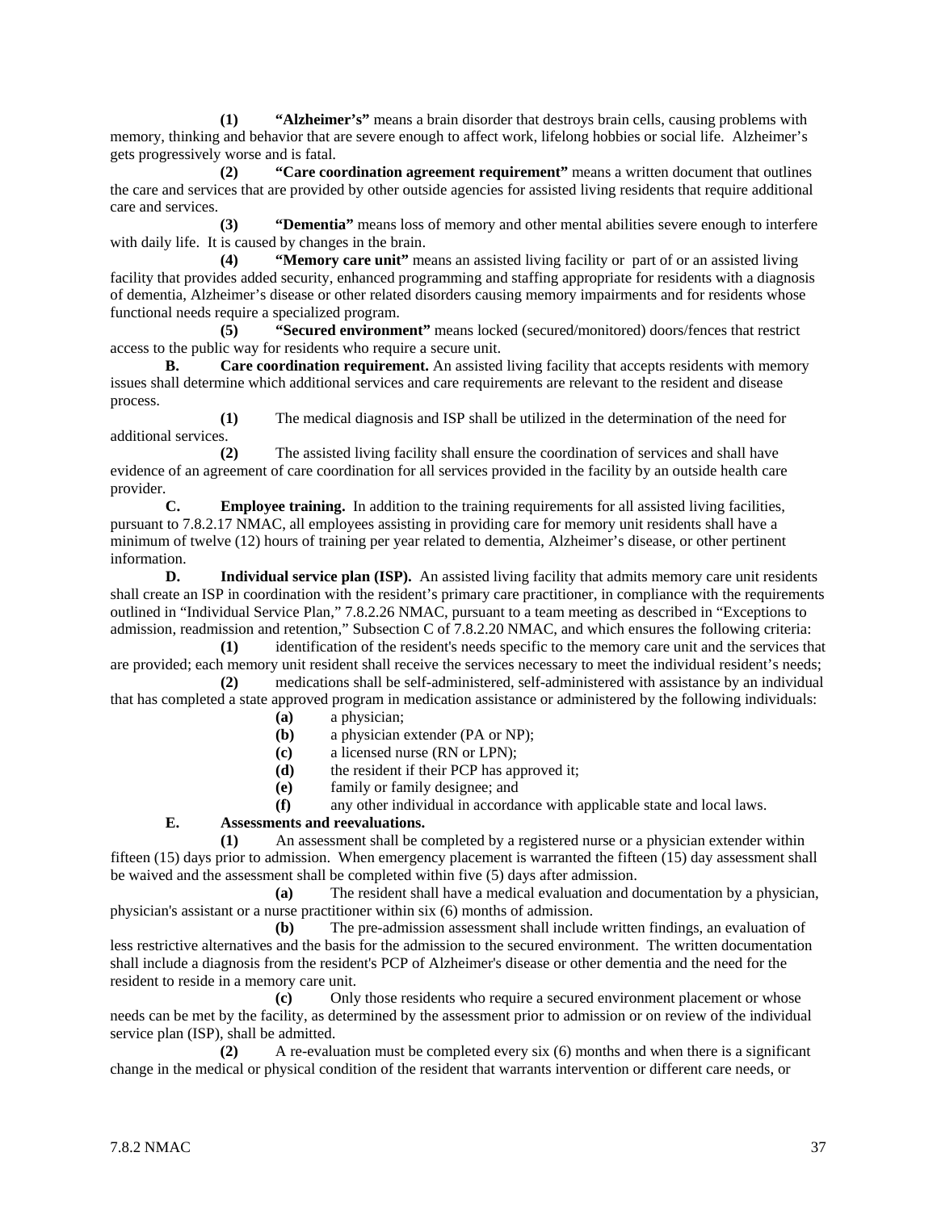**(1)** **"Alzheimer's"** means a brain disorder that destroys brain cells, causing problems with memory, thinking and behavior that are severe enough to affect work, lifelong hobbies or social life. Alzheimer's gets progressively worse and is fatal.

**(2)** **"Care coordination agreement requirement"** means a written document that outlines the care and services that are provided by other outside agencies for assisted living residents that require additional care and services.

**(3)** **"Dementia"** means loss of memory and other mental abilities severe enough to interfere with daily life. It is caused by changes in the brain.

**(4)** **"Memory care unit"** means an assisted living facility or part of or an assisted living facility that provides added security, enhanced programming and staffing appropriate for residents with a diagnosis of dementia, Alzheimer's disease or other related disorders causing memory impairments and for residents whose functional needs require a specialized program.

**(5)** **"Secured environment"** means locked (secured/monitored) doors/fences that restrict access to the public way for residents who require a secure unit.

**B.** **Care coordination requirement.** An assisted living facility that accepts residents with memory issues shall determine which additional services and care requirements are relevant to the resident and disease process.

**(1)** The medical diagnosis and ISP shall be utilized in the determination of the need for additional services.

**(2)** The assisted living facility shall ensure the coordination of services and shall have evidence of an agreement of care coordination for all services provided in the facility by an outside health care provider.

**C.** **Employee training.** In addition to the training requirements for all assisted living facilities, pursuant to 7.8.2.17 NMAC, all employees assisting in providing care for memory unit residents shall have a minimum of twelve (12) hours of training per year related to dementia, Alzheimer's disease, or other pertinent information.

**D.** **Individual service plan (ISP).** An assisted living facility that admits memory care unit residents shall create an ISP in coordination with the resident's primary care practitioner, in compliance with the requirements outlined in "Individual Service Plan," 7.8.2.26 NMAC, pursuant to a team meeting as described in "Exceptions to admission, readmission and retention," Subsection C of 7.8.2.20 NMAC, and which ensures the following criteria:

**(1)** identification of the resident's needs specific to the memory care unit and the services that are provided; each memory unit resident shall receive the services necessary to meet the individual resident's needs;

**(2)** medications shall be self-administered, self-administered with assistance by an individual that has completed a state approved program in medication assistance or administered by the following individuals:

**(a)** a physician;

**(b)** a physician extender (PA or NP);

**(c)** a licensed nurse (RN or LPN);

**(d)** the resident if their PCP has approved it;

**(e)** family or family designee; and

**(f)** any other individual in accordance with applicable state and local laws.

**E.** **Assessments and reevaluations.**

**(1)** An assessment shall be completed by a registered nurse or a physician extender within fifteen (15) days prior to admission. When emergency placement is warranted the fifteen (15) day assessment shall be waived and the assessment shall be completed within five (5) days after admission.

**(a)** The resident shall have a medical evaluation and documentation by a physician, physician's assistant or a nurse practitioner within six (6) months of admission.

**(b)** The pre-admission assessment shall include written findings, an evaluation of less restrictive alternatives and the basis for the admission to the secured environment. The written documentation shall include a diagnosis from the resident's PCP of Alzheimer's disease or other dementia and the need for the resident to reside in a memory care unit.

**(c)** Only those residents who require a secured environment placement or whose needs can be met by the facility, as determined by the assessment prior to admission or on review of the individual service plan (ISP), shall be admitted.

**(2)** A re-evaluation must be completed every six (6) months and when there is a significant change in the medical or physical condition of the resident that warrants intervention or different care needs, or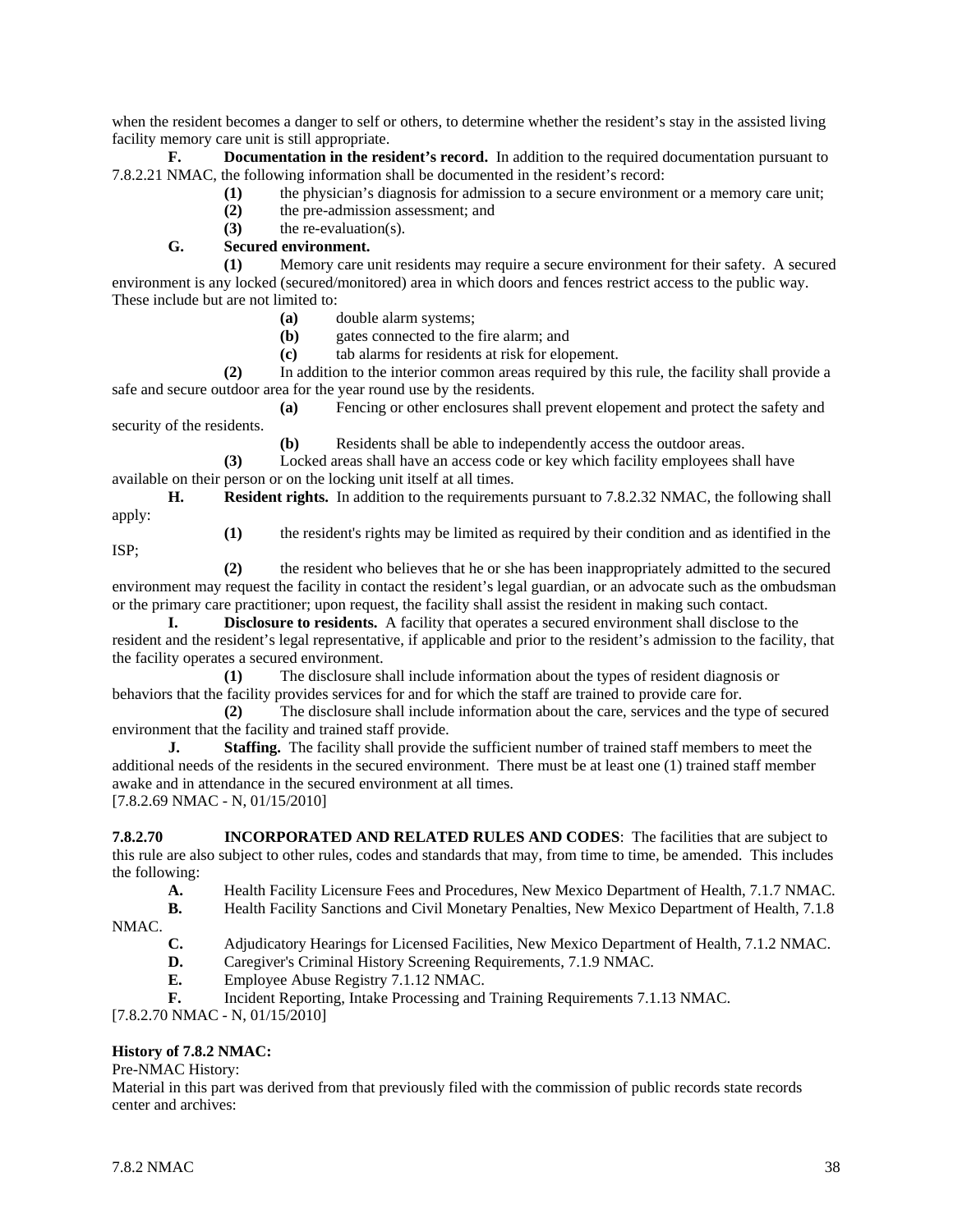when the resident becomes a danger to self or others, to determine whether the resident's stay in the assisted living facility memory care unit is still appropriate.

**F. Documentation in the resident's record.** In addition to the required documentation pursuant to 7.8.2.21 NMAC, the following information shall be documented in the resident's record:

**(1)** the physician's diagnosis for admission to a secure environment or a memory care unit;

**(2)** the pre-admission assessment; and

**(3)** the re-evaluation(s).

**G. Secured environment.**

**(1)** Memory care unit residents may require a secure environment for their safety. A secured environment is any locked (secured/monitored) area in which doors and fences restrict access to the public way. These include but are not limited to:

**(a)** double alarm systems;

**(b)** gates connected to the fire alarm; and

**(c)** tab alarms for residents at risk for elopement.

**(2)** In addition to the interior common areas required by this rule, the facility shall provide a safe and secure outdoor area for the year round use by the residents.

**(a)** Fencing or other enclosures shall prevent elopement and protect the safety and security of the residents.

**(b)** Residents shall be able to independently access the outdoor areas.

**(3)** Locked areas shall have an access code or key which facility employees shall have available on their person or on the locking unit itself at all times.

**H. Resident rights.** In addition to the requirements pursuant to 7.8.2.32 NMAC, the following shall apply:

**(1)** the resident's rights may be limited as required by their condition and as identified in the ISP;

**(2)** the resident who believes that he or she has been inappropriately admitted to the secured environment may request the facility in contact the resident's legal guardian, or an advocate such as the ombudsman or the primary care practitioner; upon request, the facility shall assist the resident in making such contact.

**I. Disclosure to residents.** A facility that operates a secured environment shall disclose to the resident and the resident's legal representative, if applicable and prior to the resident's admission to the facility, that the facility operates a secured environment.

**(1)** The disclosure shall include information about the types of resident diagnosis or behaviors that the facility provides services for and for which the staff are trained to provide care for.

**(2)** The disclosure shall include information about the care, services and the type of secured environment that the facility and trained staff provide.

**J. Staffing.** The facility shall provide the sufficient number of trained staff members to meet the additional needs of the residents in the secured environment. There must be at least one (1) trained staff member awake and in attendance in the secured environment at all times.

[7.8.2.69 NMAC - N, 01/15/2010]

**7.8.2.70 INCORPORATED AND RELATED RULES AND CODES**: The facilities that are subject to this rule are also subject to other rules, codes and standards that may, from time to time, be amended. This includes the following:

**A.** Health Facility Licensure Fees and Procedures, New Mexico Department of Health, 7.1.7 NMAC.

**B.** Health Facility Sanctions and Civil Monetary Penalties, New Mexico Department of Health, 7.1.8 NMAC.

**C.** Adjudicatory Hearings for Licensed Facilities, New Mexico Department of Health, 7.1.2 NMAC.

**D.** Caregiver's Criminal History Screening Requirements, 7.1.9 NMAC.

**E.** Employee Abuse Registry 7.1.12 NMAC.

**F.** Incident Reporting, Intake Processing and Training Requirements 7.1.13 NMAC.

[7.8.2.70 NMAC - N, 01/15/2010]

**History of 7.8.2 NMAC:**

Pre-NMAC History:

Material in this part was derived from that previously filed with the commission of public records state records center and archives: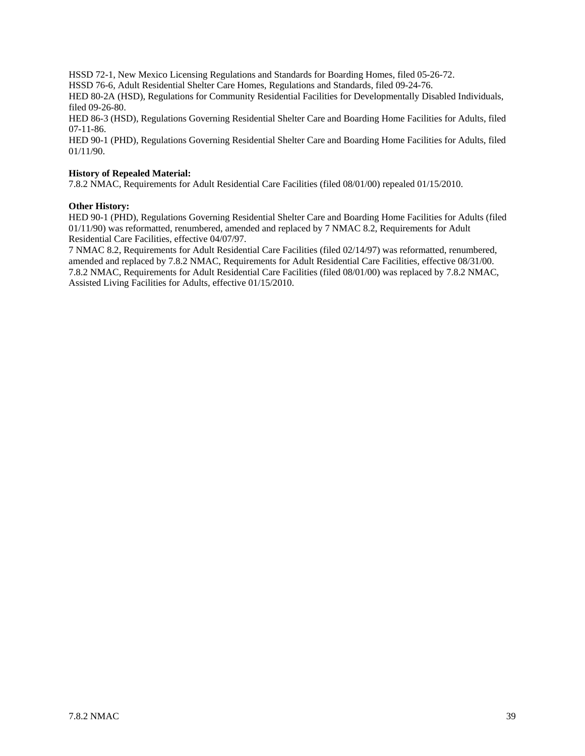HSSD 72-1, New Mexico Licensing Regulations and Standards for Boarding Homes, filed 05-26-72.
HSSD 76-6, Adult Residential Shelter Care Homes, Regulations and Standards, filed 09-24-76.
HED 80-2A (HSD), Regulations for Community Residential Facilities for Developmentally Disabled Individuals, filed 09-26-80.
HED 86-3 (HSD), Regulations Governing Residential Shelter Care and Boarding Home Facilities for Adults, filed 07-11-86.
HED 90-1 (PHD), Regulations Governing Residential Shelter Care and Boarding Home Facilities for Adults, filed 01/11/90.

**History of Repealed Material:**
7.8.2 NMAC, Requirements for Adult Residential Care Facilities (filed 08/01/00) repealed 01/15/2010.

**Other History:**
HED 90-1 (PHD), Regulations Governing Residential Shelter Care and Boarding Home Facilities for Adults (filed 01/11/90) was reformatted, renumbered, amended and replaced by 7 NMAC 8.2, Requirements for Adult Residential Care Facilities, effective 04/07/97.
7 NMAC 8.2, Requirements for Adult Residential Care Facilities (filed 02/14/97) was reformatted, renumbered, amended and replaced by 7.8.2 NMAC, Requirements for Adult Residential Care Facilities, effective 08/31/00.
7.8.2 NMAC, Requirements for Adult Residential Care Facilities (filed 08/01/00) was replaced by 7.8.2 NMAC, Assisted Living Facilities for Adults, effective 01/15/2010.